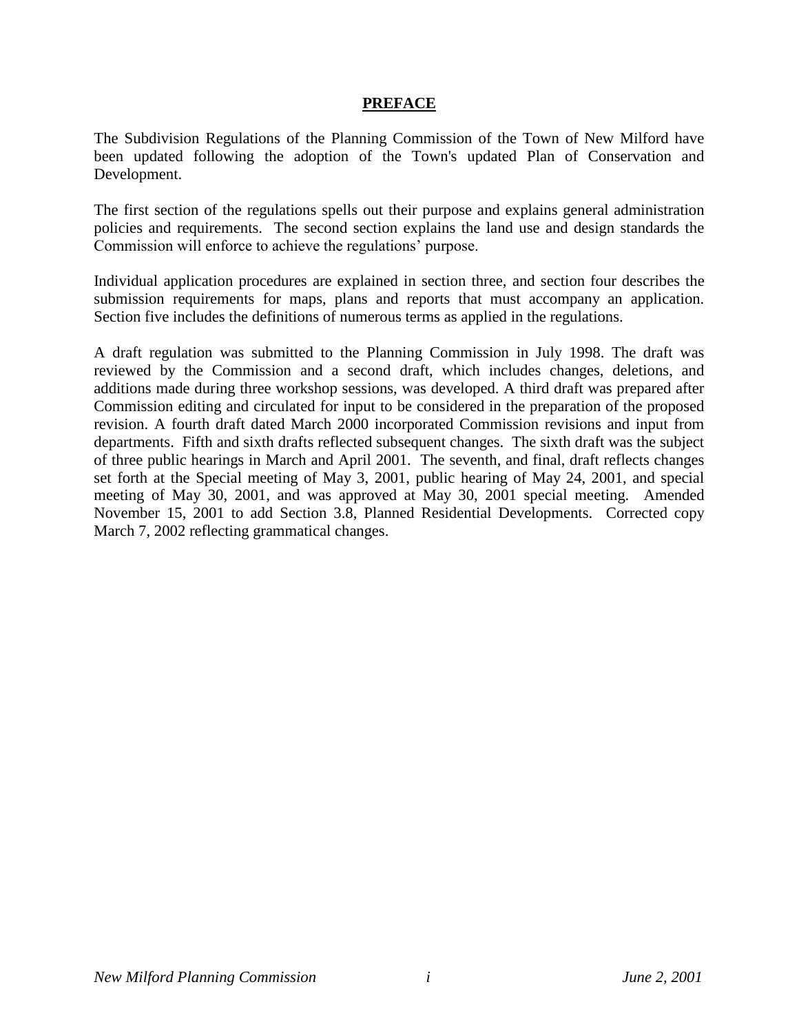# PREFACE

The Subdivision Regulations of the Planning Commission of the Town of New Milford have been updated following the adoption of the Town's updated Plan of Conservation and Development.

The first section of the regulations spells out their purpose and explains general administration policies and requirements. The second section explains the land use and design standards the Commission will enforce to achieve the regulations' purpose.

Individual application procedures are explained in section three, and section four describes the submission requirements for maps, plans and reports that must accompany an application. Section five includes the definitions of numerous terms as applied in the regulations.

A draft regulation was submitted to the Planning Commission in July 1998. The draft was reviewed by the Commission and a second draft, which includes changes, deletions, and additions made during three workshop sessions, was developed. A third draft was prepared after Commission editing and circulated for input to be considered in the preparation of the proposed revision. A fourth draft dated March 2000 incorporated Commission revisions and input from departments. Fifth and sixth drafts reflected subsequent changes. The sixth draft was the subject of three public hearings in March and April 2001. The seventh, and final, draft reflects changes set forth at the Special meeting of May 3, 2001, public hearing of May 24, 2001, and special meeting of May 30, 2001, and was approved at May 30, 2001 special meeting. Amended November 15, 2001 to add Section 3.8, Planned Residential Developments. Corrected copy March 7, 2002 reflecting grammatical changes.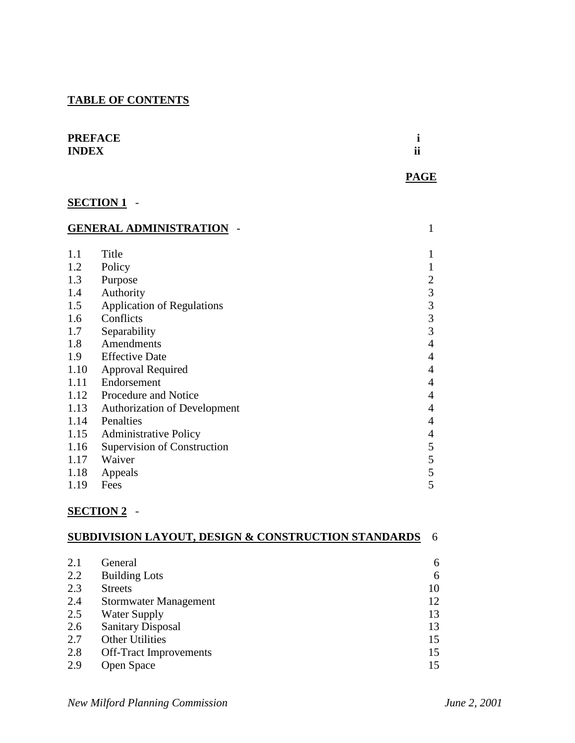**TABLE OF CONTENTS**

| | | |
|---|---|---|
| **PREFACE** | | **i** |
| **INDEX** | | **ii** |
| | | **PAGE** |
| **SECTION 1** - | | |
| **GENERAL ADMINISTRATION** - | | 1 |
| 1.1 | Title | 1 |
| 1.2 | Policy | 1 |
| 1.3 | Purpose | 2 |
| 1.4 | Authority | 3 |
| 1.5 | Application of Regulations | 3 |
| 1.6 | Conflicts | 3 |
| 1.7 | Separability | 3 |
| 1.8 | Amendments | 4 |
| 1.9 | Effective Date | 4 |
| 1.10 | Approval Required | 4 |
| 1.11 | Endorsement | 4 |
| 1.12 | Procedure and Notice | 4 |
| 1.13 | Authorization of Development | 4 |
| 1.14 | Penalties | 4 |
| 1.15 | Administrative Policy | 4 |
| 1.16 | Supervision of Construction | 5 |
| 1.17 | Waiver | 5 |
| 1.18 | Appeals | 5 |
| 1.19 | Fees | 5 |
| **SECTION 2** - | | |
| **SUBDIVISION LAYOUT, DESIGN & CONSTRUCTION STANDARDS** | | 6 |
| 2.1 | General | 6 |
| 2.2 | Building Lots | 6 |
| 2.3 | Streets | 10 |
| 2.4 | Stormwater Management | 12 |
| 2.5 | Water Supply | 13 |
| 2.6 | Sanitary Disposal | 13 |
| 2.7 | Other Utilities | 15 |
| 2.8 | Off-Tract Improvements | 15 |
| 2.9 | Open Space | 15 |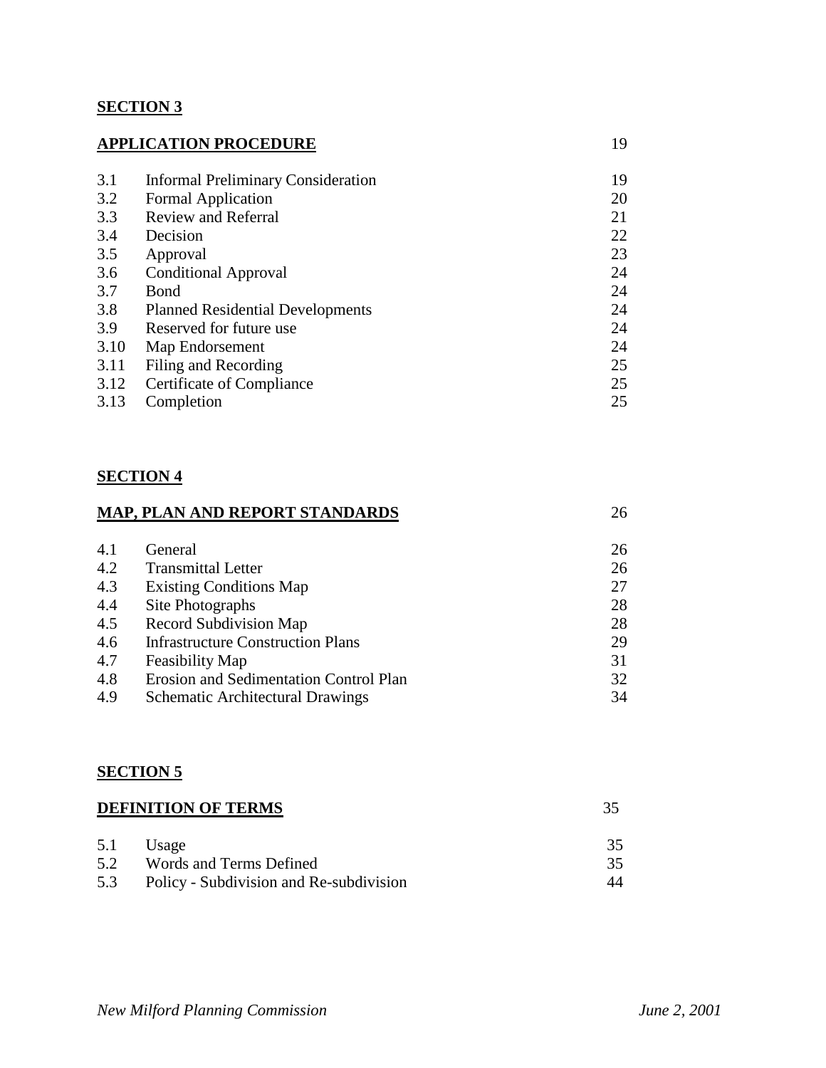**SECTION 3**

| **APPLICATION PROCEDURE** | | 19 |
|---|---|---|
| 3.1 | Informal Preliminary Consideration | 19 |
| 3.2 | Formal Application | 20 |
| 3.3 | Review and Referral | 21 |
| 3.4 | Decision | 22 |
| 3.5 | Approval | 23 |
| 3.6 | Conditional Approval | 24 |
| 3.7 | Bond | 24 |
| 3.8 | Planned Residential Developments | 24 |
| 3.9 | Reserved for future use | 24 |
| 3.10 | Map Endorsement | 24 |
| 3.11 | Filing and Recording | 25 |
| 3.12 | Certificate of Compliance | 25 |
| 3.13 | Completion | 25 |

**SECTION 4**

| **MAP, PLAN AND REPORT STANDARDS** | | 26 |
|---|---|---|
| 4.1 | General | 26 |
| 4.2 | Transmittal Letter | 26 |
| 4.3 | Existing Conditions Map | 27 |
| 4.4 | Site Photographs | 28 |
| 4.5 | Record Subdivision Map | 28 |
| 4.6 | Infrastructure Construction Plans | 29 |
| 4.7 | Feasibility Map | 31 |
| 4.8 | Erosion and Sedimentation Control Plan | 32 |
| 4.9 | Schematic Architectural Drawings | 34 |

**SECTION 5**

| **DEFINITION OF TERMS** | | 35 |
|---|---|---|
| 5.1 | Usage | 35 |
| 5.2 | Words and Terms Defined | 35 |
| 5.3 | Policy - Subdivision and Re-subdivision | 44 |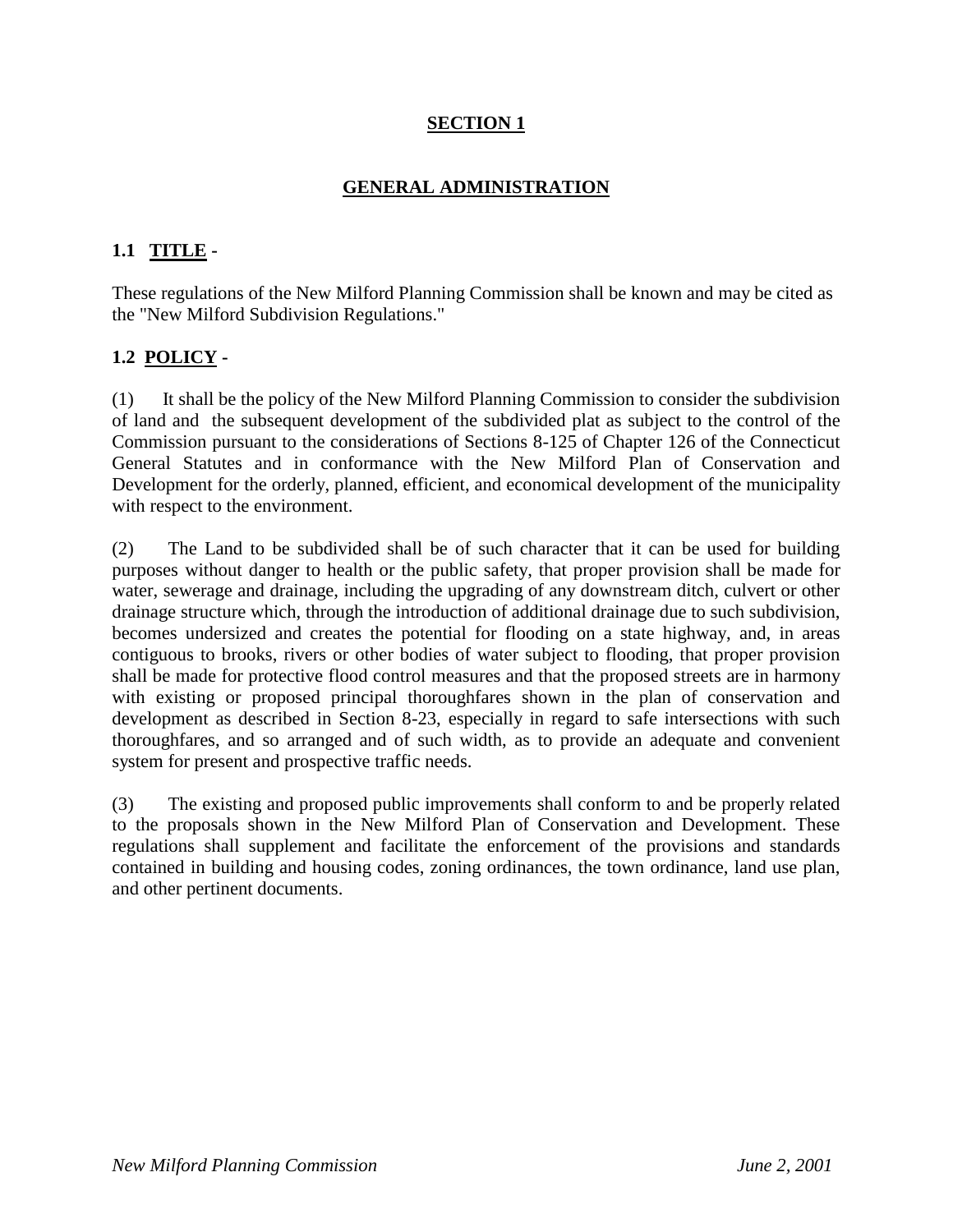# SECTION 1

## GENERAL ADMINISTRATION

### 1.1 TITLE -

These regulations of the New Milford Planning Commission shall be known and may be cited as the "New Milford Subdivision Regulations."

### 1.2 POLICY -

(1) It shall be the policy of the New Milford Planning Commission to consider the subdivision of land and the subsequent development of the subdivided plat as subject to the control of the Commission pursuant to the considerations of Sections 8-125 of Chapter 126 of the Connecticut General Statutes and in conformance with the New Milford Plan of Conservation and Development for the orderly, planned, efficient, and economical development of the municipality with respect to the environment.

(2) The Land to be subdivided shall be of such character that it can be used for building purposes without danger to health or the public safety, that proper provision shall be made for water, sewerage and drainage, including the upgrading of any downstream ditch, culvert or other drainage structure which, through the introduction of additional drainage due to such subdivision, becomes undersized and creates the potential for flooding on a state highway, and, in areas contiguous to brooks, rivers or other bodies of water subject to flooding, that proper provision shall be made for protective flood control measures and that the proposed streets are in harmony with existing or proposed principal thoroughfares shown in the plan of conservation and development as described in Section 8-23, especially in regard to safe intersections with such thoroughfares, and so arranged and of such width, as to provide an adequate and convenient system for present and prospective traffic needs.

(3) The existing and proposed public improvements shall conform to and be properly related to the proposals shown in the New Milford Plan of Conservation and Development. These regulations shall supplement and facilitate the enforcement of the provisions and standards contained in building and housing codes, zoning ordinances, the town ordinance, land use plan, and other pertinent documents.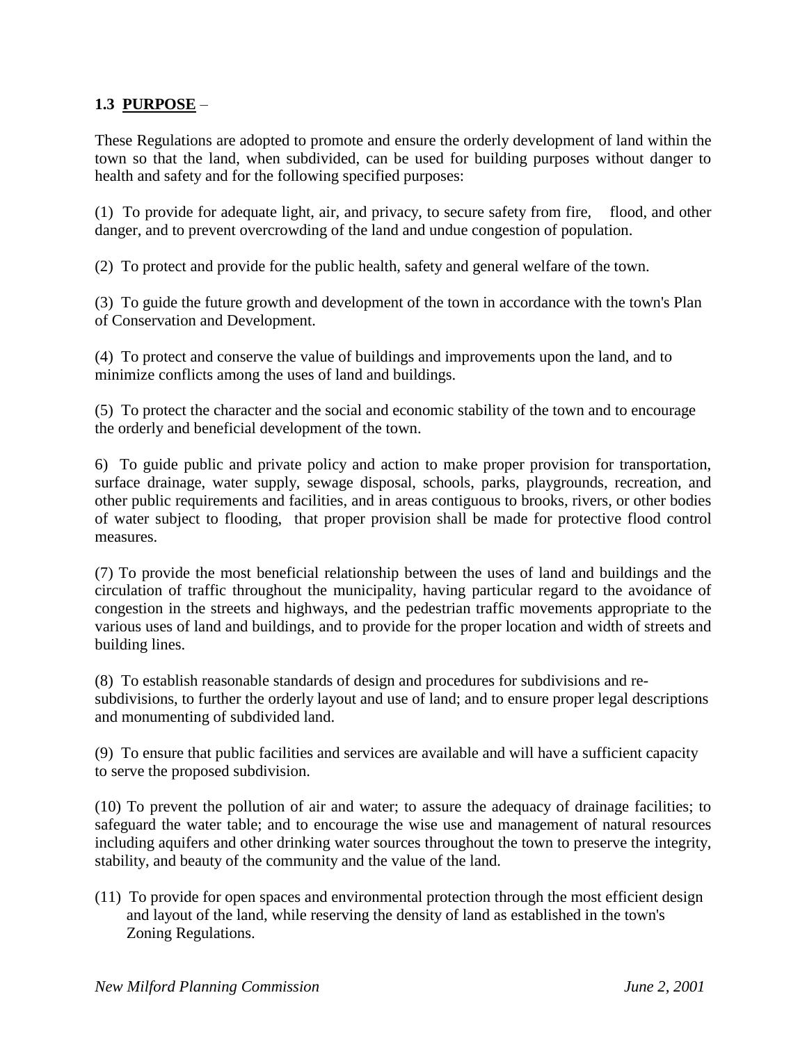**1.3 PURPOSE** –

These Regulations are adopted to promote and ensure the orderly development of land within the town so that the land, when subdivided, can be used for building purposes without danger to health and safety and for the following specified purposes:

(1) To provide for adequate light, air, and privacy, to secure safety from fire, flood, and other danger, and to prevent overcrowding of the land and undue congestion of population.

(2) To protect and provide for the public health, safety and general welfare of the town.

(3) To guide the future growth and development of the town in accordance with the town's Plan of Conservation and Development.

(4) To protect and conserve the value of buildings and improvements upon the land, and to minimize conflicts among the uses of land and buildings.

(5) To protect the character and the social and economic stability of the town and to encourage the orderly and beneficial development of the town.

6) To guide public and private policy and action to make proper provision for transportation, surface drainage, water supply, sewage disposal, schools, parks, playgrounds, recreation, and other public requirements and facilities, and in areas contiguous to brooks, rivers, or other bodies of water subject to flooding, that proper provision shall be made for protective flood control measures.

(7) To provide the most beneficial relationship between the uses of land and buildings and the circulation of traffic throughout the municipality, having particular regard to the avoidance of congestion in the streets and highways, and the pedestrian traffic movements appropriate to the various uses of land and buildings, and to provide for the proper location and width of streets and building lines.

(8) To establish reasonable standards of design and procedures for subdivisions and re-subdivisions, to further the orderly layout and use of land; and to ensure proper legal descriptions and monumenting of subdivided land.

(9) To ensure that public facilities and services are available and will have a sufficient capacity to serve the proposed subdivision.

(10) To prevent the pollution of air and water; to assure the adequacy of drainage facilities; to safeguard the water table; and to encourage the wise use and management of natural resources including aquifers and other drinking water sources throughout the town to preserve the integrity, stability, and beauty of the community and the value of the land.

(11) To provide for open spaces and environmental protection through the most efficient design and layout of the land, while reserving the density of land as established in the town's Zoning Regulations.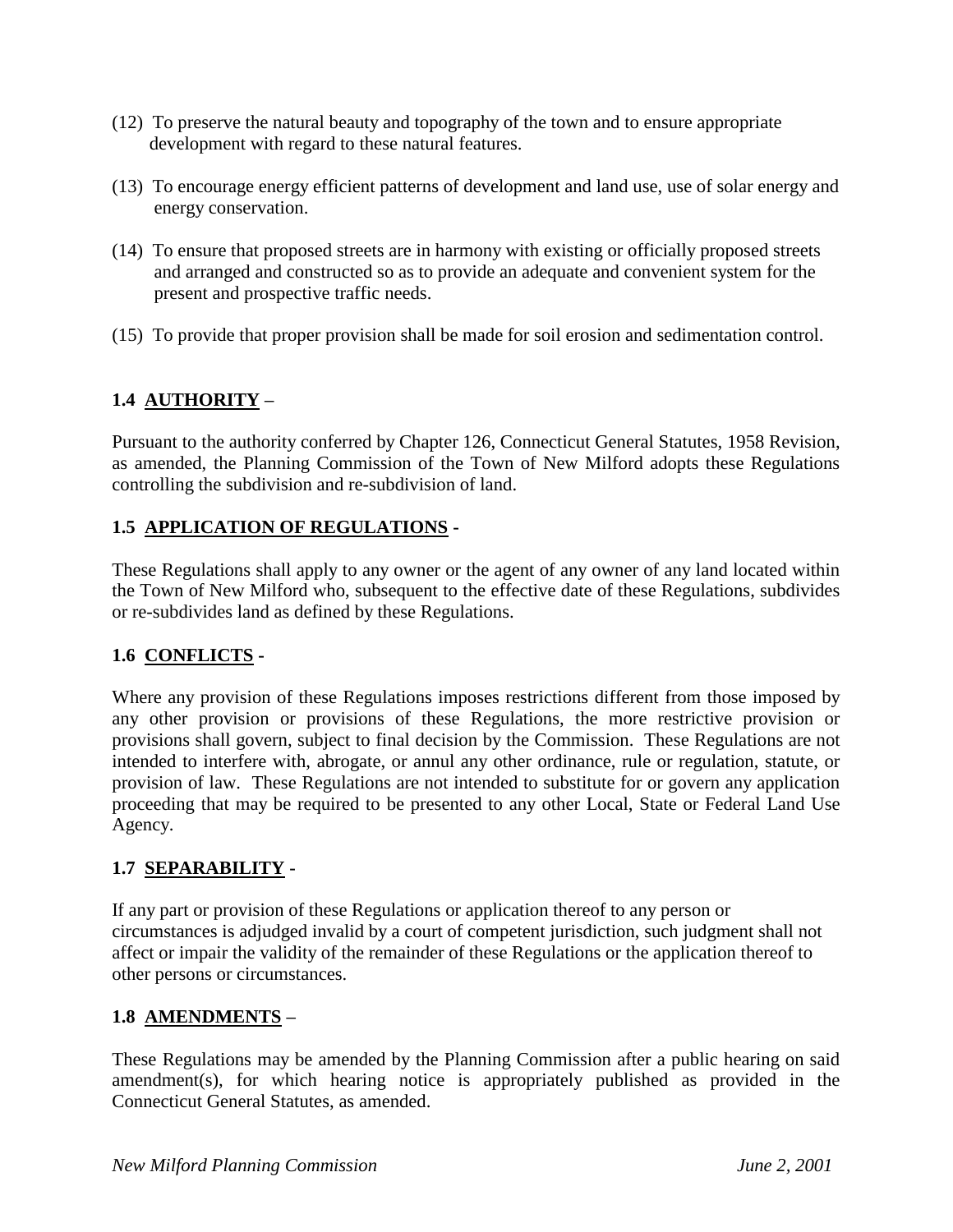(12) To preserve the natural beauty and topography of the town and to ensure appropriate development with regard to these natural features.

(13) To encourage energy efficient patterns of development and land use, use of solar energy and energy conservation.

(14) To ensure that proposed streets are in harmony with existing or officially proposed streets and arranged and constructed so as to provide an adequate and convenient system for the present and prospective traffic needs.

(15) To provide that proper provision shall be made for soil erosion and sedimentation control.

### 1.4 <u>AUTHORITY</u> –

Pursuant to the authority conferred by Chapter 126, Connecticut General Statutes, 1958 Revision, as amended, the Planning Commission of the Town of New Milford adopts these Regulations controlling the subdivision and re-subdivision of land.

### 1.5 <u>APPLICATION OF REGULATIONS</u> -

These Regulations shall apply to any owner or the agent of any owner of any land located within the Town of New Milford who, subsequent to the effective date of these Regulations, subdivides or re-subdivides land as defined by these Regulations.

### 1.6 <u>CONFLICTS</u> -

Where any provision of these Regulations imposes restrictions different from those imposed by any other provision or provisions of these Regulations, the more restrictive provision or provisions shall govern, subject to final decision by the Commission. These Regulations are not intended to interfere with, abrogate, or annul any other ordinance, rule or regulation, statute, or provision of law. These Regulations are not intended to substitute for or govern any application proceeding that may be required to be presented to any other Local, State or Federal Land Use Agency.

### 1.7 <u>SEPARABILITY</u> -

If any part or provision of these Regulations or application thereof to any person or circumstances is adjudged invalid by a court of competent jurisdiction, such judgment shall not affect or impair the validity of the remainder of these Regulations or the application thereof to other persons or circumstances.

### 1.8 <u>AMENDMENTS</u> –

These Regulations may be amended by the Planning Commission after a public hearing on said amendment(s), for which hearing notice is appropriately published as provided in the Connecticut General Statutes, as amended.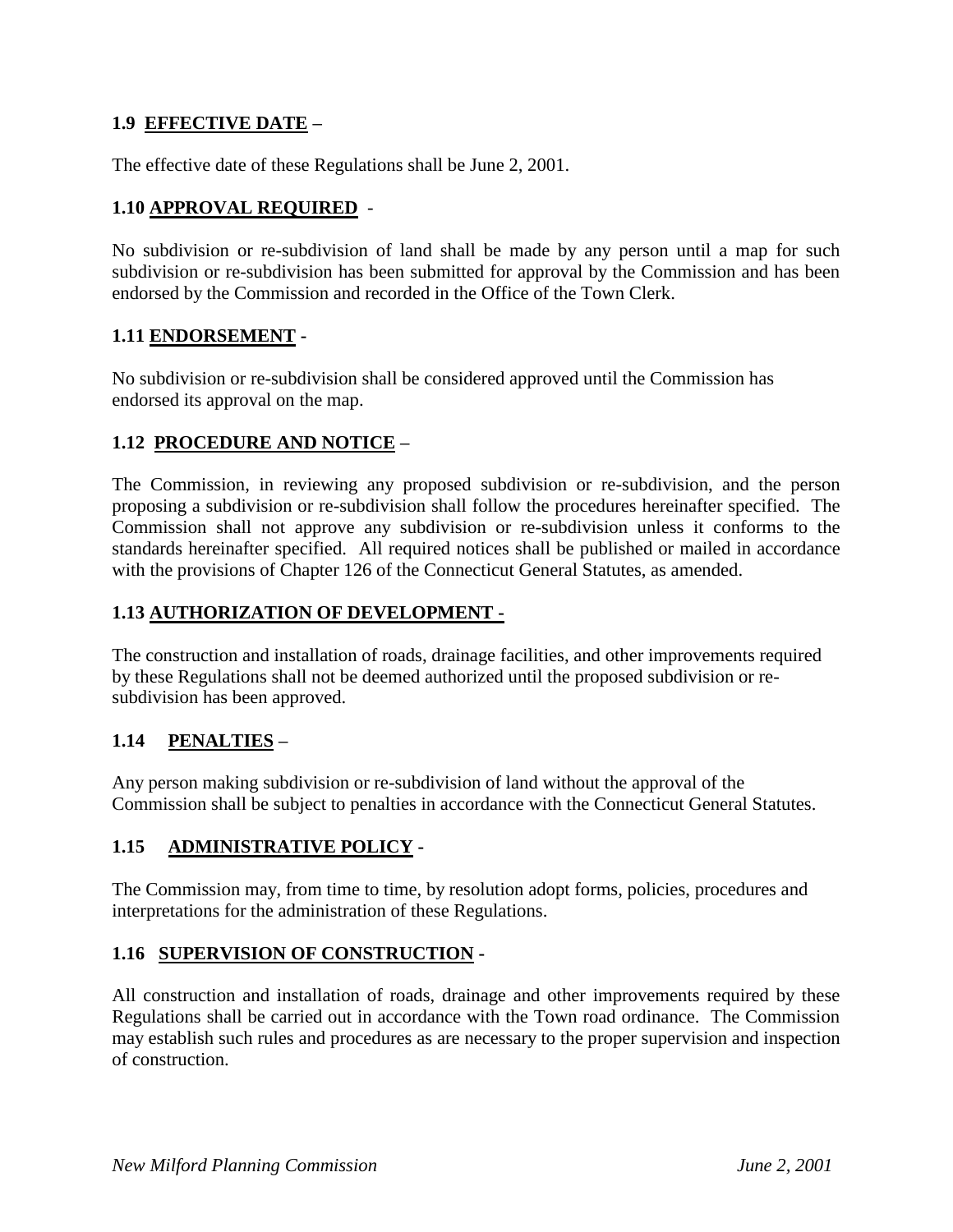### 1.9 EFFECTIVE DATE –

The effective date of these Regulations shall be June 2, 2001.

### 1.10 APPROVAL REQUIRED -

No subdivision or re-subdivision of land shall be made by any person until a map for such subdivision or re-subdivision has been submitted for approval by the Commission and has been endorsed by the Commission and recorded in the Office of the Town Clerk.

### 1.11 ENDORSEMENT -

No subdivision or re-subdivision shall be considered approved until the Commission has endorsed its approval on the map.

### 1.12 PROCEDURE AND NOTICE –

The Commission, in reviewing any proposed subdivision or re-subdivision, and the person proposing a subdivision or re-subdivision shall follow the procedures hereinafter specified. The Commission shall not approve any subdivision or re-subdivision unless it conforms to the standards hereinafter specified. All required notices shall be published or mailed in accordance with the provisions of Chapter 126 of the Connecticut General Statutes, as amended.

### 1.13 AUTHORIZATION OF DEVELOPMENT -

The construction and installation of roads, drainage facilities, and other improvements required by these Regulations shall not be deemed authorized until the proposed subdivision or re-subdivision has been approved.

### 1.14 PENALTIES –

Any person making subdivision or re-subdivision of land without the approval of the Commission shall be subject to penalties in accordance with the Connecticut General Statutes.

### 1.15 ADMINISTRATIVE POLICY -

The Commission may, from time to time, by resolution adopt forms, policies, procedures and interpretations for the administration of these Regulations.

### 1.16 SUPERVISION OF CONSTRUCTION -

All construction and installation of roads, drainage and other improvements required by these Regulations shall be carried out in accordance with the Town road ordinance. The Commission may establish such rules and procedures as are necessary to the proper supervision and inspection of construction.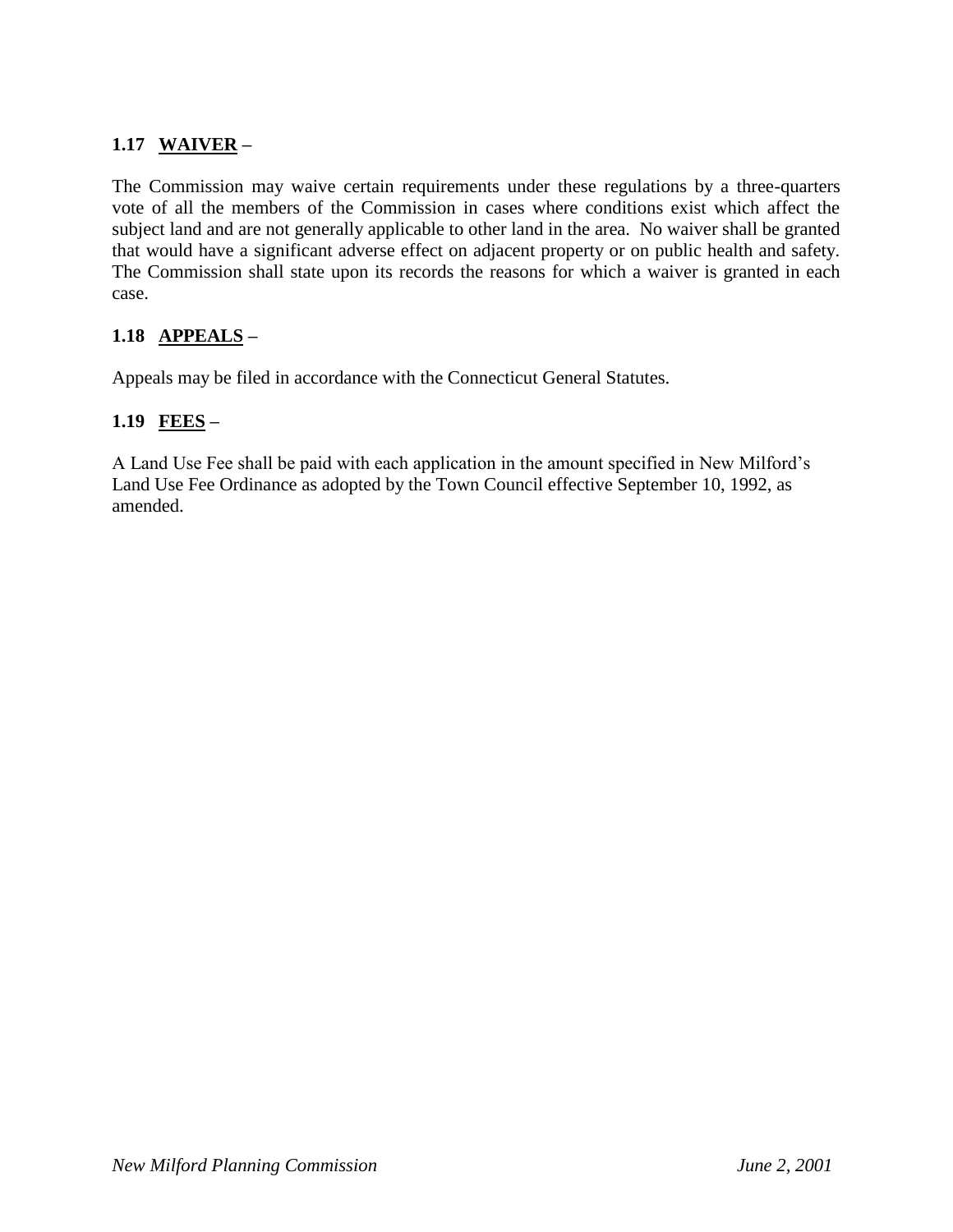### 1.17 <u>WAIVER</u> –

The Commission may waive certain requirements under these regulations by a three-quarters vote of all the members of the Commission in cases where conditions exist which affect the subject land and are not generally applicable to other land in the area. No waiver shall be granted that would have a significant adverse effect on adjacent property or on public health and safety. The Commission shall state upon its records the reasons for which a waiver is granted in each case.

### 1.18 <u>APPEALS</u> –

Appeals may be filed in accordance with the Connecticut General Statutes.

### 1.19 <u>FEES</u> –

A Land Use Fee shall be paid with each application in the amount specified in New Milford's Land Use Fee Ordinance as adopted by the Town Council effective September 10, 1992, as amended.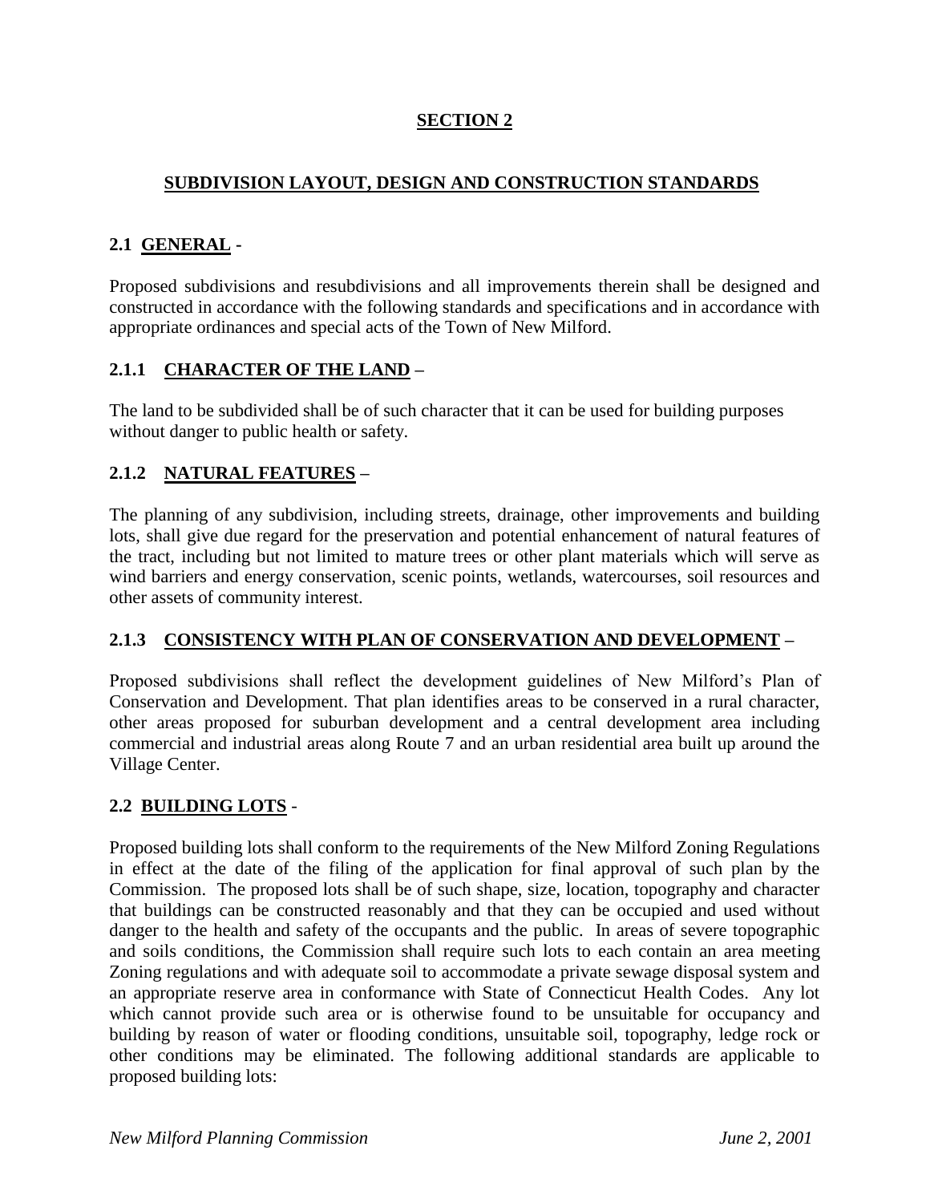# SECTION 2

## SUBDIVISION LAYOUT, DESIGN AND CONSTRUCTION STANDARDS

### 2.1 GENERAL -

Proposed subdivisions and resubdivisions and all improvements therein shall be designed and constructed in accordance with the following standards and specifications and in accordance with appropriate ordinances and special acts of the Town of New Milford.

### 2.1.1 CHARACTER OF THE LAND –

The land to be subdivided shall be of such character that it can be used for building purposes without danger to public health or safety.

### 2.1.2 NATURAL FEATURES –

The planning of any subdivision, including streets, drainage, other improvements and building lots, shall give due regard for the preservation and potential enhancement of natural features of the tract, including but not limited to mature trees or other plant materials which will serve as wind barriers and energy conservation, scenic points, wetlands, watercourses, soil resources and other assets of community interest.

### 2.1.3 CONSISTENCY WITH PLAN OF CONSERVATION AND DEVELOPMENT –

Proposed subdivisions shall reflect the development guidelines of New Milford's Plan of Conservation and Development. That plan identifies areas to be conserved in a rural character, other areas proposed for suburban development and a central development area including commercial and industrial areas along Route 7 and an urban residential area built up around the Village Center.

### 2.2 BUILDING LOTS -

Proposed building lots shall conform to the requirements of the New Milford Zoning Regulations in effect at the date of the filing of the application for final approval of such plan by the Commission. The proposed lots shall be of such shape, size, location, topography and character that buildings can be constructed reasonably and that they can be occupied and used without danger to the health and safety of the occupants and the public. In areas of severe topographic and soils conditions, the Commission shall require such lots to each contain an area meeting Zoning regulations and with adequate soil to accommodate a private sewage disposal system and an appropriate reserve area in conformance with State of Connecticut Health Codes. Any lot which cannot provide such area or is otherwise found to be unsuitable for occupancy and building by reason of water or flooding conditions, unsuitable soil, topography, ledge rock or other conditions may be eliminated. The following additional standards are applicable to proposed building lots: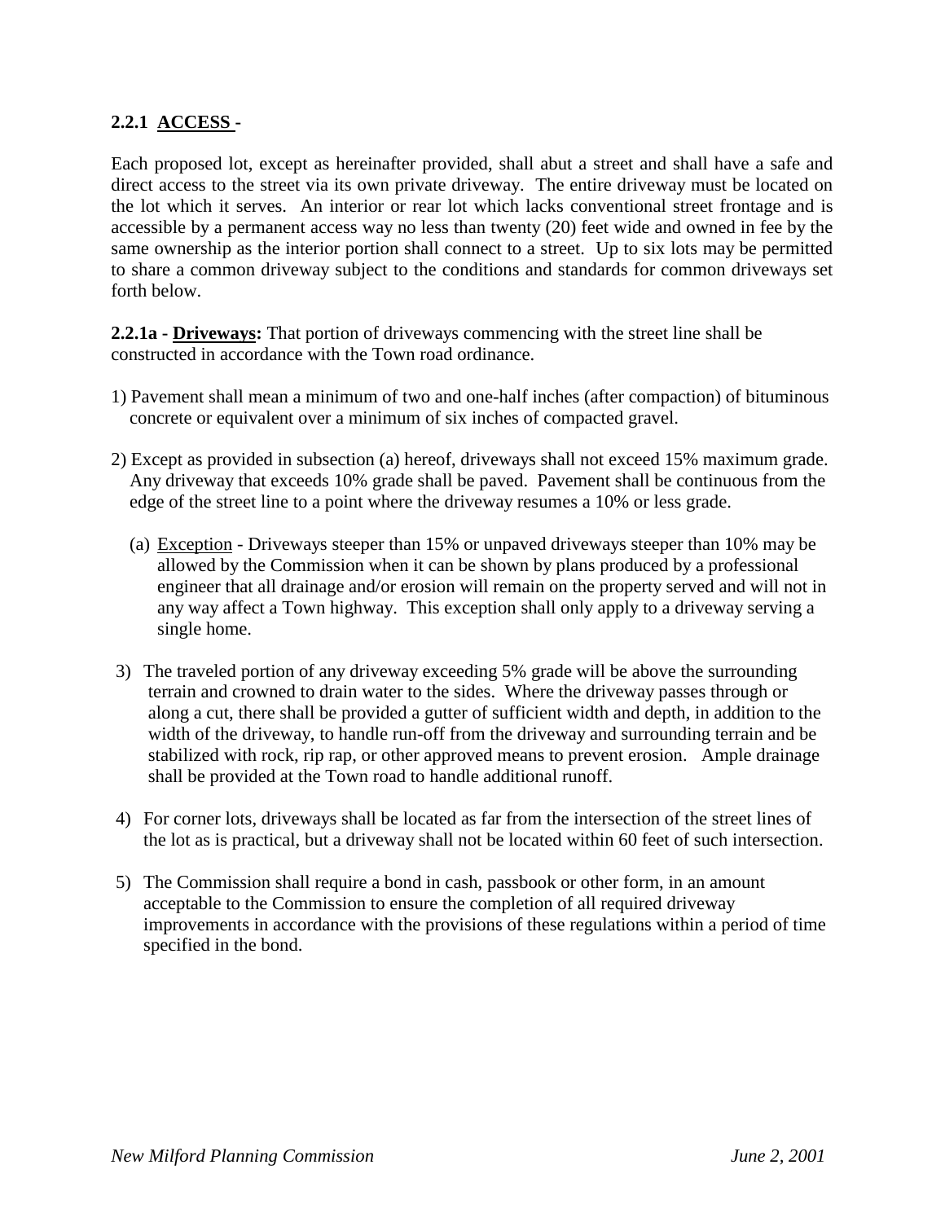### 2.2.1 ACCESS -

Each proposed lot, except as hereinafter provided, shall abut a street and shall have a safe and direct access to the street via its own private driveway. The entire driveway must be located on the lot which it serves. An interior or rear lot which lacks conventional street frontage and is accessible by a permanent access way no less than twenty (20) feet wide and owned in fee by the same ownership as the interior portion shall connect to a street. Up to six lots may be permitted to share a common driveway subject to the conditions and standards for common driveways set forth below.

**2.2.1a - Driveways:** That portion of driveways commencing with the street line shall be constructed in accordance with the Town road ordinance.

1) Pavement shall mean a minimum of two and one-half inches (after compaction) of bituminous concrete or equivalent over a minimum of six inches of compacted gravel.

2) Except as provided in subsection (a) hereof, driveways shall not exceed 15% maximum grade. Any driveway that exceeds 10% grade shall be paved. Pavement shall be continuous from the edge of the street line to a point where the driveway resumes a 10% or less grade.

   (a) Exception - Driveways steeper than 15% or unpaved driveways steeper than 10% may be allowed by the Commission when it can be shown by plans produced by a professional engineer that all drainage and/or erosion will remain on the property served and will not in any way affect a Town highway. This exception shall only apply to a driveway serving a single home.

3) The traveled portion of any driveway exceeding 5% grade will be above the surrounding terrain and crowned to drain water to the sides. Where the driveway passes through or along a cut, there shall be provided a gutter of sufficient width and depth, in addition to the width of the driveway, to handle run-off from the driveway and surrounding terrain and be stabilized with rock, rip rap, or other approved means to prevent erosion. Ample drainage shall be provided at the Town road to handle additional runoff.

4) For corner lots, driveways shall be located as far from the intersection of the street lines of the lot as is practical, but a driveway shall not be located within 60 feet of such intersection.

5) The Commission shall require a bond in cash, passbook or other form, in an amount acceptable to the Commission to ensure the completion of all required driveway improvements in accordance with the provisions of these regulations within a period of time specified in the bond.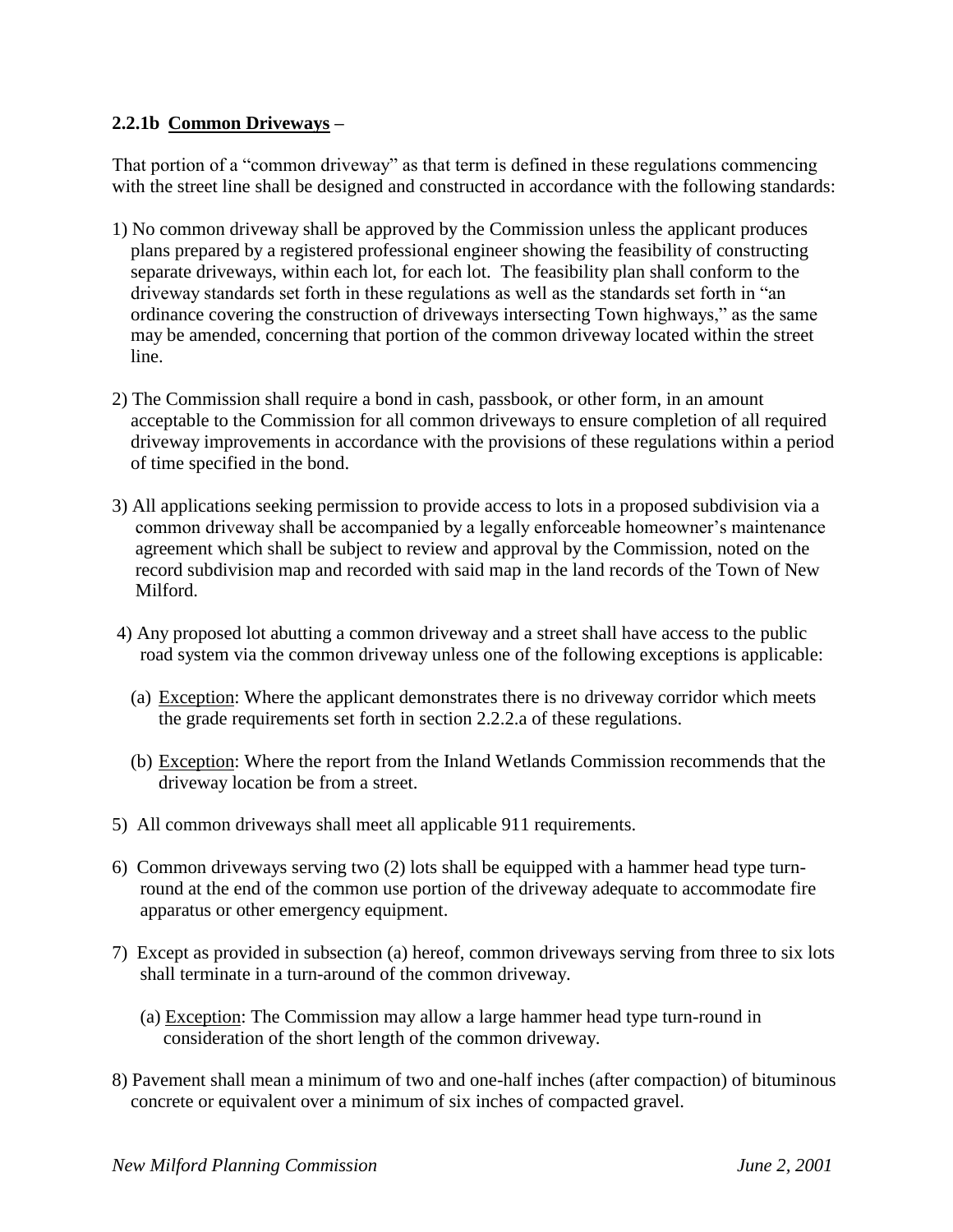**2.2.1b Common Driveways –**

That portion of a "common driveway" as that term is defined in these regulations commencing with the street line shall be designed and constructed in accordance with the following standards:

1) No common driveway shall be approved by the Commission unless the applicant produces plans prepared by a registered professional engineer showing the feasibility of constructing separate driveways, within each lot, for each lot. The feasibility plan shall conform to the driveway standards set forth in these regulations as well as the standards set forth in "an ordinance covering the construction of driveways intersecting Town highways," as the same may be amended, concerning that portion of the common driveway located within the street line.

2) The Commission shall require a bond in cash, passbook, or other form, in an amount acceptable to the Commission for all common driveways to ensure completion of all required driveway improvements in accordance with the provisions of these regulations within a period of time specified in the bond.

3) All applications seeking permission to provide access to lots in a proposed subdivision via a common driveway shall be accompanied by a legally enforceable homeowner's maintenance agreement which shall be subject to review and approval by the Commission, noted on the record subdivision map and recorded with said map in the land records of the Town of New Milford.

4) Any proposed lot abutting a common driveway and a street shall have access to the public road system via the common driveway unless one of the following exceptions is applicable:

   (a) Exception: Where the applicant demonstrates there is no driveway corridor which meets the grade requirements set forth in section 2.2.2.a of these regulations.

   (b) Exception: Where the report from the Inland Wetlands Commission recommends that the driveway location be from a street.

5) All common driveways shall meet all applicable 911 requirements.

6) Common driveways serving two (2) lots shall be equipped with a hammer head type turn-round at the end of the common use portion of the driveway adequate to accommodate fire apparatus or other emergency equipment.

7) Except as provided in subsection (a) hereof, common driveways serving from three to six lots shall terminate in a turn-around of the common driveway.

   (a) Exception: The Commission may allow a large hammer head type turn-round in consideration of the short length of the common driveway.

8) Pavement shall mean a minimum of two and one-half inches (after compaction) of bituminous concrete or equivalent over a minimum of six inches of compacted gravel.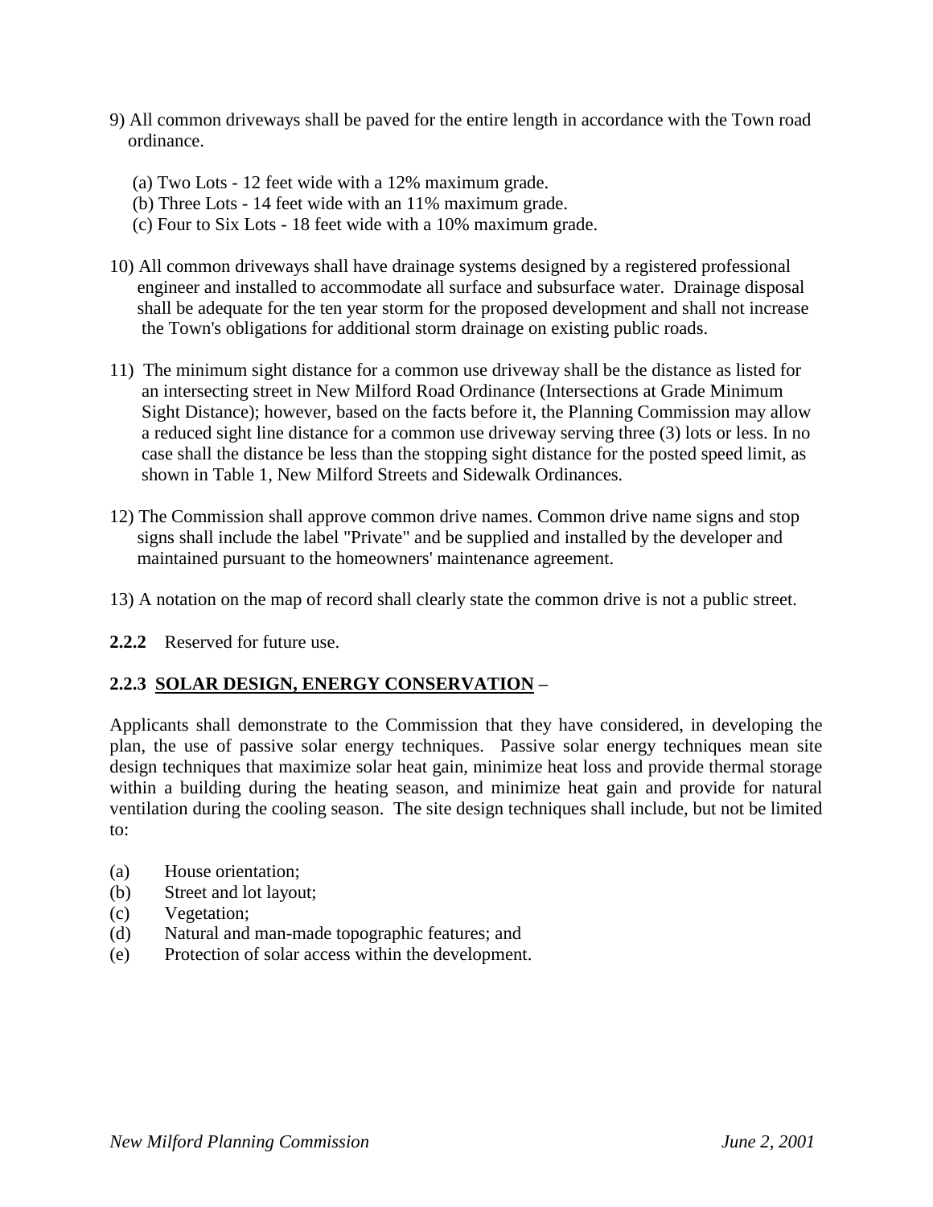9) All common driveways shall be paved for the entire length in accordance with the Town road ordinance.

   (a) Two Lots - 12 feet wide with a 12% maximum grade.
   (b) Three Lots - 14 feet wide with an 11% maximum grade.
   (c) Four to Six Lots - 18 feet wide with a 10% maximum grade.

10) All common driveways shall have drainage systems designed by a registered professional engineer and installed to accommodate all surface and subsurface water. Drainage disposal shall be adequate for the ten year storm for the proposed development and shall not increase the Town's obligations for additional storm drainage on existing public roads.

11) The minimum sight distance for a common use driveway shall be the distance as listed for an intersecting street in New Milford Road Ordinance (Intersections at Grade Minimum Sight Distance); however, based on the facts before it, the Planning Commission may allow a reduced sight line distance for a common use driveway serving three (3) lots or less. In no case shall the distance be less than the stopping sight distance for the posted speed limit, as shown in Table 1, New Milford Streets and Sidewalk Ordinances.

12) The Commission shall approve common drive names. Common drive name signs and stop signs shall include the label "Private" and be supplied and installed by the developer and maintained pursuant to the homeowners' maintenance agreement.

13) A notation on the map of record shall clearly state the common drive is not a public street.

**2.2.2** Reserved for future use.

**2.2.3 SOLAR DESIGN, ENERGY CONSERVATION –**

Applicants shall demonstrate to the Commission that they have considered, in developing the plan, the use of passive solar energy techniques. Passive solar energy techniques mean site design techniques that maximize solar heat gain, minimize heat loss and provide thermal storage within a building during the heating season, and minimize heat gain and provide for natural ventilation during the cooling season. The site design techniques shall include, but not be limited to:

(a) House orientation;
(b) Street and lot layout;
(c) Vegetation;
(d) Natural and man-made topographic features; and
(e) Protection of solar access within the development.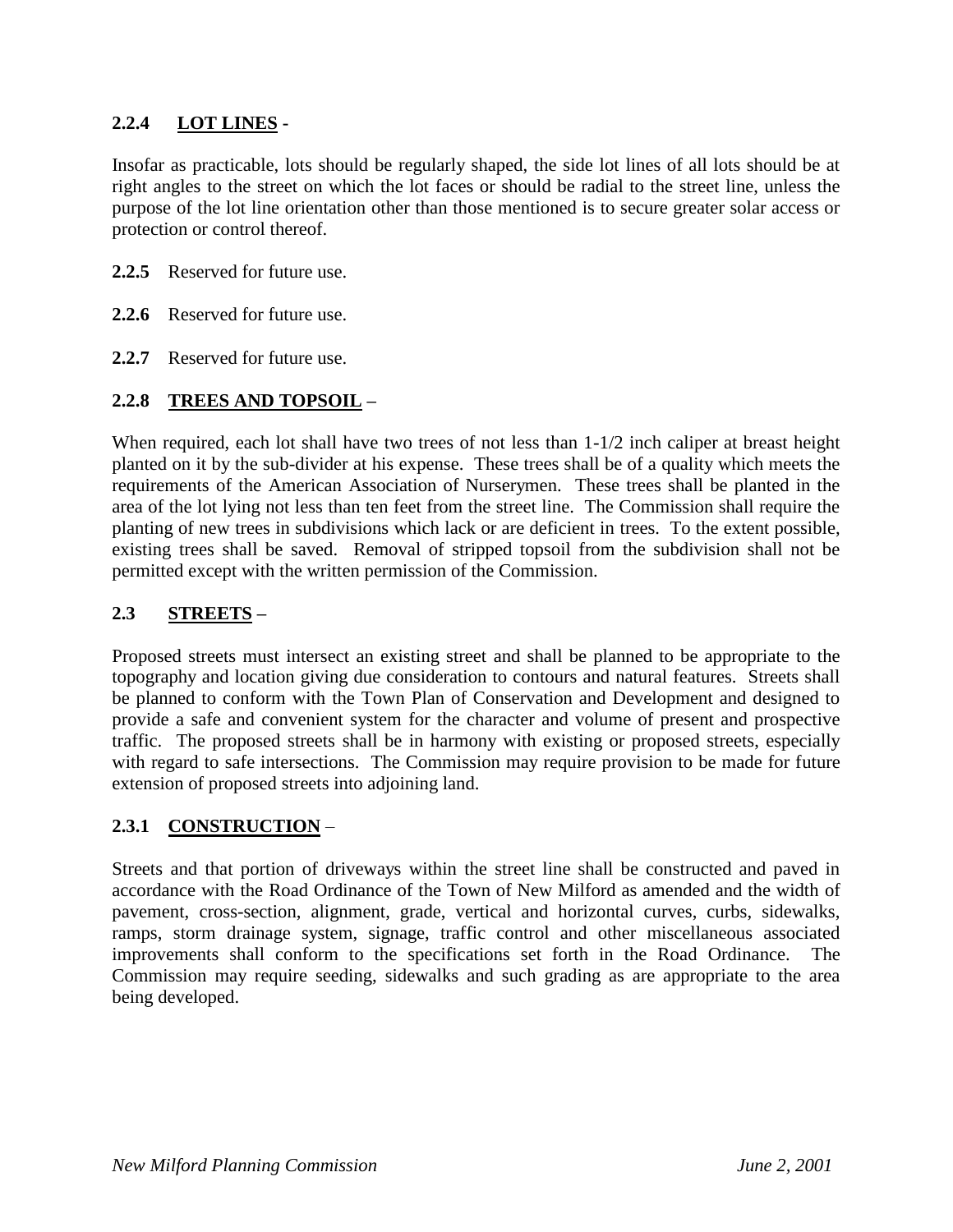### 2.2.4 **LOT LINES** -

Insofar as practicable, lots should be regularly shaped, the side lot lines of all lots should be at right angles to the street on which the lot faces or should be radial to the street line, unless the purpose of the lot line orientation other than those mentioned is to secure greater solar access or protection or control thereof.

**2.2.5** Reserved for future use.

**2.2.6** Reserved for future use.

**2.2.7** Reserved for future use.

### 2.2.8 **TREES AND TOPSOIL** –

When required, each lot shall have two trees of not less than 1-1/2 inch caliper at breast height planted on it by the sub-divider at his expense. These trees shall be of a quality which meets the requirements of the American Association of Nurserymen. These trees shall be planted in the area of the lot lying not less than ten feet from the street line. The Commission shall require the planting of new trees in subdivisions which lack or are deficient in trees. To the extent possible, existing trees shall be saved. Removal of stripped topsoil from the subdivision shall not be permitted except with the written permission of the Commission.

## 2.3 **STREETS** –

Proposed streets must intersect an existing street and shall be planned to be appropriate to the topography and location giving due consideration to contours and natural features. Streets shall be planned to conform with the Town Plan of Conservation and Development and designed to provide a safe and convenient system for the character and volume of present and prospective traffic. The proposed streets shall be in harmony with existing or proposed streets, especially with regard to safe intersections. The Commission may require provision to be made for future extension of proposed streets into adjoining land.

### 2.3.1 **CONSTRUCTION** –

Streets and that portion of driveways within the street line shall be constructed and paved in accordance with the Road Ordinance of the Town of New Milford as amended and the width of pavement, cross-section, alignment, grade, vertical and horizontal curves, curbs, sidewalks, ramps, storm drainage system, signage, traffic control and other miscellaneous associated improvements shall conform to the specifications set forth in the Road Ordinance. The Commission may require seeding, sidewalks and such grading as are appropriate to the area being developed.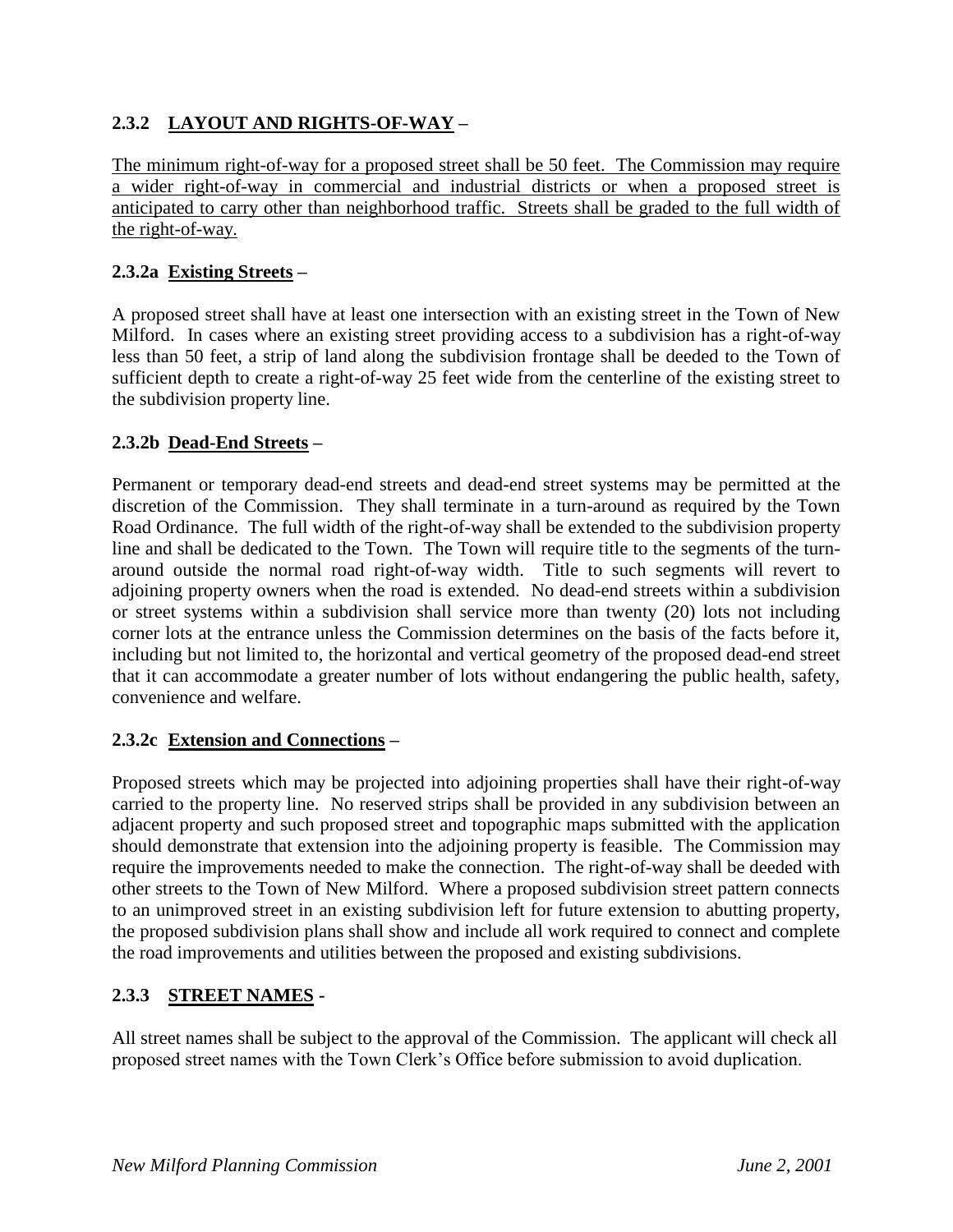### 2.3.2 LAYOUT AND RIGHTS-OF-WAY –

The minimum right-of-way for a proposed street shall be 50 feet. The Commission may require a wider right-of-way in commercial and industrial districts or when a proposed street is anticipated to carry other than neighborhood traffic. Streets shall be graded to the full width of the right-of-way.

#### 2.3.2a Existing Streets –

A proposed street shall have at least one intersection with an existing street in the Town of New Milford. In cases where an existing street providing access to a subdivision has a right-of-way less than 50 feet, a strip of land along the subdivision frontage shall be deeded to the Town of sufficient depth to create a right-of-way 25 feet wide from the centerline of the existing street to the subdivision property line.

#### 2.3.2b Dead-End Streets –

Permanent or temporary dead-end streets and dead-end street systems may be permitted at the discretion of the Commission. They shall terminate in a turn-around as required by the Town Road Ordinance. The full width of the right-of-way shall be extended to the subdivision property line and shall be dedicated to the Town. The Town will require title to the segments of the turn-around outside the normal road right-of-way width. Title to such segments will revert to adjoining property owners when the road is extended. No dead-end streets within a subdivision or street systems within a subdivision shall service more than twenty (20) lots not including corner lots at the entrance unless the Commission determines on the basis of the facts before it, including but not limited to, the horizontal and vertical geometry of the proposed dead-end street that it can accommodate a greater number of lots without endangering the public health, safety, convenience and welfare.

#### 2.3.2c Extension and Connections –

Proposed streets which may be projected into adjoining properties shall have their right-of-way carried to the property line. No reserved strips shall be provided in any subdivision between an adjacent property and such proposed street and topographic maps submitted with the application should demonstrate that extension into the adjoining property is feasible. The Commission may require the improvements needed to make the connection. The right-of-way shall be deeded with other streets to the Town of New Milford. Where a proposed subdivision street pattern connects to an unimproved street in an existing subdivision left for future extension to abutting property, the proposed subdivision plans shall show and include all work required to connect and complete the road improvements and utilities between the proposed and existing subdivisions.

### 2.3.3 STREET NAMES -

All street names shall be subject to the approval of the Commission. The applicant will check all proposed street names with the Town Clerk's Office before submission to avoid duplication.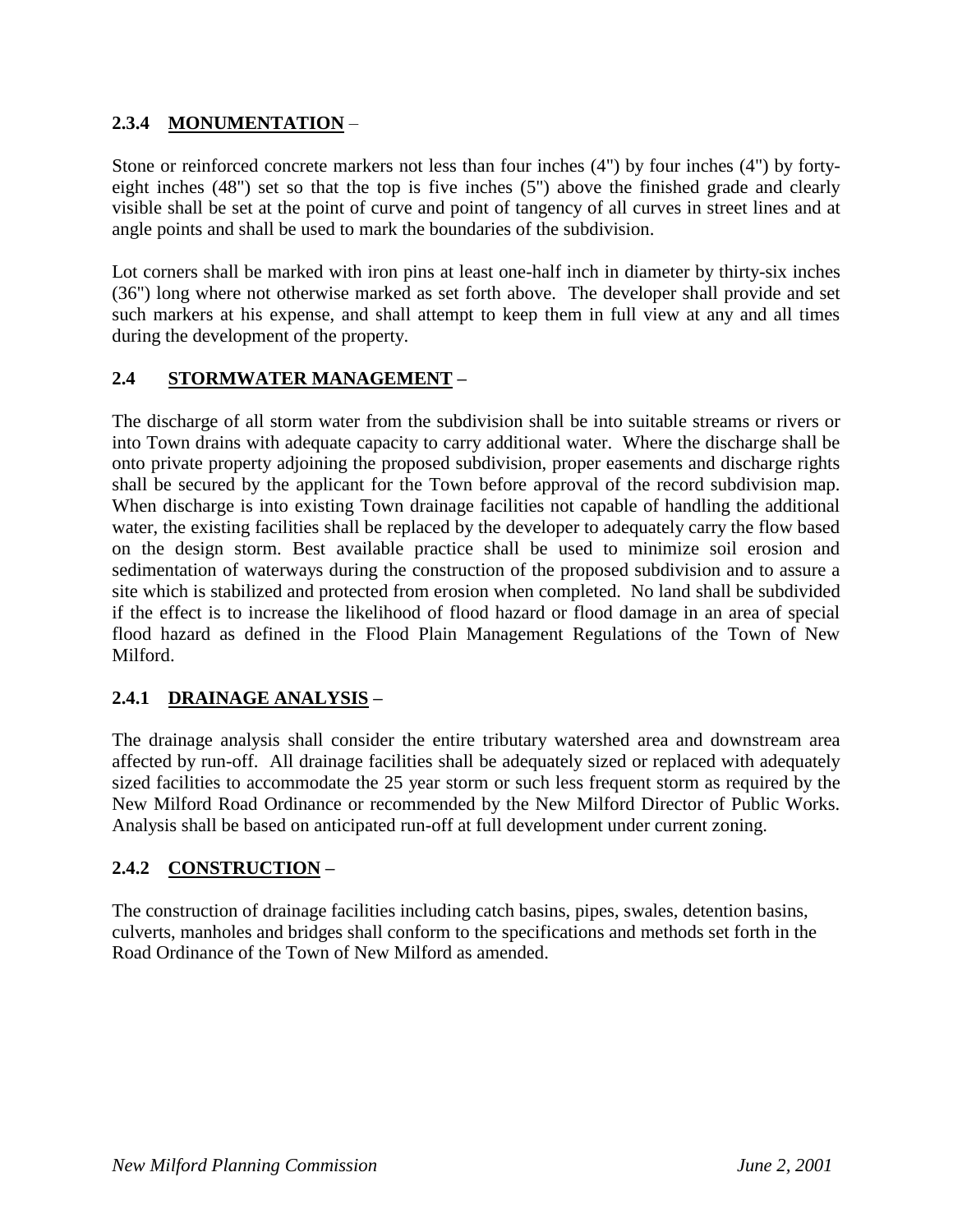### 2.3.4 **MONUMENTATION** –

Stone or reinforced concrete markers not less than four inches (4") by four inches (4") by forty-eight inches (48") set so that the top is five inches (5") above the finished grade and clearly visible shall be set at the point of curve and point of tangency of all curves in street lines and at angle points and shall be used to mark the boundaries of the subdivision.

Lot corners shall be marked with iron pins at least one-half inch in diameter by thirty-six inches (36") long where not otherwise marked as set forth above. The developer shall provide and set such markers at his expense, and shall attempt to keep them in full view at any and all times during the development of the property.

## 2.4 **STORMWATER MANAGEMENT** –

The discharge of all storm water from the subdivision shall be into suitable streams or rivers or into Town drains with adequate capacity to carry additional water. Where the discharge shall be onto private property adjoining the proposed subdivision, proper easements and discharge rights shall be secured by the applicant for the Town before approval of the record subdivision map. When discharge is into existing Town drainage facilities not capable of handling the additional water, the existing facilities shall be replaced by the developer to adequately carry the flow based on the design storm. Best available practice shall be used to minimize soil erosion and sedimentation of waterways during the construction of the proposed subdivision and to assure a site which is stabilized and protected from erosion when completed. No land shall be subdivided if the effect is to increase the likelihood of flood hazard or flood damage in an area of special flood hazard as defined in the Flood Plain Management Regulations of the Town of New Milford.

### 2.4.1 **DRAINAGE ANALYSIS** –

The drainage analysis shall consider the entire tributary watershed area and downstream area affected by run-off. All drainage facilities shall be adequately sized or replaced with adequately sized facilities to accommodate the 25 year storm or such less frequent storm as required by the New Milford Road Ordinance or recommended by the New Milford Director of Public Works. Analysis shall be based on anticipated run-off at full development under current zoning.

### 2.4.2 **CONSTRUCTION** –

The construction of drainage facilities including catch basins, pipes, swales, detention basins, culverts, manholes and bridges shall conform to the specifications and methods set forth in the Road Ordinance of the Town of New Milford as amended.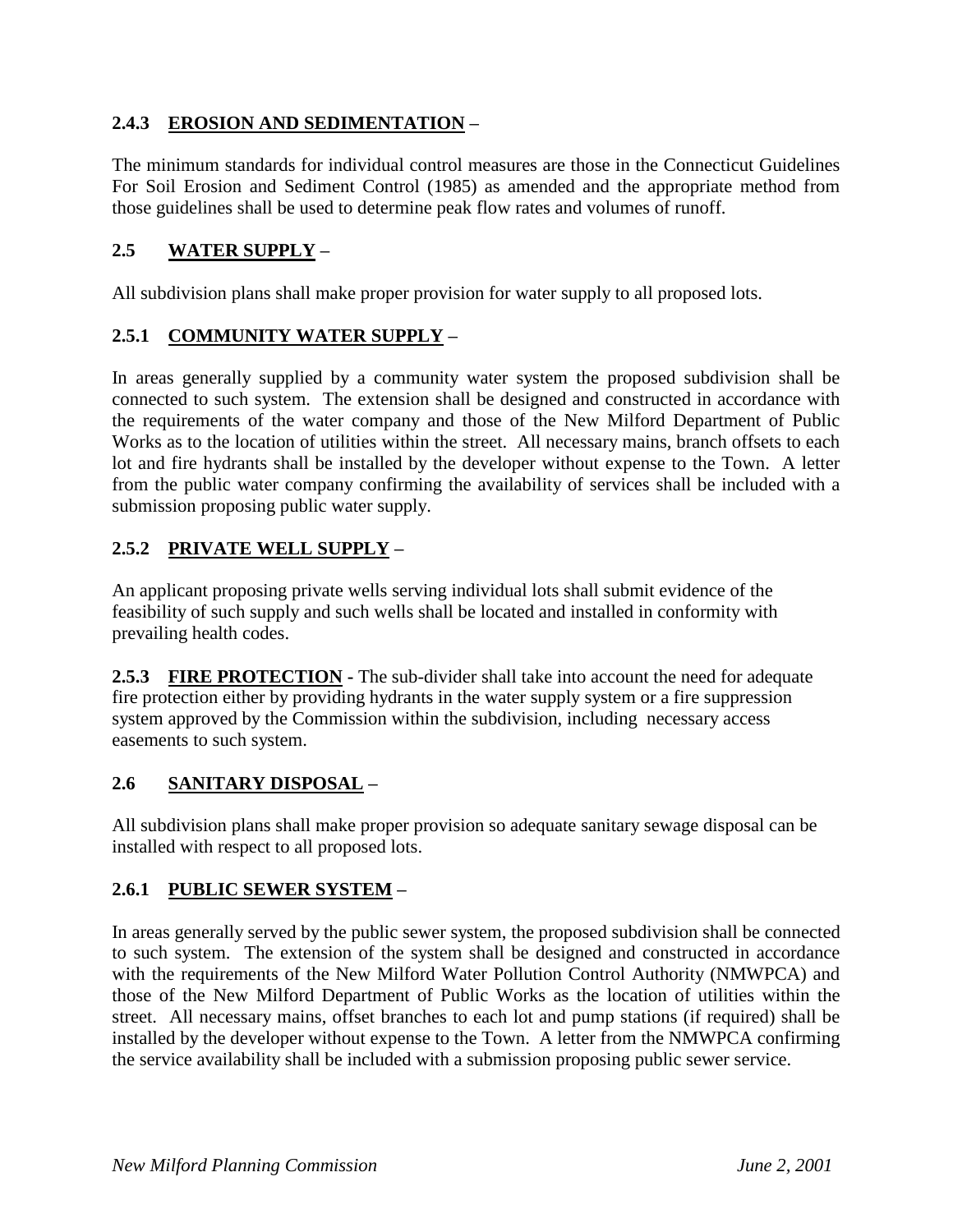### 2.4.3 **EROSION AND SEDIMENTATION** –

The minimum standards for individual control measures are those in the Connecticut Guidelines For Soil Erosion and Sediment Control (1985) as amended and the appropriate method from those guidelines shall be used to determine peak flow rates and volumes of runoff.

## 2.5 **WATER SUPPLY** –

All subdivision plans shall make proper provision for water supply to all proposed lots.

### 2.5.1 **COMMUNITY WATER SUPPLY** –

In areas generally supplied by a community water system the proposed subdivision shall be connected to such system. The extension shall be designed and constructed in accordance with the requirements of the water company and those of the New Milford Department of Public Works as to the location of utilities within the street. All necessary mains, branch offsets to each lot and fire hydrants shall be installed by the developer without expense to the Town. A letter from the public water company confirming the availability of services shall be included with a submission proposing public water supply.

### 2.5.2 **PRIVATE WELL SUPPLY** –

An applicant proposing private wells serving individual lots shall submit evidence of the feasibility of such supply and such wells shall be located and installed in conformity with prevailing health codes.

**2.5.3 FIRE PROTECTION** - The sub-divider shall take into account the need for adequate fire protection either by providing hydrants in the water supply system or a fire suppression system approved by the Commission within the subdivision, including necessary access easements to such system.

## 2.6 **SANITARY DISPOSAL** –

All subdivision plans shall make proper provision so adequate sanitary sewage disposal can be installed with respect to all proposed lots.

### 2.6.1 **PUBLIC SEWER SYSTEM** –

In areas generally served by the public sewer system, the proposed subdivision shall be connected to such system. The extension of the system shall be designed and constructed in accordance with the requirements of the New Milford Water Pollution Control Authority (NMWPCA) and those of the New Milford Department of Public Works as the location of utilities within the street. All necessary mains, offset branches to each lot and pump stations (if required) shall be installed by the developer without expense to the Town. A letter from the NMWPCA confirming the service availability shall be included with a submission proposing public sewer service.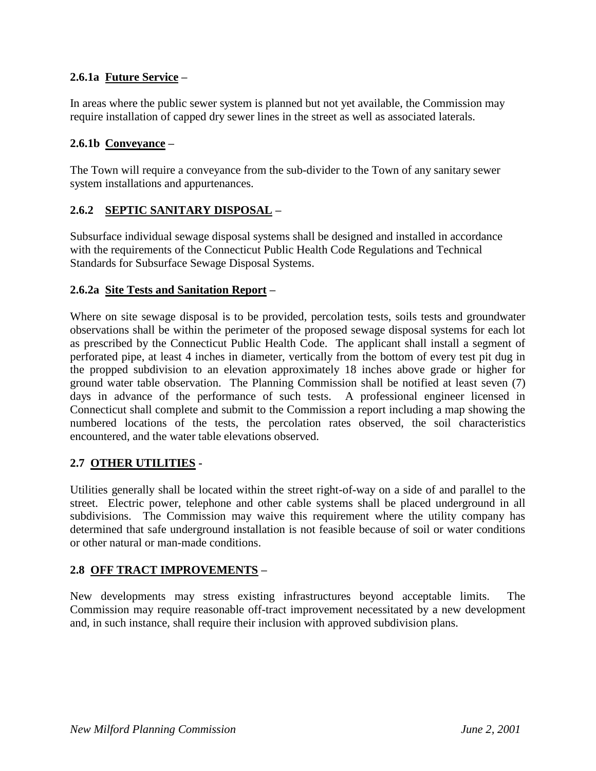**2.6.1a Future Service –**

In areas where the public sewer system is planned but not yet available, the Commission may require installation of capped dry sewer lines in the street as well as associated laterals.

**2.6.1b Conveyance –**

The Town will require a conveyance from the sub-divider to the Town of any sanitary sewer system installations and appurtenances.

**2.6.2 SEPTIC SANITARY DISPOSAL –**

Subsurface individual sewage disposal systems shall be designed and installed in accordance with the requirements of the Connecticut Public Health Code Regulations and Technical Standards for Subsurface Sewage Disposal Systems.

**2.6.2a Site Tests and Sanitation Report –**

Where on site sewage disposal is to be provided, percolation tests, soils tests and groundwater observations shall be within the perimeter of the proposed sewage disposal systems for each lot as prescribed by the Connecticut Public Health Code. The applicant shall install a segment of perforated pipe, at least 4 inches in diameter, vertically from the bottom of every test pit dug in the propped subdivision to an elevation approximately 18 inches above grade or higher for ground water table observation. The Planning Commission shall be notified at least seven (7) days in advance of the performance of such tests. A professional engineer licensed in Connecticut shall complete and submit to the Commission a report including a map showing the numbered locations of the tests, the percolation rates observed, the soil characteristics encountered, and the water table elevations observed.

**2.7 OTHER UTILITIES -**

Utilities generally shall be located within the street right-of-way on a side of and parallel to the street. Electric power, telephone and other cable systems shall be placed underground in all subdivisions. The Commission may waive this requirement where the utility company has determined that safe underground installation is not feasible because of soil or water conditions or other natural or man-made conditions.

**2.8 OFF TRACT IMPROVEMENTS –**

New developments may stress existing infrastructures beyond acceptable limits. The Commission may require reasonable off-tract improvement necessitated by a new development and, in such instance, shall require their inclusion with approved subdivision plans.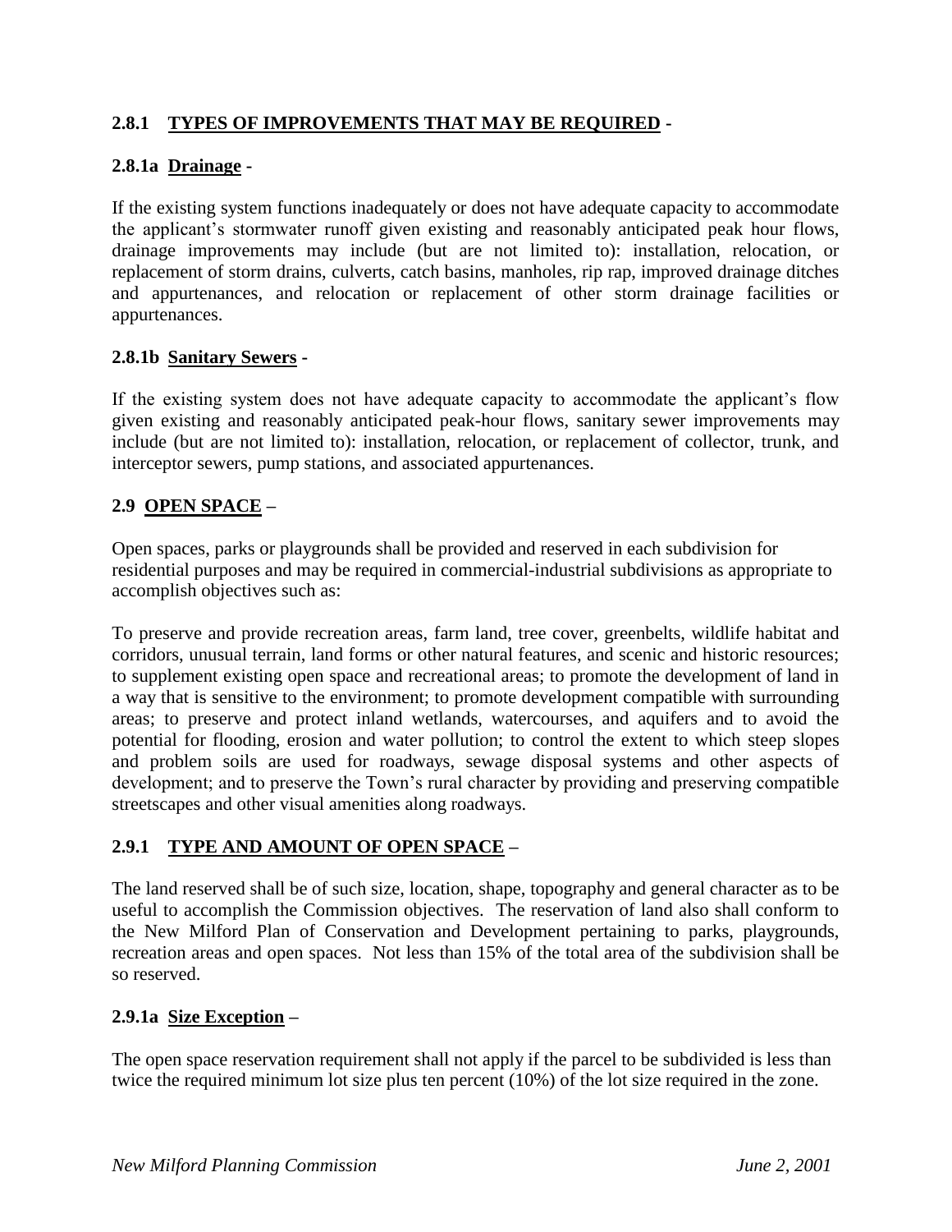### 2.8.1 <u>TYPES OF IMPROVEMENTS THAT MAY BE REQUIRED</u> -

#### 2.8.1a <u>Drainage</u> -

If the existing system functions inadequately or does not have adequate capacity to accommodate the applicant's stormwater runoff given existing and reasonably anticipated peak hour flows, drainage improvements may include (but are not limited to): installation, relocation, or replacement of storm drains, culverts, catch basins, manholes, rip rap, improved drainage ditches and appurtenances, and relocation or replacement of other storm drainage facilities or appurtenances.

#### 2.8.1b <u>Sanitary Sewers</u> -

If the existing system does not have adequate capacity to accommodate the applicant's flow given existing and reasonably anticipated peak-hour flows, sanitary sewer improvements may include (but are not limited to): installation, relocation, or replacement of collector, trunk, and interceptor sewers, pump stations, and associated appurtenances.

## 2.9 <u>OPEN SPACE</u> –

Open spaces, parks or playgrounds shall be provided and reserved in each subdivision for residential purposes and may be required in commercial-industrial subdivisions as appropriate to accomplish objectives such as:

To preserve and provide recreation areas, farm land, tree cover, greenbelts, wildlife habitat and corridors, unusual terrain, land forms or other natural features, and scenic and historic resources; to supplement existing open space and recreational areas; to promote the development of land in a way that is sensitive to the environment; to promote development compatible with surrounding areas; to preserve and protect inland wetlands, watercourses, and aquifers and to avoid the potential for flooding, erosion and water pollution; to control the extent to which steep slopes and problem soils are used for roadways, sewage disposal systems and other aspects of development; and to preserve the Town's rural character by providing and preserving compatible streetscapes and other visual amenities along roadways.

### 2.9.1 <u>TYPE AND AMOUNT OF OPEN SPACE</u> –

The land reserved shall be of such size, location, shape, topography and general character as to be useful to accomplish the Commission objectives. The reservation of land also shall conform to the New Milford Plan of Conservation and Development pertaining to parks, playgrounds, recreation areas and open spaces. Not less than 15% of the total area of the subdivision shall be so reserved.

#### 2.9.1a <u>Size Exception</u> –

The open space reservation requirement shall not apply if the parcel to be subdivided is less than twice the required minimum lot size plus ten percent (10%) of the lot size required in the zone.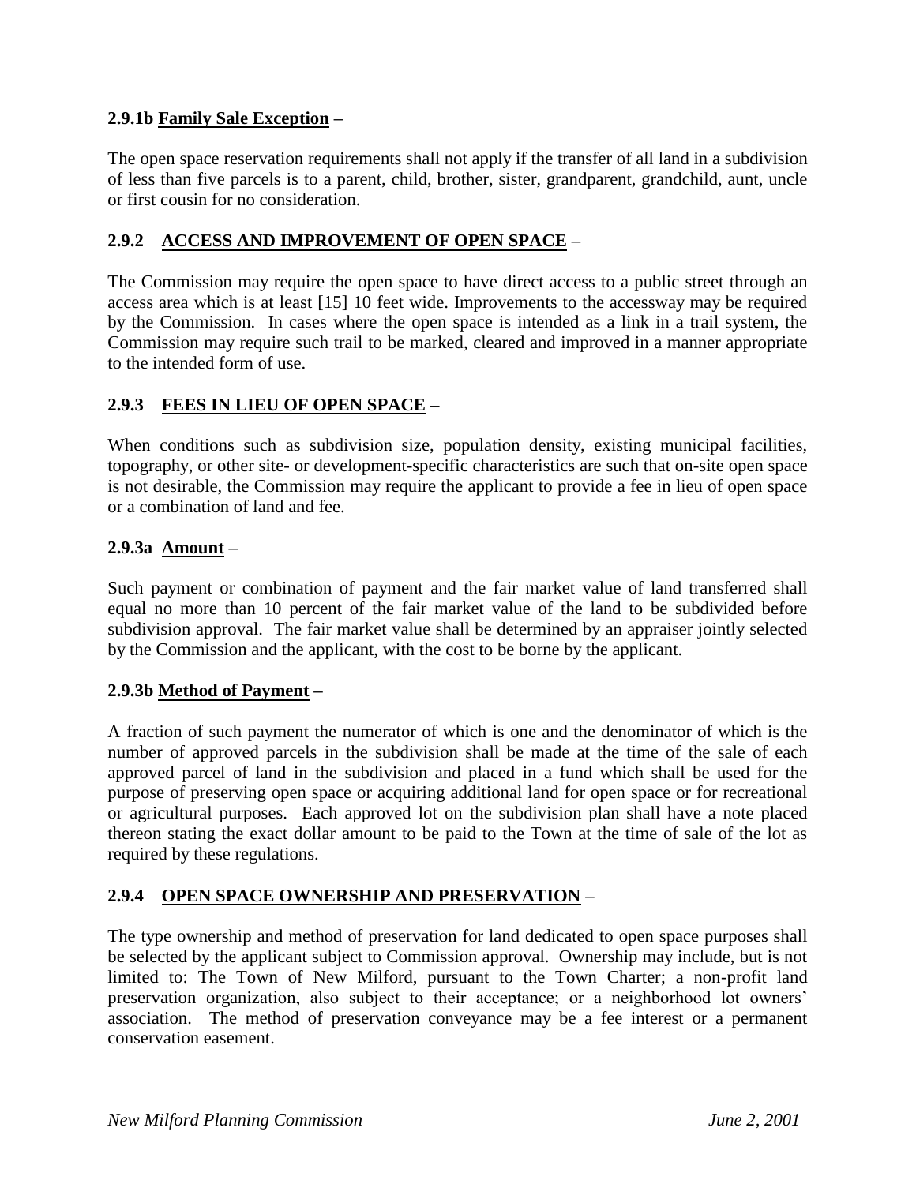**2.9.1b Family Sale Exception –**

The open space reservation requirements shall not apply if the transfer of all land in a subdivision of less than five parcels is to a parent, child, brother, sister, grandparent, grandchild, aunt, uncle or first cousin for no consideration.

## 2.9.2 ACCESS AND IMPROVEMENT OF OPEN SPACE –

The Commission may require the open space to have direct access to a public street through an access area which is at least [15] 10 feet wide. Improvements to the accessway may be required by the Commission. In cases where the open space is intended as a link in a trail system, the Commission may require such trail to be marked, cleared and improved in a manner appropriate to the intended form of use.

## 2.9.3 FEES IN LIEU OF OPEN SPACE –

When conditions such as subdivision size, population density, existing municipal facilities, topography, or other site- or development-specific characteristics are such that on-site open space is not desirable, the Commission may require the applicant to provide a fee in lieu of open space or a combination of land and fee.

**2.9.3a Amount –**

Such payment or combination of payment and the fair market value of land transferred shall equal no more than 10 percent of the fair market value of the land to be subdivided before subdivision approval. The fair market value shall be determined by an appraiser jointly selected by the Commission and the applicant, with the cost to be borne by the applicant.

**2.9.3b Method of Payment –**

A fraction of such payment the numerator of which is one and the denominator of which is the number of approved parcels in the subdivision shall be made at the time of the sale of each approved parcel of land in the subdivision and placed in a fund which shall be used for the purpose of preserving open space or acquiring additional land for open space or for recreational or agricultural purposes. Each approved lot on the subdivision plan shall have a note placed thereon stating the exact dollar amount to be paid to the Town at the time of sale of the lot as required by these regulations.

## 2.9.4 OPEN SPACE OWNERSHIP AND PRESERVATION –

The type ownership and method of preservation for land dedicated to open space purposes shall be selected by the applicant subject to Commission approval. Ownership may include, but is not limited to: The Town of New Milford, pursuant to the Town Charter; a non-profit land preservation organization, also subject to their acceptance; or a neighborhood lot owners' association. The method of preservation conveyance may be a fee interest or a permanent conservation easement.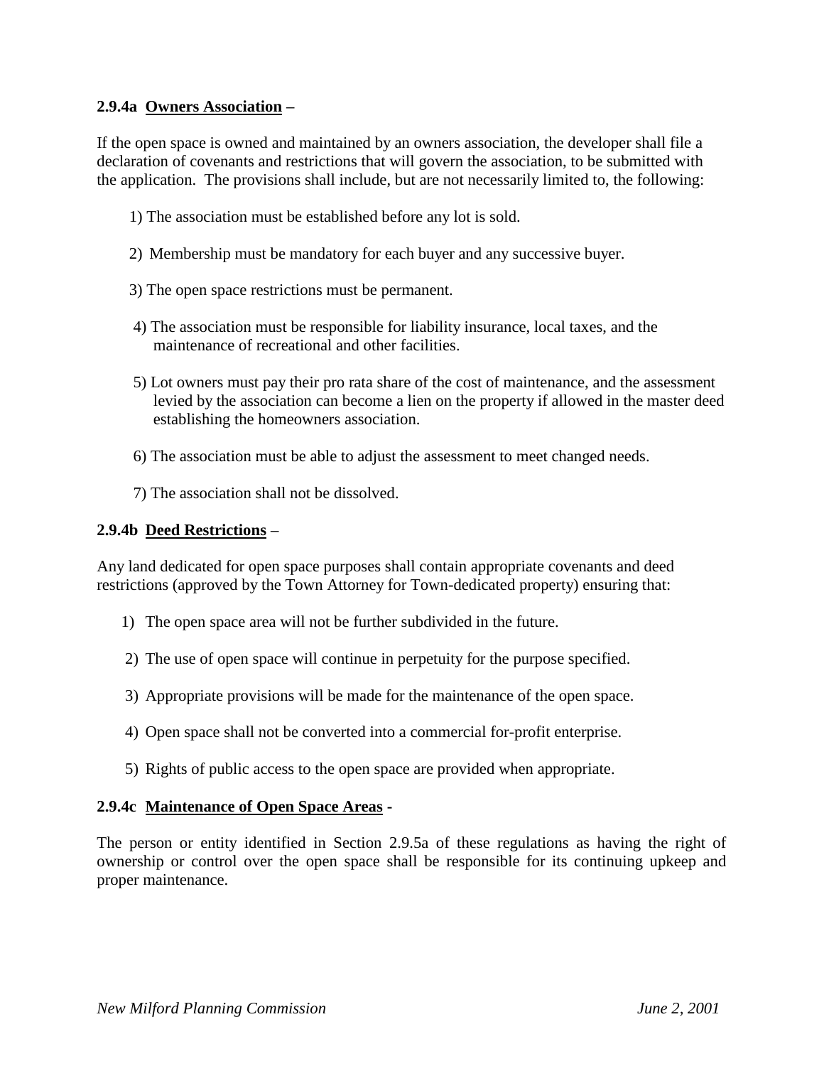**2.9.4a Owners Association –**

If the open space is owned and maintained by an owners association, the developer shall file a declaration of covenants and restrictions that will govern the association, to be submitted with the application. The provisions shall include, but are not necessarily limited to, the following:

1) The association must be established before any lot is sold.

2) Membership must be mandatory for each buyer and any successive buyer.

3) The open space restrictions must be permanent.

4) The association must be responsible for liability insurance, local taxes, and the maintenance of recreational and other facilities.

5) Lot owners must pay their pro rata share of the cost of maintenance, and the assessment levied by the association can become a lien on the property if allowed in the master deed establishing the homeowners association.

6) The association must be able to adjust the assessment to meet changed needs.

7) The association shall not be dissolved.

**2.9.4b Deed Restrictions –**

Any land dedicated for open space purposes shall contain appropriate covenants and deed restrictions (approved by the Town Attorney for Town-dedicated property) ensuring that:

1) The open space area will not be further subdivided in the future.

2) The use of open space will continue in perpetuity for the purpose specified.

3) Appropriate provisions will be made for the maintenance of the open space.

4) Open space shall not be converted into a commercial for-profit enterprise.

5) Rights of public access to the open space are provided when appropriate.

**2.9.4c Maintenance of Open Space Areas -**

The person or entity identified in Section 2.9.5a of these regulations as having the right of ownership or control over the open space shall be responsible for its continuing upkeep and proper maintenance.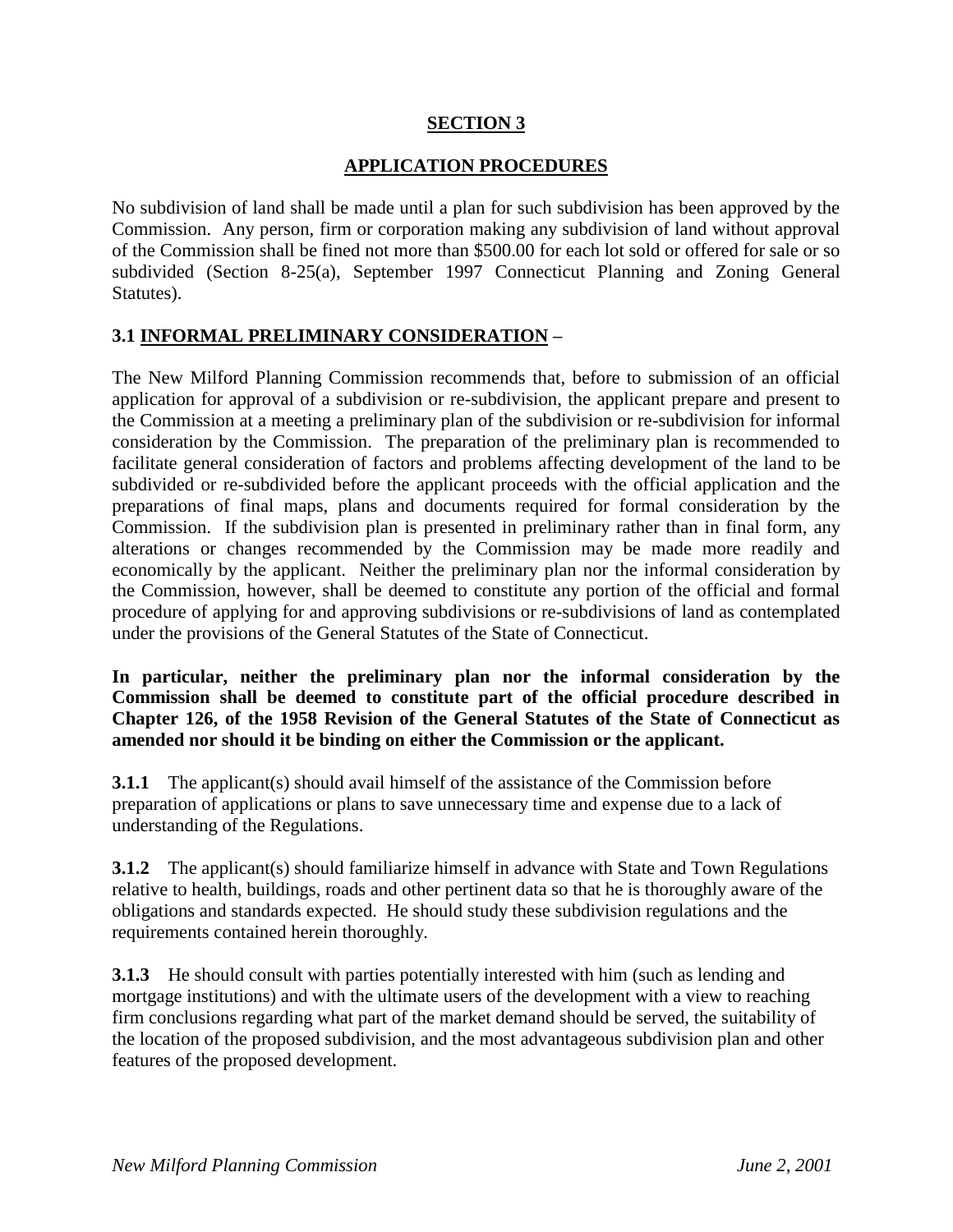# SECTION 3

## APPLICATION PROCEDURES

No subdivision of land shall be made until a plan for such subdivision has been approved by the Commission. Any person, firm or corporation making any subdivision of land without approval of the Commission shall be fined not more than $500.00 for each lot sold or offered for sale or so subdivided (Section 8-25(a), September 1997 Connecticut Planning and Zoning General Statutes).

### 3.1 INFORMAL PRELIMINARY CONSIDERATION –

The New Milford Planning Commission recommends that, before to submission of an official application for approval of a subdivision or re-subdivision, the applicant prepare and present to the Commission at a meeting a preliminary plan of the subdivision or re-subdivision for informal consideration by the Commission. The preparation of the preliminary plan is recommended to facilitate general consideration of factors and problems affecting development of the land to be subdivided or re-subdivided before the applicant proceeds with the official application and the preparations of final maps, plans and documents required for formal consideration by the Commission. If the subdivision plan is presented in preliminary rather than in final form, any alterations or changes recommended by the Commission may be made more readily and economically by the applicant. Neither the preliminary plan nor the informal consideration by the Commission, however, shall be deemed to constitute any portion of the official and formal procedure of applying for and approving subdivisions or re-subdivisions of land as contemplated under the provisions of the General Statutes of the State of Connecticut.

**In particular, neither the preliminary plan nor the informal consideration by the Commission shall be deemed to constitute part of the official procedure described in Chapter 126, of the 1958 Revision of the General Statutes of the State of Connecticut as amended nor should it be binding on either the Commission or the applicant.**

**3.1.1** The applicant(s) should avail himself of the assistance of the Commission before preparation of applications or plans to save unnecessary time and expense due to a lack of understanding of the Regulations.

**3.1.2** The applicant(s) should familiarize himself in advance with State and Town Regulations relative to health, buildings, roads and other pertinent data so that he is thoroughly aware of the obligations and standards expected. He should study these subdivision regulations and the requirements contained herein thoroughly.

**3.1.3** He should consult with parties potentially interested with him (such as lending and mortgage institutions) and with the ultimate users of the development with a view to reaching firm conclusions regarding what part of the market demand should be served, the suitability of the location of the proposed subdivision, and the most advantageous subdivision plan and other features of the proposed development.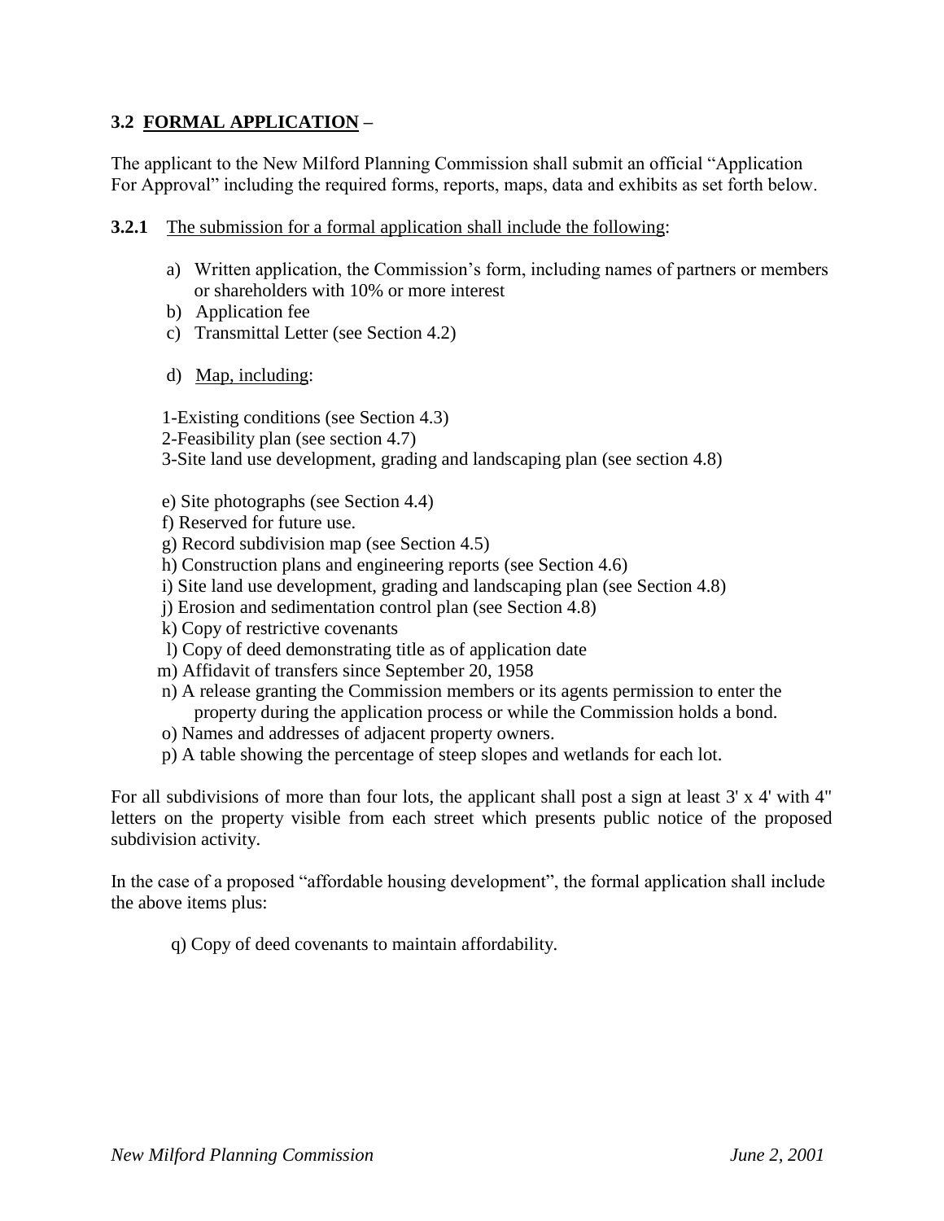### 3.2 FORMAL APPLICATION –

The applicant to the New Milford Planning Commission shall submit an official "Application For Approval" including the required forms, reports, maps, data and exhibits as set forth below.

**3.2.1** The submission for a formal application shall include the following:

a) Written application, the Commission's form, including names of partners or members or shareholders with 10% or more interest
b) Application fee
c) Transmittal Letter (see Section 4.2)

d) Map, including:

1-Existing conditions (see Section 4.3)
2-Feasibility plan (see section 4.7)
3-Site land use development, grading and landscaping plan (see section 4.8)

e) Site photographs (see Section 4.4)
f) Reserved for future use.
g) Record subdivision map (see Section 4.5)
h) Construction plans and engineering reports (see Section 4.6)
i) Site land use development, grading and landscaping plan (see Section 4.8)
j) Erosion and sedimentation control plan (see Section 4.8)
k) Copy of restrictive covenants
l) Copy of deed demonstrating title as of application date
m) Affidavit of transfers since September 20, 1958
n) A release granting the Commission members or its agents permission to enter the property during the application process or while the Commission holds a bond.
o) Names and addresses of adjacent property owners.
p) A table showing the percentage of steep slopes and wetlands for each lot.

For all subdivisions of more than four lots, the applicant shall post a sign at least 3' x 4' with 4" letters on the property visible from each street which presents public notice of the proposed subdivision activity.

In the case of a proposed "affordable housing development", the formal application shall include the above items plus:

q) Copy of deed covenants to maintain affordability.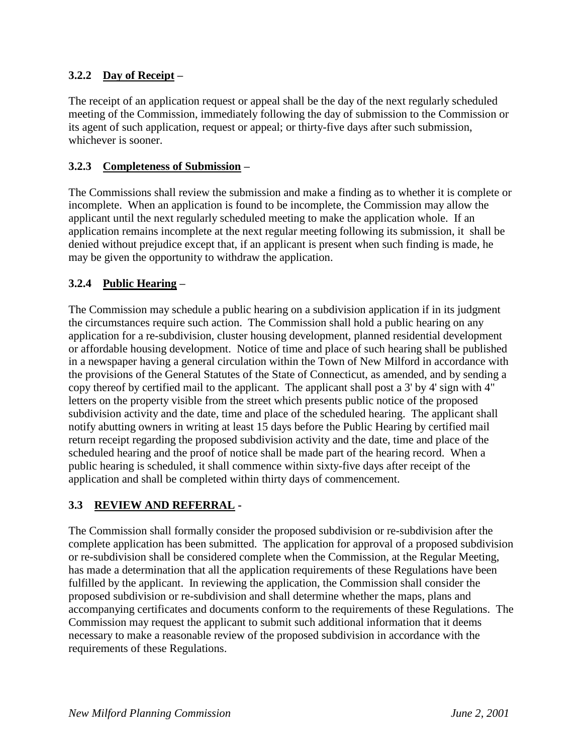### 3.2.2 Day of Receipt –

The receipt of an application request or appeal shall be the day of the next regularly scheduled meeting of the Commission, immediately following the day of submission to the Commission or its agent of such application, request or appeal; or thirty-five days after such submission, whichever is sooner.

### 3.2.3 Completeness of Submission –

The Commissions shall review the submission and make a finding as to whether it is complete or incomplete. When an application is found to be incomplete, the Commission may allow the applicant until the next regularly scheduled meeting to make the application whole. If an application remains incomplete at the next regular meeting following its submission, it shall be denied without prejudice except that, if an applicant is present when such finding is made, he may be given the opportunity to withdraw the application.

### 3.2.4 Public Hearing –

The Commission may schedule a public hearing on a subdivision application if in its judgment the circumstances require such action. The Commission shall hold a public hearing on any application for a re-subdivision, cluster housing development, planned residential development or affordable housing development. Notice of time and place of such hearing shall be published in a newspaper having a general circulation within the Town of New Milford in accordance with the provisions of the General Statutes of the State of Connecticut, as amended, and by sending a copy thereof by certified mail to the applicant. The applicant shall post a 3' by 4' sign with 4" letters on the property visible from the street which presents public notice of the proposed subdivision activity and the date, time and place of the scheduled hearing. The applicant shall notify abutting owners in writing at least 15 days before the Public Hearing by certified mail return receipt regarding the proposed subdivision activity and the date, time and place of the scheduled hearing and the proof of notice shall be made part of the hearing record. When a public hearing is scheduled, it shall commence within sixty-five days after receipt of the application and shall be completed within thirty days of commencement.

## 3.3 REVIEW AND REFERRAL -

The Commission shall formally consider the proposed subdivision or re-subdivision after the complete application has been submitted. The application for approval of a proposed subdivision or re-subdivision shall be considered complete when the Commission, at the Regular Meeting, has made a determination that all the application requirements of these Regulations have been fulfilled by the applicant. In reviewing the application, the Commission shall consider the proposed subdivision or re-subdivision and shall determine whether the maps, plans and accompanying certificates and documents conform to the requirements of these Regulations. The Commission may request the applicant to submit such additional information that it deems necessary to make a reasonable review of the proposed subdivision in accordance with the requirements of these Regulations.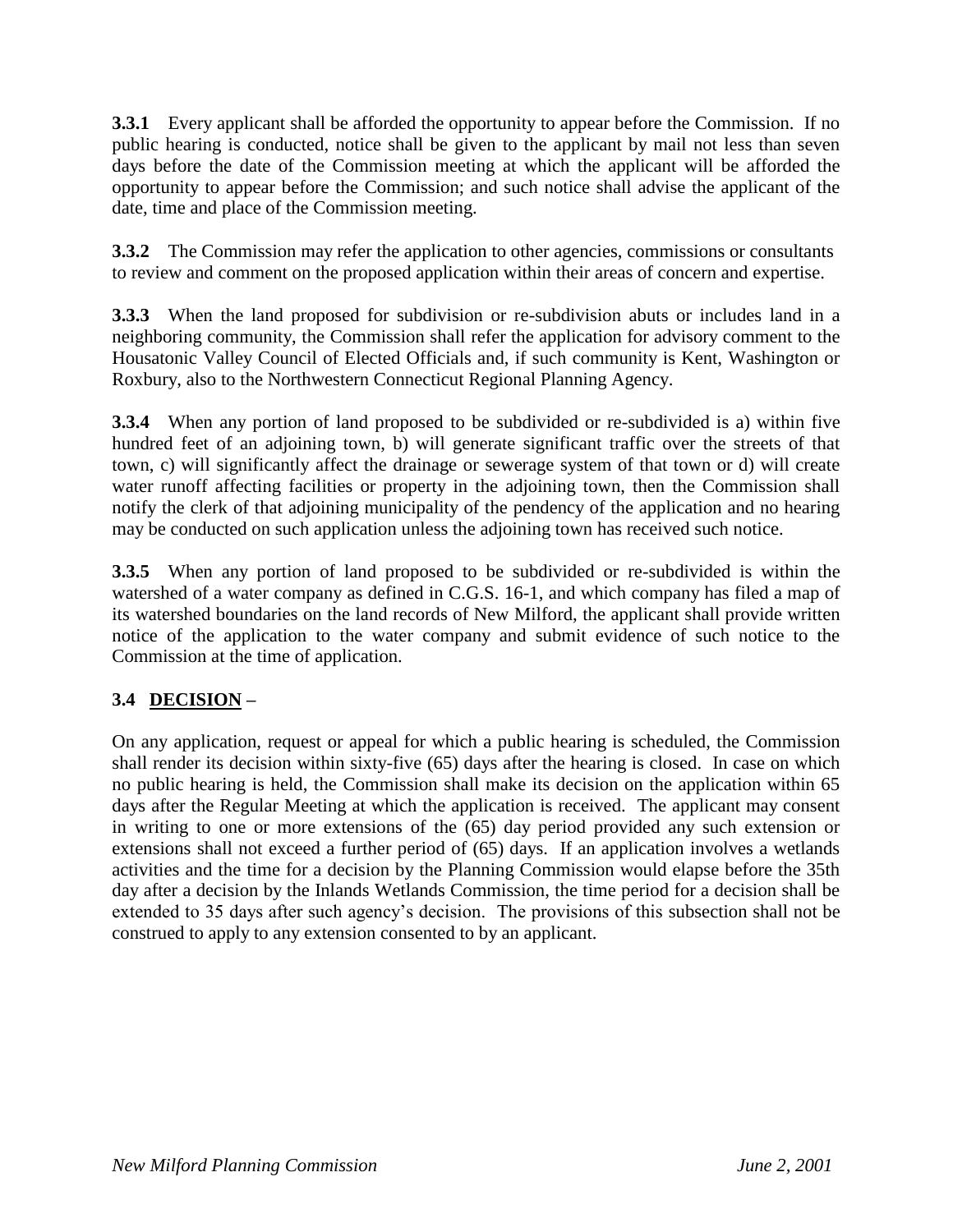**3.3.1** Every applicant shall be afforded the opportunity to appear before the Commission. If no public hearing is conducted, notice shall be given to the applicant by mail not less than seven days before the date of the Commission meeting at which the applicant will be afforded the opportunity to appear before the Commission; and such notice shall advise the applicant of the date, time and place of the Commission meeting.

**3.3.2** The Commission may refer the application to other agencies, commissions or consultants to review and comment on the proposed application within their areas of concern and expertise.

**3.3.3** When the land proposed for subdivision or re-subdivision abuts or includes land in a neighboring community, the Commission shall refer the application for advisory comment to the Housatonic Valley Council of Elected Officials and, if such community is Kent, Washington or Roxbury, also to the Northwestern Connecticut Regional Planning Agency.

**3.3.4** When any portion of land proposed to be subdivided or re-subdivided is a) within five hundred feet of an adjoining town, b) will generate significant traffic over the streets of that town, c) will significantly affect the drainage or sewerage system of that town or d) will create water runoff affecting facilities or property in the adjoining town, then the Commission shall notify the clerk of that adjoining municipality of the pendency of the application and no hearing may be conducted on such application unless the adjoining town has received such notice.

**3.3.5** When any portion of land proposed to be subdivided or re-subdivided is within the watershed of a water company as defined in C.G.S. 16-1, and which company has filed a map of its watershed boundaries on the land records of New Milford, the applicant shall provide written notice of the application to the water company and submit evidence of such notice to the Commission at the time of application.

## 3.4 DECISION –

On any application, request or appeal for which a public hearing is scheduled, the Commission shall render its decision within sixty-five (65) days after the hearing is closed. In case on which no public hearing is held, the Commission shall make its decision on the application within 65 days after the Regular Meeting at which the application is received. The applicant may consent in writing to one or more extensions of the (65) day period provided any such extension or extensions shall not exceed a further period of (65) days. If an application involves a wetlands activities and the time for a decision by the Planning Commission would elapse before the 35th day after a decision by the Inlands Wetlands Commission, the time period for a decision shall be extended to 35 days after such agency's decision. The provisions of this subsection shall not be construed to apply to any extension consented to by an applicant.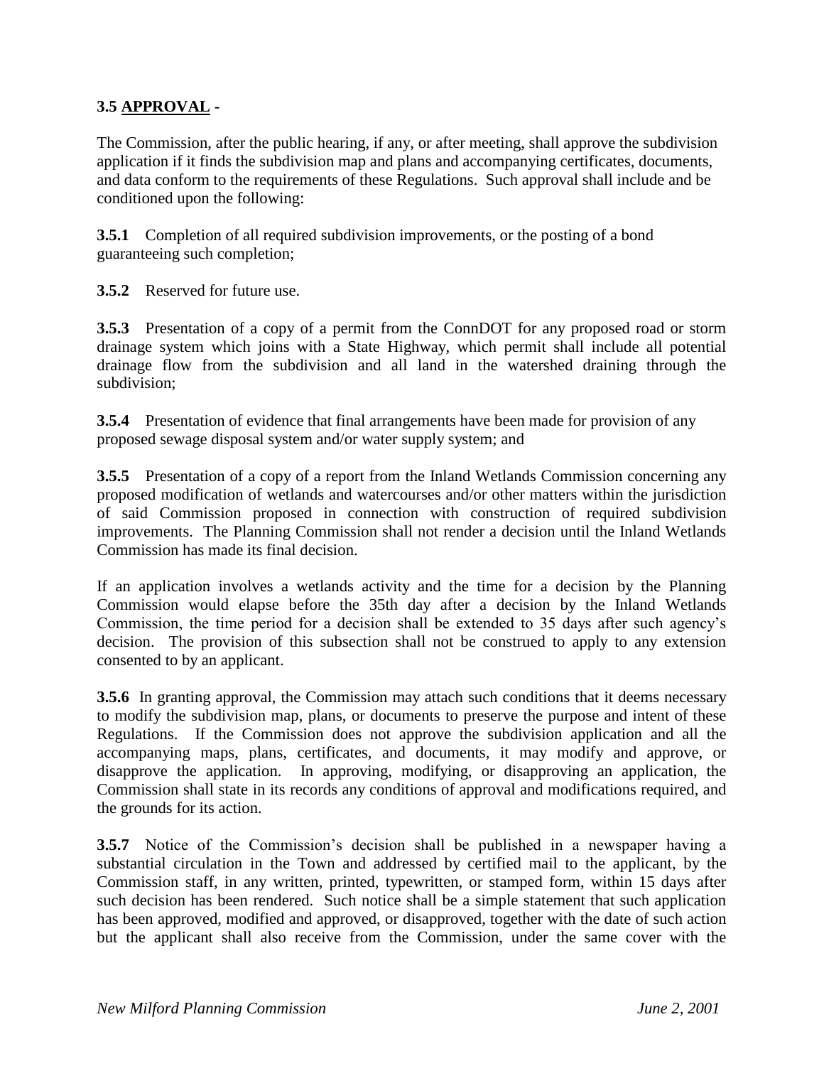### 3.5 **APPROVAL** -

The Commission, after the public hearing, if any, or after meeting, shall approve the subdivision application if it finds the subdivision map and plans and accompanying certificates, documents, and data conform to the requirements of these Regulations. Such approval shall include and be conditioned upon the following:

**3.5.1** Completion of all required subdivision improvements, or the posting of a bond guaranteeing such completion;

**3.5.2** Reserved for future use.

**3.5.3** Presentation of a copy of a permit from the ConnDOT for any proposed road or storm drainage system which joins with a State Highway, which permit shall include all potential drainage flow from the subdivision and all land in the watershed draining through the subdivision;

**3.5.4** Presentation of evidence that final arrangements have been made for provision of any proposed sewage disposal system and/or water supply system; and

**3.5.5** Presentation of a copy of a report from the Inland Wetlands Commission concerning any proposed modification of wetlands and watercourses and/or other matters within the jurisdiction of said Commission proposed in connection with construction of required subdivision improvements. The Planning Commission shall not render a decision until the Inland Wetlands Commission has made its final decision.

If an application involves a wetlands activity and the time for a decision by the Planning Commission would elapse before the 35th day after a decision by the Inland Wetlands Commission, the time period for a decision shall be extended to 35 days after such agency's decision. The provision of this subsection shall not be construed to apply to any extension consented to by an applicant.

**3.5.6** In granting approval, the Commission may attach such conditions that it deems necessary to modify the subdivision map, plans, or documents to preserve the purpose and intent of these Regulations. If the Commission does not approve the subdivision application and all the accompanying maps, plans, certificates, and documents, it may modify and approve, or disapprove the application. In approving, modifying, or disapproving an application, the Commission shall state in its records any conditions of approval and modifications required, and the grounds for its action.

**3.5.7** Notice of the Commission's decision shall be published in a newspaper having a substantial circulation in the Town and addressed by certified mail to the applicant, by the Commission staff, in any written, printed, typewritten, or stamped form, within 15 days after such decision has been rendered. Such notice shall be a simple statement that such application has been approved, modified and approved, or disapproved, together with the date of such action but the applicant shall also receive from the Commission, under the same cover with the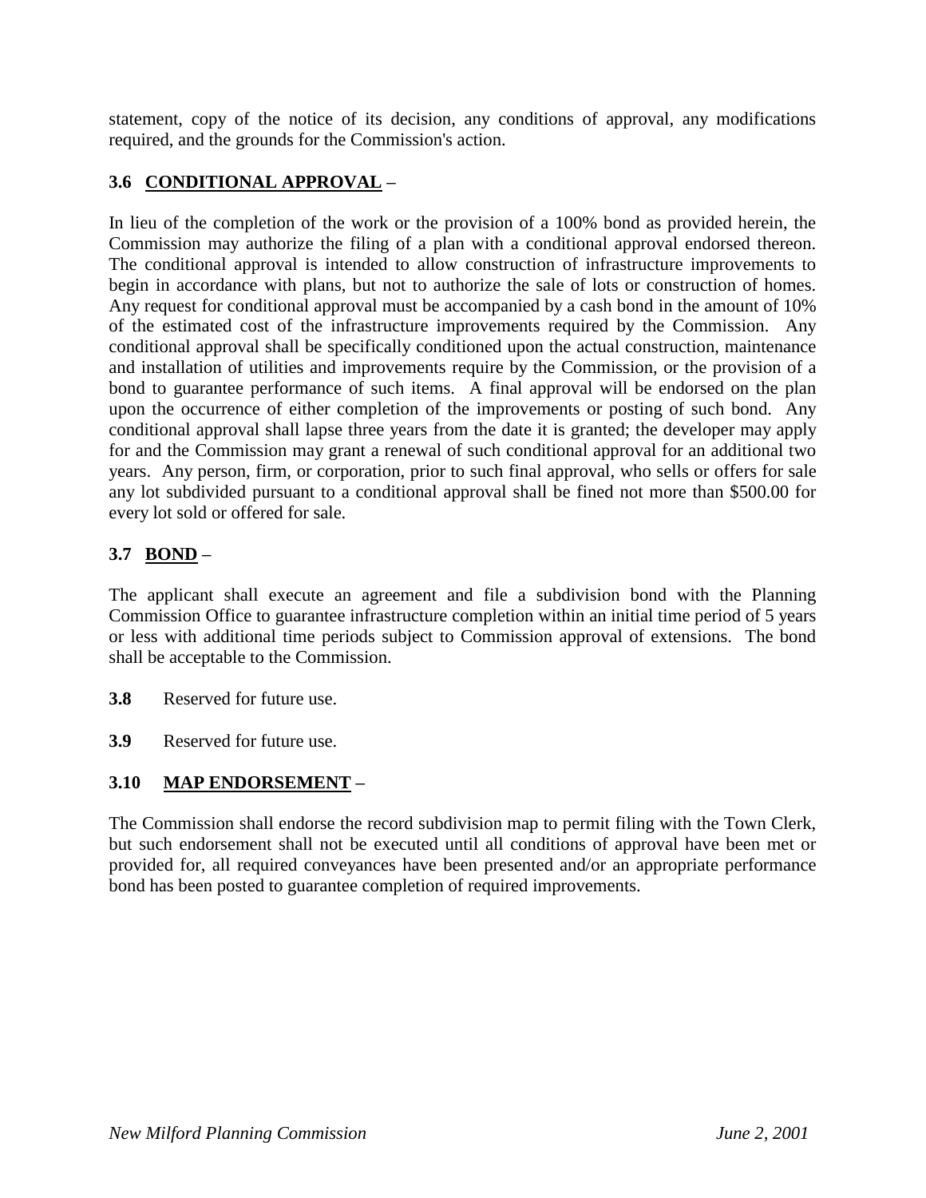statement, copy of the notice of its decision, any conditions of approval, any modifications required, and the grounds for the Commission's action.

### 3.6 CONDITIONAL APPROVAL –

In lieu of the completion of the work or the provision of a 100% bond as provided herein, the Commission may authorize the filing of a plan with a conditional approval endorsed thereon. The conditional approval is intended to allow construction of infrastructure improvements to begin in accordance with plans, but not to authorize the sale of lots or construction of homes. Any request for conditional approval must be accompanied by a cash bond in the amount of 10% of the estimated cost of the infrastructure improvements required by the Commission. Any conditional approval shall be specifically conditioned upon the actual construction, maintenance and installation of utilities and improvements require by the Commission, or the provision of a bond to guarantee performance of such items. A final approval will be endorsed on the plan upon the occurrence of either completion of the improvements or posting of such bond. Any conditional approval shall lapse three years from the date it is granted; the developer may apply for and the Commission may grant a renewal of such conditional approval for an additional two years. Any person, firm, or corporation, prior to such final approval, who sells or offers for sale any lot subdivided pursuant to a conditional approval shall be fined not more than $500.00 for every lot sold or offered for sale.

### 3.7 BOND –

The applicant shall execute an agreement and file a subdivision bond with the Planning Commission Office to guarantee infrastructure completion within an initial time period of 5 years or less with additional time periods subject to Commission approval of extensions. The bond shall be acceptable to the Commission.

**3.8** Reserved for future use.

**3.9** Reserved for future use.

### 3.10 MAP ENDORSEMENT –

The Commission shall endorse the record subdivision map to permit filing with the Town Clerk, but such endorsement shall not be executed until all conditions of approval have been met or provided for, all required conveyances have been presented and/or an appropriate performance bond has been posted to guarantee completion of required improvements.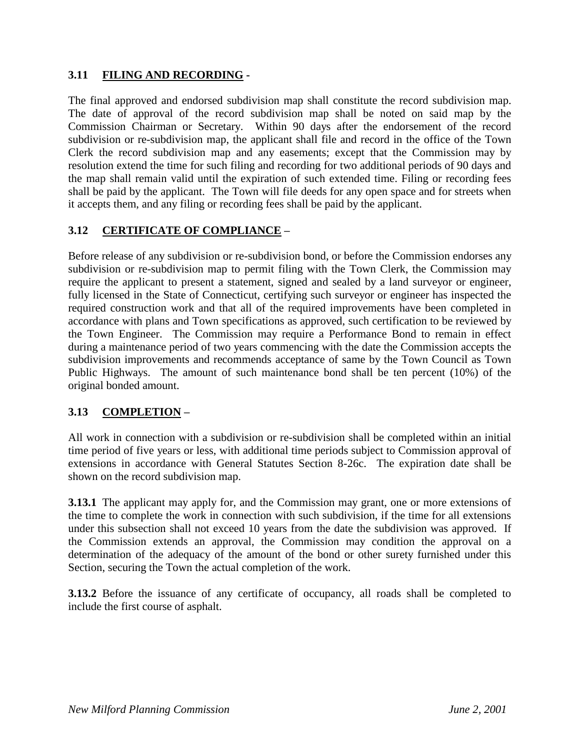## 3.11 FILING AND RECORDING -

The final approved and endorsed subdivision map shall constitute the record subdivision map. The date of approval of the record subdivision map shall be noted on said map by the Commission Chairman or Secretary. Within 90 days after the endorsement of the record subdivision or re-subdivision map, the applicant shall file and record in the office of the Town Clerk the record subdivision map and any easements; except that the Commission may by resolution extend the time for such filing and recording for two additional periods of 90 days and the map shall remain valid until the expiration of such extended time. Filing or recording fees shall be paid by the applicant. The Town will file deeds for any open space and for streets when it accepts them, and any filing or recording fees shall be paid by the applicant.

## 3.12 CERTIFICATE OF COMPLIANCE –

Before release of any subdivision or re-subdivision bond, or before the Commission endorses any subdivision or re-subdivision map to permit filing with the Town Clerk, the Commission may require the applicant to present a statement, signed and sealed by a land surveyor or engineer, fully licensed in the State of Connecticut, certifying such surveyor or engineer has inspected the required construction work and that all of the required improvements have been completed in accordance with plans and Town specifications as approved, such certification to be reviewed by the Town Engineer. The Commission may require a Performance Bond to remain in effect during a maintenance period of two years commencing with the date the Commission accepts the subdivision improvements and recommends acceptance of same by the Town Council as Town Public Highways. The amount of such maintenance bond shall be ten percent (10%) of the original bonded amount.

## 3.13 COMPLETION –

All work in connection with a subdivision or re-subdivision shall be completed within an initial time period of five years or less, with additional time periods subject to Commission approval of extensions in accordance with General Statutes Section 8-26c. The expiration date shall be shown on the record subdivision map.

**3.13.1** The applicant may apply for, and the Commission may grant, one or more extensions of the time to complete the work in connection with such subdivision, if the time for all extensions under this subsection shall not exceed 10 years from the date the subdivision was approved. If the Commission extends an approval, the Commission may condition the approval on a determination of the adequacy of the amount of the bond or other surety furnished under this Section, securing the Town the actual completion of the work.

**3.13.2** Before the issuance of any certificate of occupancy, all roads shall be completed to include the first course of asphalt.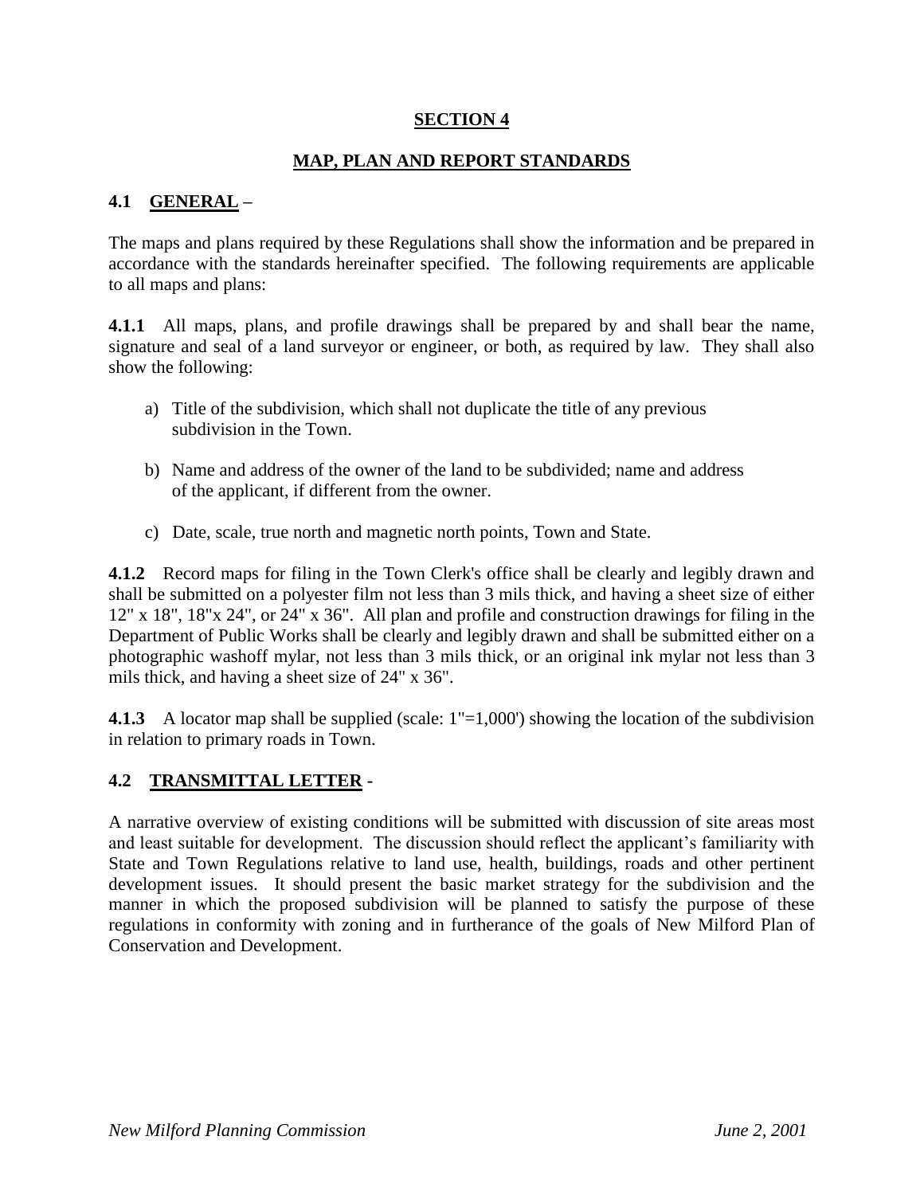# SECTION 4

## MAP, PLAN AND REPORT STANDARDS

### 4.1 GENERAL –

The maps and plans required by these Regulations shall show the information and be prepared in accordance with the standards hereinafter specified. The following requirements are applicable to all maps and plans:

**4.1.1** All maps, plans, and profile drawings shall be prepared by and shall bear the name, signature and seal of a land surveyor or engineer, or both, as required by law. They shall also show the following:

a) Title of the subdivision, which shall not duplicate the title of any previous subdivision in the Town.

b) Name and address of the owner of the land to be subdivided; name and address of the applicant, if different from the owner.

c) Date, scale, true north and magnetic north points, Town and State.

**4.1.2** Record maps for filing in the Town Clerk's office shall be clearly and legibly drawn and shall be submitted on a polyester film not less than 3 mils thick, and having a sheet size of either 12" x 18", 18"x 24", or 24" x 36". All plan and profile and construction drawings for filing in the Department of Public Works shall be clearly and legibly drawn and shall be submitted either on a photographic washoff mylar, not less than 3 mils thick, or an original ink mylar not less than 3 mils thick, and having a sheet size of 24" x 36".

**4.1.3** A locator map shall be supplied (scale: 1"=1,000') showing the location of the subdivision in relation to primary roads in Town.

### 4.2 TRANSMITTAL LETTER -

A narrative overview of existing conditions will be submitted with discussion of site areas most and least suitable for development. The discussion should reflect the applicant's familiarity with State and Town Regulations relative to land use, health, buildings, roads and other pertinent development issues. It should present the basic market strategy for the subdivision and the manner in which the proposed subdivision will be planned to satisfy the purpose of these regulations in conformity with zoning and in furtherance of the goals of New Milford Plan of Conservation and Development.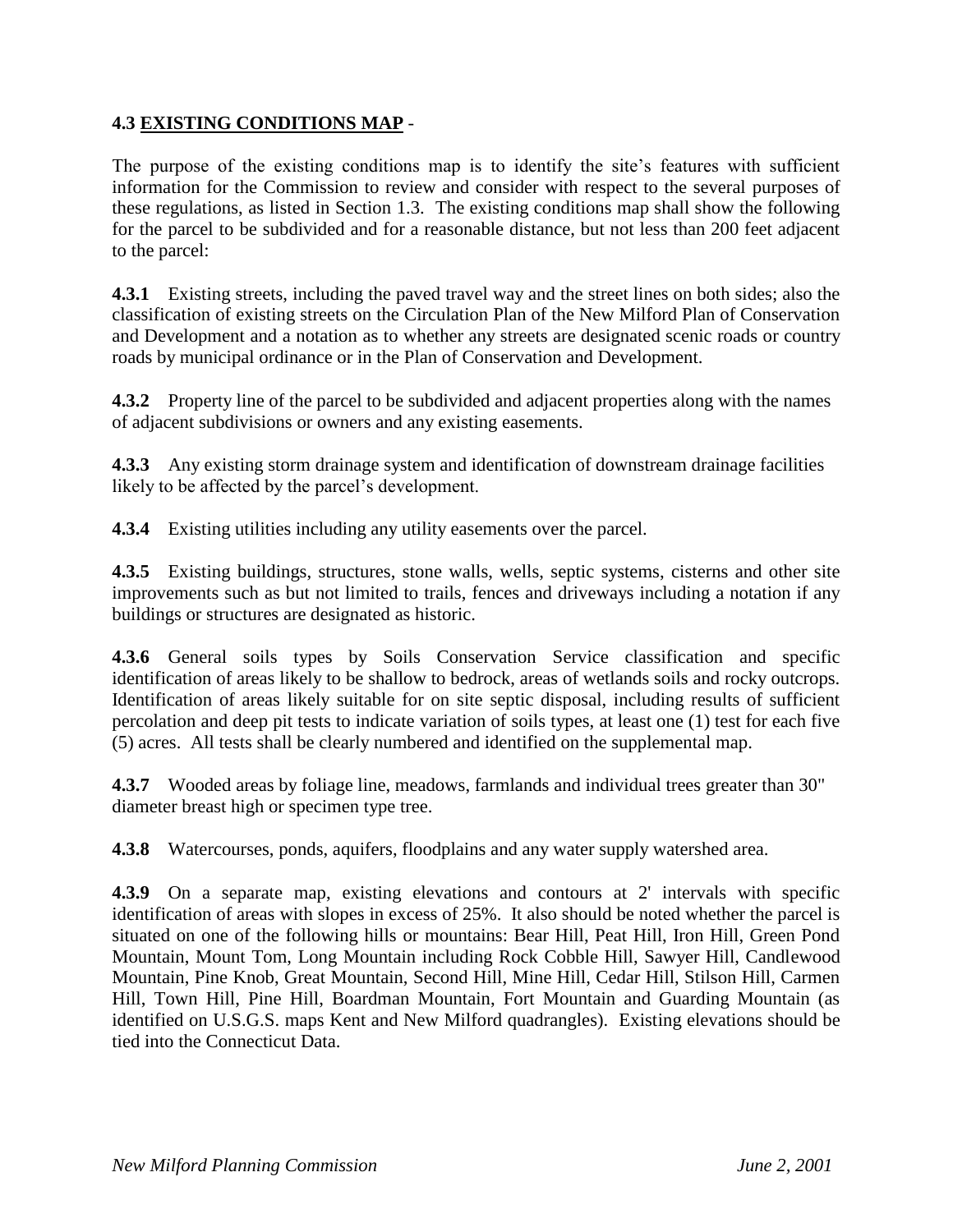## 4.3 <u>EXISTING CONDITIONS MAP</u> -

The purpose of the existing conditions map is to identify the site's features with sufficient information for the Commission to review and consider with respect to the several purposes of these regulations, as listed in Section 1.3. The existing conditions map shall show the following for the parcel to be subdivided and for a reasonable distance, but not less than 200 feet adjacent to the parcel:

**4.3.1** Existing streets, including the paved travel way and the street lines on both sides; also the classification of existing streets on the Circulation Plan of the New Milford Plan of Conservation and Development and a notation as to whether any streets are designated scenic roads or country roads by municipal ordinance or in the Plan of Conservation and Development.

**4.3.2** Property line of the parcel to be subdivided and adjacent properties along with the names of adjacent subdivisions or owners and any existing easements.

**4.3.3** Any existing storm drainage system and identification of downstream drainage facilities likely to be affected by the parcel's development.

**4.3.4** Existing utilities including any utility easements over the parcel.

**4.3.5** Existing buildings, structures, stone walls, wells, septic systems, cisterns and other site improvements such as but not limited to trails, fences and driveways including a notation if any buildings or structures are designated as historic.

**4.3.6** General soils types by Soils Conservation Service classification and specific identification of areas likely to be shallow to bedrock, areas of wetlands soils and rocky outcrops. Identification of areas likely suitable for on site septic disposal, including results of sufficient percolation and deep pit tests to indicate variation of soils types, at least one (1) test for each five (5) acres. All tests shall be clearly numbered and identified on the supplemental map.

**4.3.7** Wooded areas by foliage line, meadows, farmlands and individual trees greater than 30" diameter breast high or specimen type tree.

**4.3.8** Watercourses, ponds, aquifers, floodplains and any water supply watershed area.

**4.3.9** On a separate map, existing elevations and contours at 2' intervals with specific identification of areas with slopes in excess of 25%. It also should be noted whether the parcel is situated on one of the following hills or mountains: Bear Hill, Peat Hill, Iron Hill, Green Pond Mountain, Mount Tom, Long Mountain including Rock Cobble Hill, Sawyer Hill, Candlewood Mountain, Pine Knob, Great Mountain, Second Hill, Mine Hill, Cedar Hill, Stilson Hill, Carmen Hill, Town Hill, Pine Hill, Boardman Mountain, Fort Mountain and Guarding Mountain (as identified on U.S.G.S. maps Kent and New Milford quadrangles). Existing elevations should be tied into the Connecticut Data.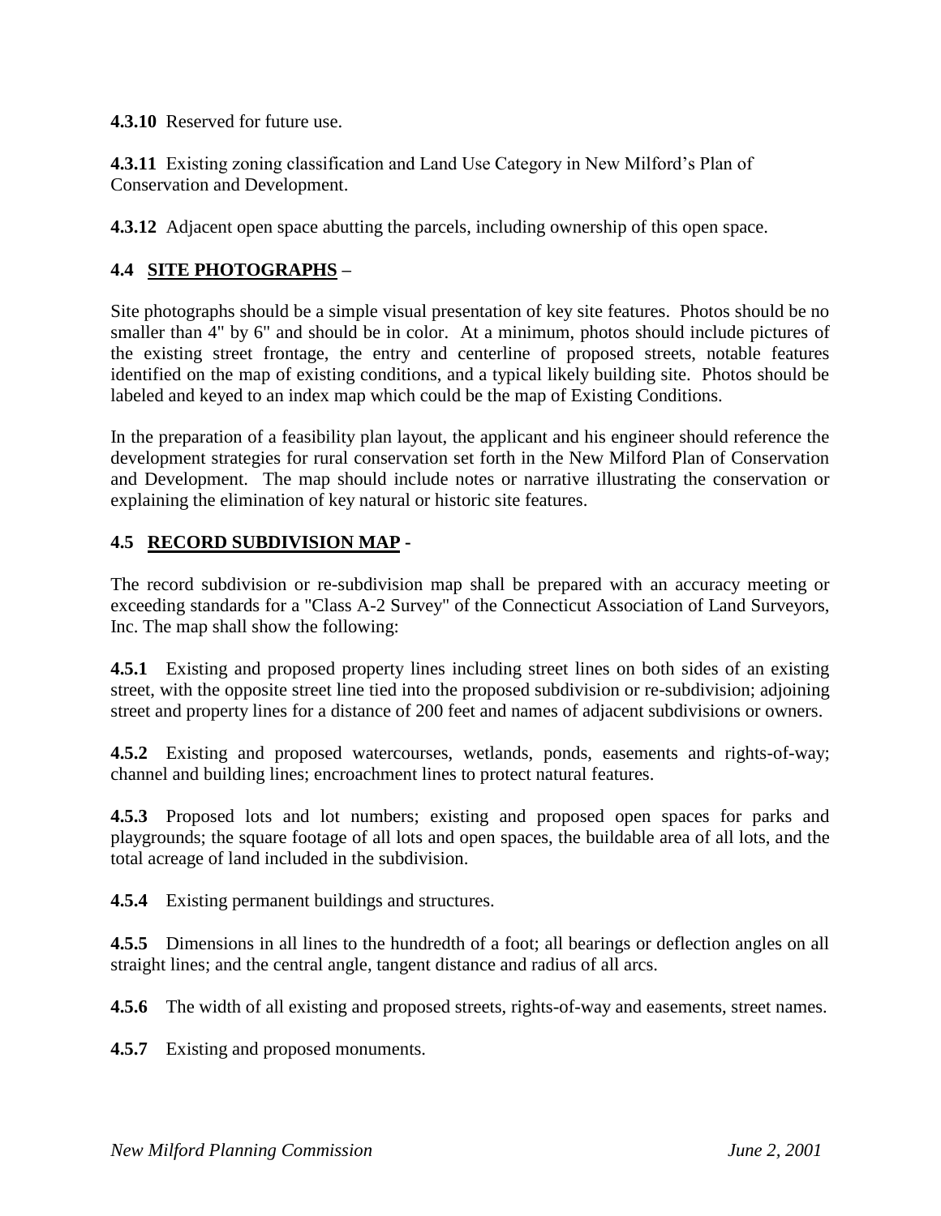**4.3.10** Reserved for future use.

**4.3.11** Existing zoning classification and Land Use Category in New Milford's Plan of Conservation and Development.

**4.3.12** Adjacent open space abutting the parcels, including ownership of this open space.

## 4.4 SITE PHOTOGRAPHS –

Site photographs should be a simple visual presentation of key site features. Photos should be no smaller than 4" by 6" and should be in color. At a minimum, photos should include pictures of the existing street frontage, the entry and centerline of proposed streets, notable features identified on the map of existing conditions, and a typical likely building site. Photos should be labeled and keyed to an index map which could be the map of Existing Conditions.

In the preparation of a feasibility plan layout, the applicant and his engineer should reference the development strategies for rural conservation set forth in the New Milford Plan of Conservation and Development. The map should include notes or narrative illustrating the conservation or explaining the elimination of key natural or historic site features.

## 4.5 RECORD SUBDIVISION MAP -

The record subdivision or re-subdivision map shall be prepared with an accuracy meeting or exceeding standards for a "Class A-2 Survey" of the Connecticut Association of Land Surveyors, Inc. The map shall show the following:

**4.5.1** Existing and proposed property lines including street lines on both sides of an existing street, with the opposite street line tied into the proposed subdivision or re-subdivision; adjoining street and property lines for a distance of 200 feet and names of adjacent subdivisions or owners.

**4.5.2** Existing and proposed watercourses, wetlands, ponds, easements and rights-of-way; channel and building lines; encroachment lines to protect natural features.

**4.5.3** Proposed lots and lot numbers; existing and proposed open spaces for parks and playgrounds; the square footage of all lots and open spaces, the buildable area of all lots, and the total acreage of land included in the subdivision.

**4.5.4** Existing permanent buildings and structures.

**4.5.5** Dimensions in all lines to the hundredth of a foot; all bearings or deflection angles on all straight lines; and the central angle, tangent distance and radius of all arcs.

**4.5.6** The width of all existing and proposed streets, rights-of-way and easements, street names.

**4.5.7** Existing and proposed monuments.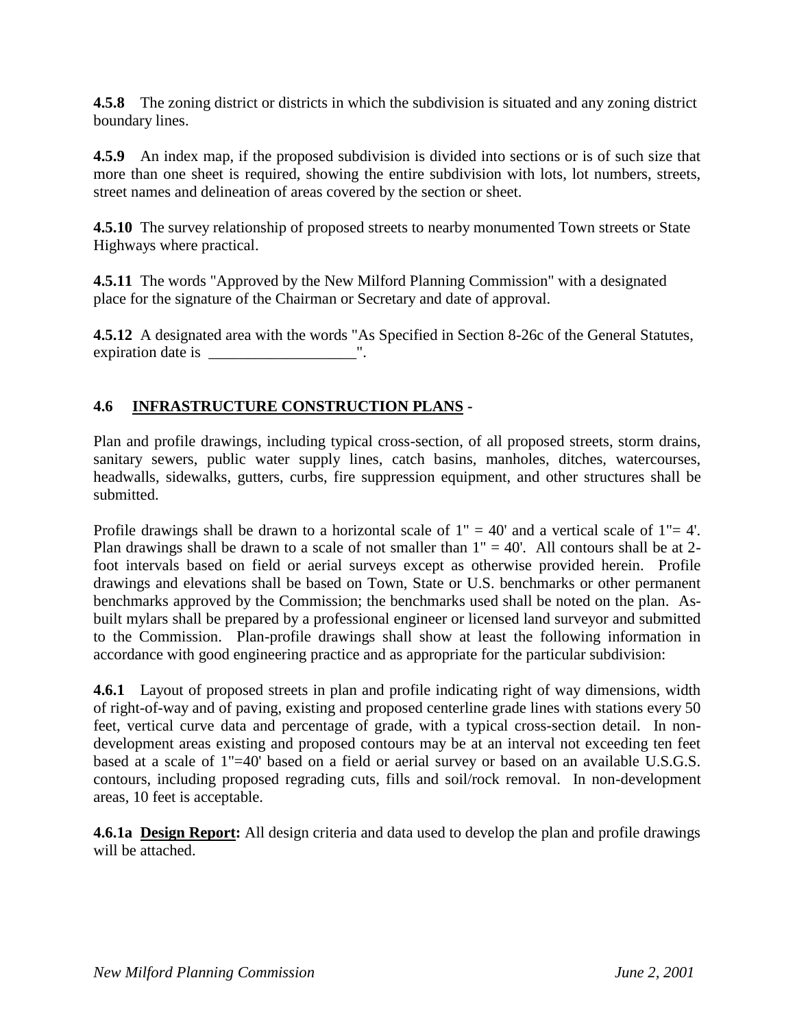**4.5.8** The zoning district or districts in which the subdivision is situated and any zoning district boundary lines.

**4.5.9** An index map, if the proposed subdivision is divided into sections or is of such size that more than one sheet is required, showing the entire subdivision with lots, lot numbers, streets, street names and delineation of areas covered by the section or sheet.

**4.5.10** The survey relationship of proposed streets to nearby monumented Town streets or State Highways where practical.

**4.5.11** The words "Approved by the New Milford Planning Commission" with a designated place for the signature of the Chairman or Secretary and date of approval.

**4.5.12** A designated area with the words "As Specified in Section 8-26c of the General Statutes, expiration date is ___________________".

## 4.6 INFRASTRUCTURE CONSTRUCTION PLANS -

Plan and profile drawings, including typical cross-section, of all proposed streets, storm drains, sanitary sewers, public water supply lines, catch basins, manholes, ditches, watercourses, headwalls, sidewalks, gutters, curbs, fire suppression equipment, and other structures shall be submitted.

Profile drawings shall be drawn to a horizontal scale of 1" = 40' and a vertical scale of 1"= 4'. Plan drawings shall be drawn to a scale of not smaller than 1" = 40'. All contours shall be at 2-foot intervals based on field or aerial surveys except as otherwise provided herein. Profile drawings and elevations shall be based on Town, State or U.S. benchmarks or other permanent benchmarks approved by the Commission; the benchmarks used shall be noted on the plan. As-built mylars shall be prepared by a professional engineer or licensed land surveyor and submitted to the Commission. Plan-profile drawings shall show at least the following information in accordance with good engineering practice and as appropriate for the particular subdivision:

**4.6.1** Layout of proposed streets in plan and profile indicating right of way dimensions, width of right-of-way and of paving, existing and proposed centerline grade lines with stations every 50 feet, vertical curve data and percentage of grade, with a typical cross-section detail. In non-development areas existing and proposed contours may be at an interval not exceeding ten feet based at a scale of 1"=40' based on a field or aerial survey or based on an available U.S.G.S. contours, including proposed regrading cuts, fills and soil/rock removal. In non-development areas, 10 feet is acceptable.

**4.6.1a Design Report:** All design criteria and data used to develop the plan and profile drawings will be attached.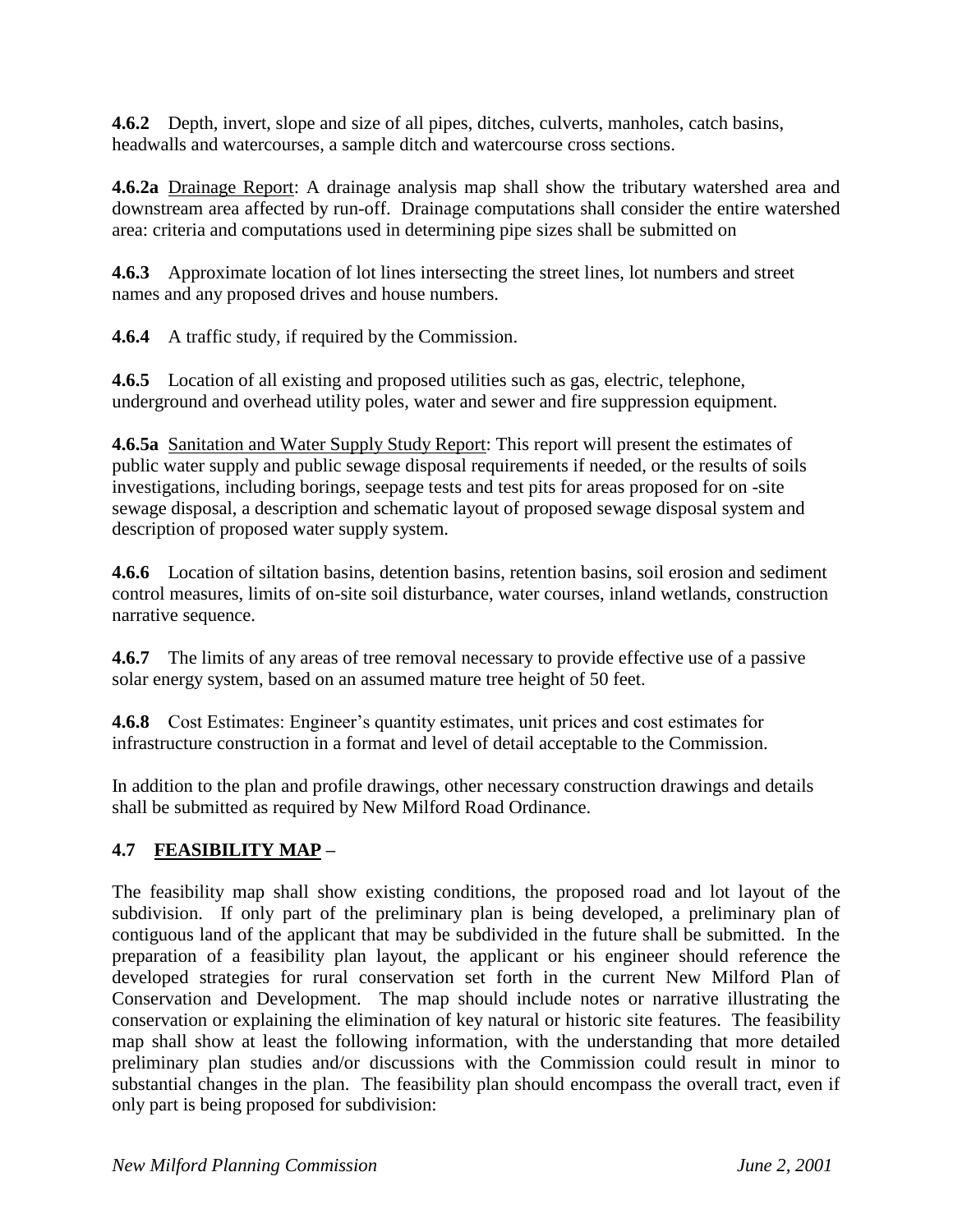**4.6.2** Depth, invert, slope and size of all pipes, ditches, culverts, manholes, catch basins, headwalls and watercourses, a sample ditch and watercourse cross sections.

**4.6.2a** Drainage Report: A drainage analysis map shall show the tributary watershed area and downstream area affected by run-off. Drainage computations shall consider the entire watershed area: criteria and computations used in determining pipe sizes shall be submitted on

**4.6.3** Approximate location of lot lines intersecting the street lines, lot numbers and street names and any proposed drives and house numbers.

**4.6.4** A traffic study, if required by the Commission.

**4.6.5** Location of all existing and proposed utilities such as gas, electric, telephone, underground and overhead utility poles, water and sewer and fire suppression equipment.

**4.6.5a** Sanitation and Water Supply Study Report: This report will present the estimates of public water supply and public sewage disposal requirements if needed, or the results of soils investigations, including borings, seepage tests and test pits for areas proposed for on -site sewage disposal, a description and schematic layout of proposed sewage disposal system and description of proposed water supply system.

**4.6.6** Location of siltation basins, detention basins, retention basins, soil erosion and sediment control measures, limits of on-site soil disturbance, water courses, inland wetlands, construction narrative sequence.

**4.6.7** The limits of any areas of tree removal necessary to provide effective use of a passive solar energy system, based on an assumed mature tree height of 50 feet.

**4.6.8** Cost Estimates: Engineer's quantity estimates, unit prices and cost estimates for infrastructure construction in a format and level of detail acceptable to the Commission.

In addition to the plan and profile drawings, other necessary construction drawings and details shall be submitted as required by New Milford Road Ordinance.

## 4.7 FEASIBILITY MAP –

The feasibility map shall show existing conditions, the proposed road and lot layout of the subdivision. If only part of the preliminary plan is being developed, a preliminary plan of contiguous land of the applicant that may be subdivided in the future shall be submitted. In the preparation of a feasibility plan layout, the applicant or his engineer should reference the developed strategies for rural conservation set forth in the current New Milford Plan of Conservation and Development. The map should include notes or narrative illustrating the conservation or explaining the elimination of key natural or historic site features. The feasibility map shall show at least the following information, with the understanding that more detailed preliminary plan studies and/or discussions with the Commission could result in minor to substantial changes in the plan. The feasibility plan should encompass the overall tract, even if only part is being proposed for subdivision: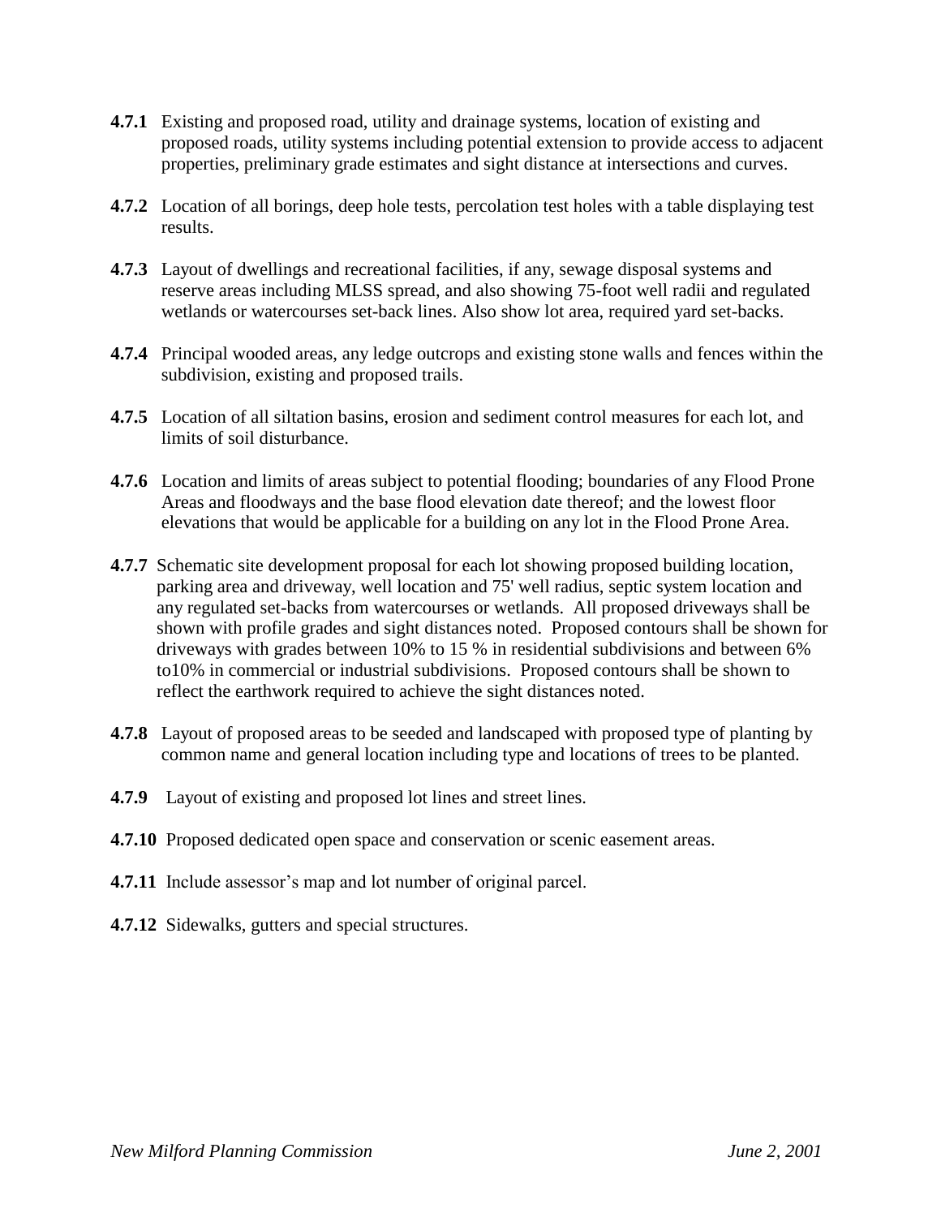**4.7.1** Existing and proposed road, utility and drainage systems, location of existing and proposed roads, utility systems including potential extension to provide access to adjacent properties, preliminary grade estimates and sight distance at intersections and curves.

**4.7.2** Location of all borings, deep hole tests, percolation test holes with a table displaying test results.

**4.7.3** Layout of dwellings and recreational facilities, if any, sewage disposal systems and reserve areas including MLSS spread, and also showing 75-foot well radii and regulated wetlands or watercourses set-back lines. Also show lot area, required yard set-backs.

**4.7.4** Principal wooded areas, any ledge outcrops and existing stone walls and fences within the subdivision, existing and proposed trails.

**4.7.5** Location of all siltation basins, erosion and sediment control measures for each lot, and limits of soil disturbance.

**4.7.6** Location and limits of areas subject to potential flooding; boundaries of any Flood Prone Areas and floodways and the base flood elevation date thereof; and the lowest floor elevations that would be applicable for a building on any lot in the Flood Prone Area.

**4.7.7** Schematic site development proposal for each lot showing proposed building location, parking area and driveway, well location and 75' well radius, septic system location and any regulated set-backs from watercourses or wetlands. All proposed driveways shall be shown with profile grades and sight distances noted. Proposed contours shall be shown for driveways with grades between 10% to 15 % in residential subdivisions and between 6% to10% in commercial or industrial subdivisions. Proposed contours shall be shown to reflect the earthwork required to achieve the sight distances noted.

**4.7.8** Layout of proposed areas to be seeded and landscaped with proposed type of planting by common name and general location including type and locations of trees to be planted.

**4.7.9** Layout of existing and proposed lot lines and street lines.

**4.7.10** Proposed dedicated open space and conservation or scenic easement areas.

**4.7.11** Include assessor's map and lot number of original parcel.

**4.7.12** Sidewalks, gutters and special structures.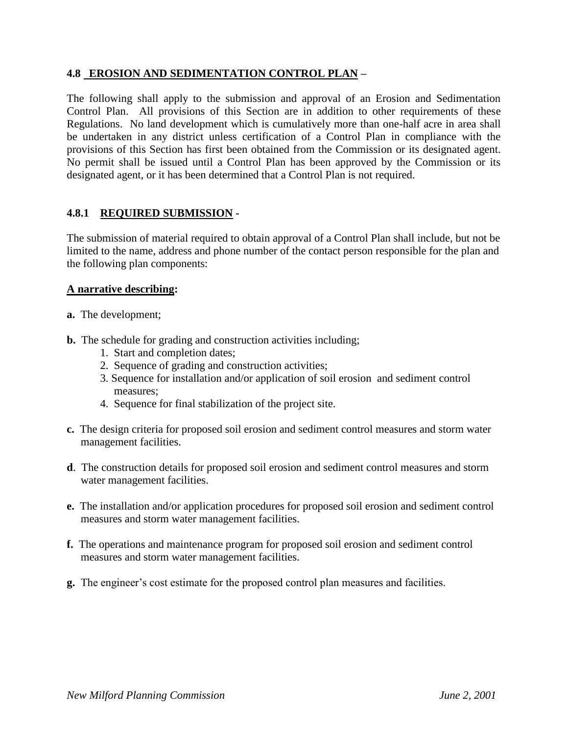### 4.8 EROSION AND SEDIMENTATION CONTROL PLAN –

The following shall apply to the submission and approval of an Erosion and Sedimentation Control Plan. All provisions of this Section are in addition to other requirements of these Regulations. No land development which is cumulatively more than one-half acre in area shall be undertaken in any district unless certification of a Control Plan in compliance with the provisions of this Section has first been obtained from the Commission or its designated agent. No permit shall be issued until a Control Plan has been approved by the Commission or its designated agent, or it has been determined that a Control Plan is not required.

### 4.8.1 REQUIRED SUBMISSION -

The submission of material required to obtain approval of a Control Plan shall include, but not be limited to the name, address and phone number of the contact person responsible for the plan and the following plan components:

**A narrative describing:**

**a.** The development;

**b.** The schedule for grading and construction activities including;
1. Start and completion dates;
2. Sequence of grading and construction activities;
3. Sequence for installation and/or application of soil erosion and sediment control measures;
4. Sequence for final stabilization of the project site.

**c.** The design criteria for proposed soil erosion and sediment control measures and storm water management facilities.

**d**. The construction details for proposed soil erosion and sediment control measures and storm water management facilities.

**e.** The installation and/or application procedures for proposed soil erosion and sediment control measures and storm water management facilities.

**f.** The operations and maintenance program for proposed soil erosion and sediment control measures and storm water management facilities.

**g.** The engineer's cost estimate for the proposed control plan measures and facilities.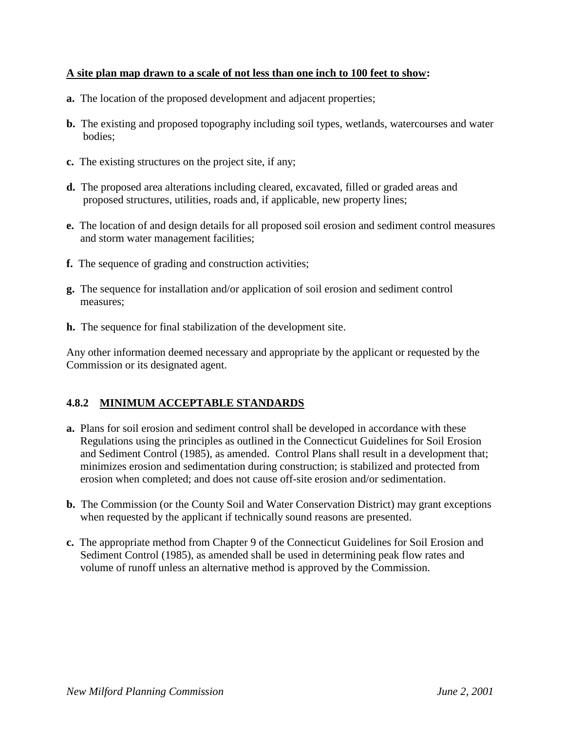**<u>A site plan map drawn to a scale of not less than one inch to 100 feet to show</u>:**

**a.** The location of the proposed development and adjacent properties;

**b.** The existing and proposed topography including soil types, wetlands, watercourses and water bodies;

**c.** The existing structures on the project site, if any;

**d.** The proposed area alterations including cleared, excavated, filled or graded areas and proposed structures, utilities, roads and, if applicable, new property lines;

**e.** The location of and design details for all proposed soil erosion and sediment control measures and storm water management facilities;

**f.** The sequence of grading and construction activities;

**g.** The sequence for installation and/or application of soil erosion and sediment control measures;

**h.** The sequence for final stabilization of the development site.

Any other information deemed necessary and appropriate by the applicant or requested by the Commission or its designated agent.

### 4.8.2 MINIMUM ACCEPTABLE STANDARDS

**a.** Plans for soil erosion and sediment control shall be developed in accordance with these Regulations using the principles as outlined in the Connecticut Guidelines for Soil Erosion and Sediment Control (1985), as amended. Control Plans shall result in a development that; minimizes erosion and sedimentation during construction; is stabilized and protected from erosion when completed; and does not cause off-site erosion and/or sedimentation.

**b.** The Commission (or the County Soil and Water Conservation District) may grant exceptions when requested by the applicant if technically sound reasons are presented.

**c.** The appropriate method from Chapter 9 of the Connecticut Guidelines for Soil Erosion and Sediment Control (1985), as amended shall be used in determining peak flow rates and volume of runoff unless an alternative method is approved by the Commission.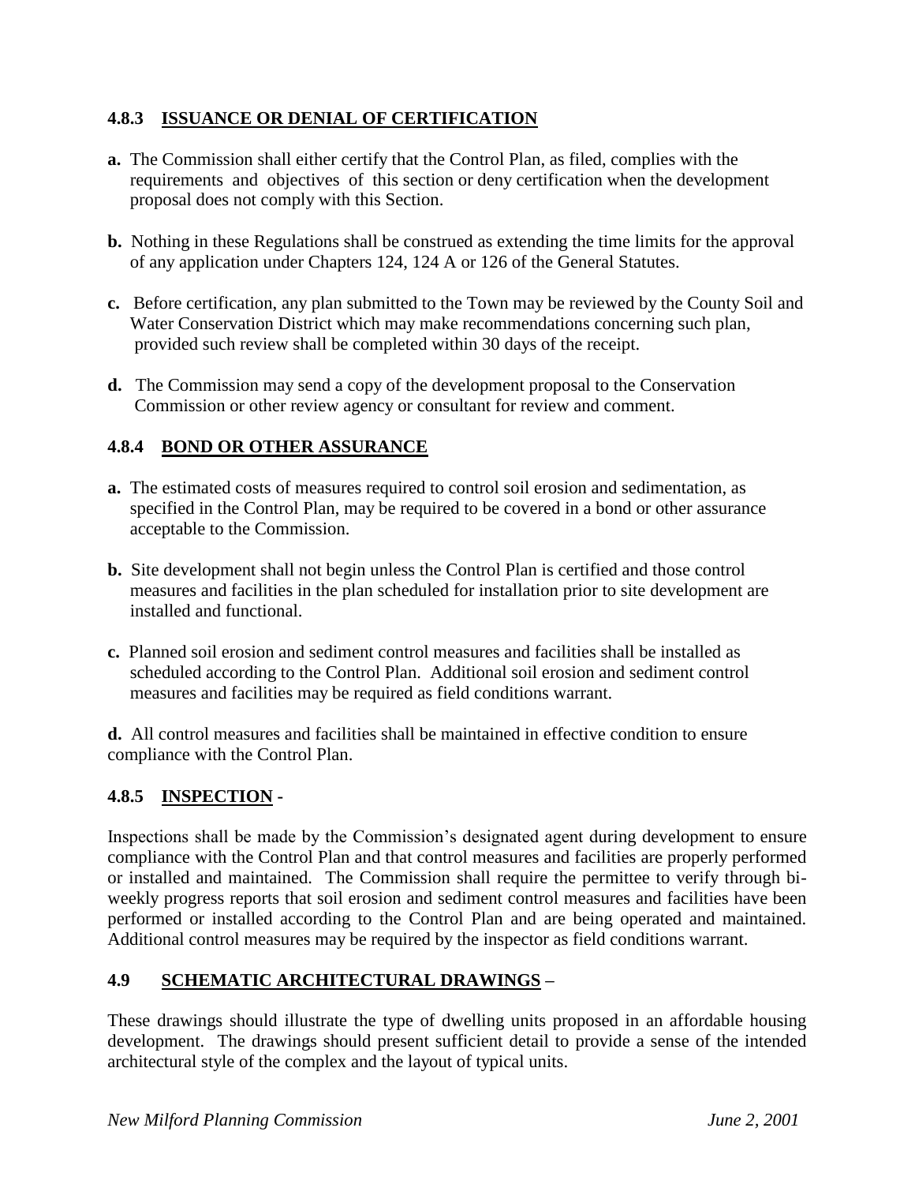### 4.8.3 ISSUANCE OR DENIAL OF CERTIFICATION

**a.** The Commission shall either certify that the Control Plan, as filed, complies with the requirements and objectives of this section or deny certification when the development proposal does not comply with this Section.

**b.** Nothing in these Regulations shall be construed as extending the time limits for the approval of any application under Chapters 124, 124 A or 126 of the General Statutes.

**c.** Before certification, any plan submitted to the Town may be reviewed by the County Soil and Water Conservation District which may make recommendations concerning such plan, provided such review shall be completed within 30 days of the receipt.

**d.** The Commission may send a copy of the development proposal to the Conservation Commission or other review agency or consultant for review and comment.

### 4.8.4 BOND OR OTHER ASSURANCE

**a.** The estimated costs of measures required to control soil erosion and sedimentation, as specified in the Control Plan, may be required to be covered in a bond or other assurance acceptable to the Commission.

**b.** Site development shall not begin unless the Control Plan is certified and those control measures and facilities in the plan scheduled for installation prior to site development are installed and functional.

**c.** Planned soil erosion and sediment control measures and facilities shall be installed as scheduled according to the Control Plan. Additional soil erosion and sediment control measures and facilities may be required as field conditions warrant.

**d.** All control measures and facilities shall be maintained in effective condition to ensure compliance with the Control Plan.

### 4.8.5 INSPECTION -

Inspections shall be made by the Commission's designated agent during development to ensure compliance with the Control Plan and that control measures and facilities are properly performed or installed and maintained. The Commission shall require the permittee to verify through bi-weekly progress reports that soil erosion and sediment control measures and facilities have been performed or installed according to the Control Plan and are being operated and maintained. Additional control measures may be required by the inspector as field conditions warrant.

### 4.9 SCHEMATIC ARCHITECTURAL DRAWINGS –

These drawings should illustrate the type of dwelling units proposed in an affordable housing development. The drawings should present sufficient detail to provide a sense of the intended architectural style of the complex and the layout of typical units.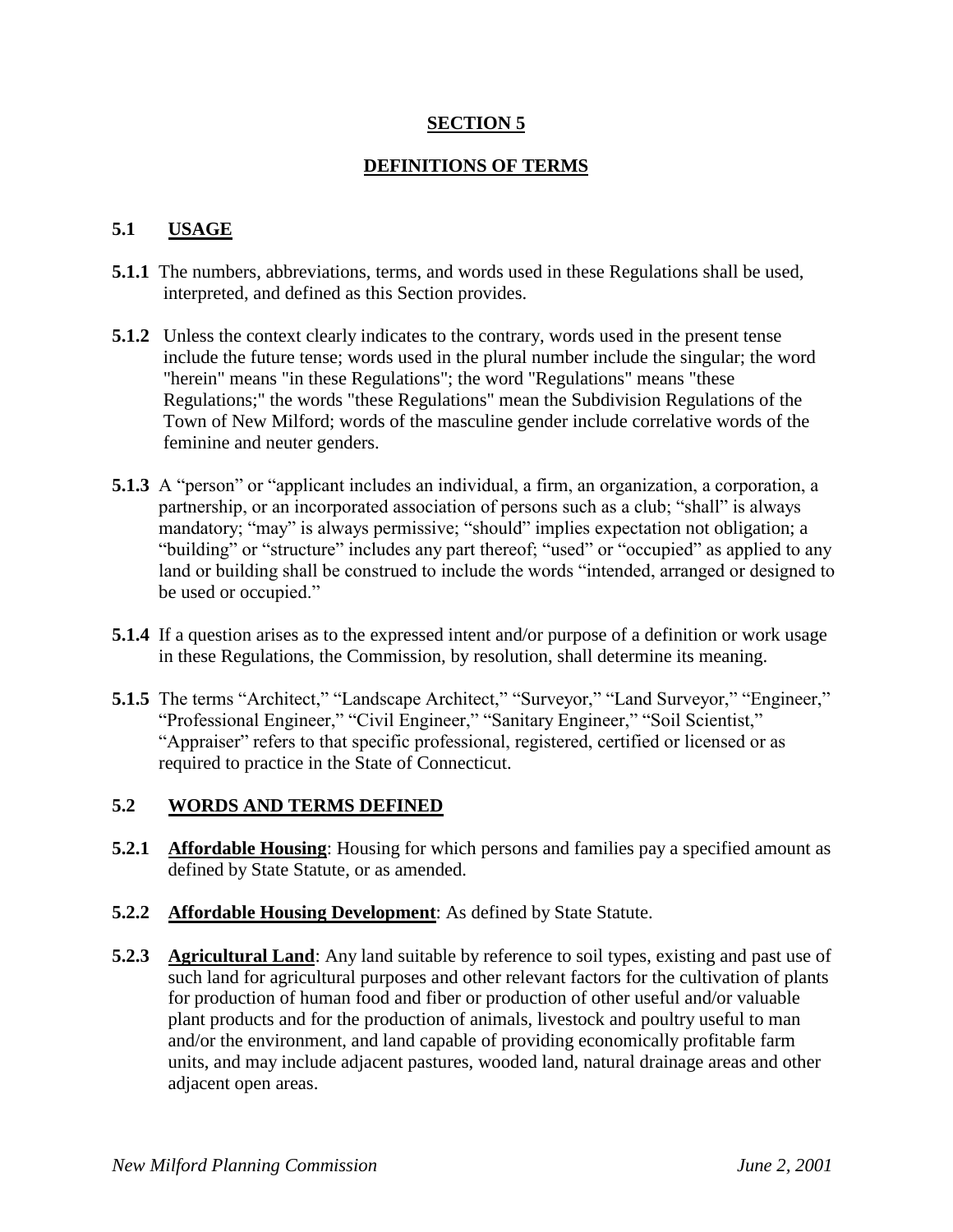# SECTION 5

## DEFINITIONS OF TERMS

### 5.1 USAGE

**5.1.1** The numbers, abbreviations, terms, and words used in these Regulations shall be used, interpreted, and defined as this Section provides.

**5.1.2** Unless the context clearly indicates to the contrary, words used in the present tense include the future tense; words used in the plural number include the singular; the word "herein" means "in these Regulations"; the word "Regulations" means "these Regulations;" the words "these Regulations" mean the Subdivision Regulations of the Town of New Milford; words of the masculine gender include correlative words of the feminine and neuter genders.

**5.1.3** A "person" or "applicant includes an individual, a firm, an organization, a corporation, a partnership, or an incorporated association of persons such as a club; "shall" is always mandatory; "may" is always permissive; "should" implies expectation not obligation; a "building" or "structure" includes any part thereof; "used" or "occupied" as applied to any land or building shall be construed to include the words "intended, arranged or designed to be used or occupied."

**5.1.4** If a question arises as to the expressed intent and/or purpose of a definition or work usage in these Regulations, the Commission, by resolution, shall determine its meaning.

**5.1.5** The terms "Architect," "Landscape Architect," "Surveyor," "Land Surveyor," "Engineer," "Professional Engineer," "Civil Engineer," "Sanitary Engineer," "Soil Scientist," "Appraiser" refers to that specific professional, registered, certified or licensed or as required to practice in the State of Connecticut.

### 5.2 WORDS AND TERMS DEFINED

**5.2.1** **Affordable Housing**: Housing for which persons and families pay a specified amount as defined by State Statute, or as amended.

**5.2.2** **Affordable Housing Development**: As defined by State Statute.

**5.2.3** **Agricultural Land**: Any land suitable by reference to soil types, existing and past use of such land for agricultural purposes and other relevant factors for the cultivation of plants for production of human food and fiber or production of other useful and/or valuable plant products and for the production of animals, livestock and poultry useful to man and/or the environment, and land capable of providing economically profitable farm units, and may include adjacent pastures, wooded land, natural drainage areas and other adjacent open areas.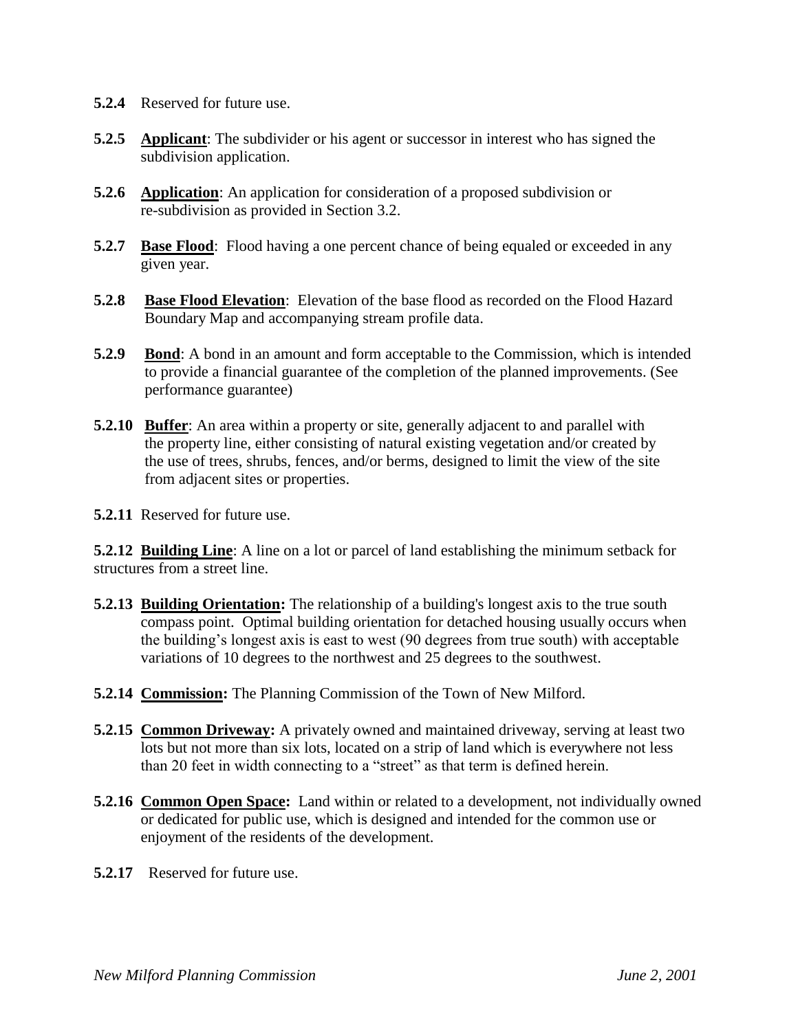**5.2.4** Reserved for future use.

**5.2.5** **Applicant**: The subdivider or his agent or successor in interest who has signed the subdivision application.

**5.2.6** **Application**: An application for consideration of a proposed subdivision or re-subdivision as provided in Section 3.2.

**5.2.7** **Base Flood**: Flood having a one percent chance of being equaled or exceeded in any given year.

**5.2.8** **Base Flood Elevation**: Elevation of the base flood as recorded on the Flood Hazard Boundary Map and accompanying stream profile data.

**5.2.9** **Bond**: A bond in an amount and form acceptable to the Commission, which is intended to provide a financial guarantee of the completion of the planned improvements. (See performance guarantee)

**5.2.10** **Buffer**: An area within a property or site, generally adjacent to and parallel with the property line, either consisting of natural existing vegetation and/or created by the use of trees, shrubs, fences, and/or berms, designed to limit the view of the site from adjacent sites or properties.

**5.2.11** Reserved for future use.

**5.2.12** **Building Line**: A line on a lot or parcel of land establishing the minimum setback for structures from a street line.

**5.2.13** **Building Orientation:** The relationship of a building's longest axis to the true south compass point. Optimal building orientation for detached housing usually occurs when the building's longest axis is east to west (90 degrees from true south) with acceptable variations of 10 degrees to the northwest and 25 degrees to the southwest.

**5.2.14** **Commission:** The Planning Commission of the Town of New Milford.

**5.2.15** **Common Driveway:** A privately owned and maintained driveway, serving at least two lots but not more than six lots, located on a strip of land which is everywhere not less than 20 feet in width connecting to a "street" as that term is defined herein.

**5.2.16** **Common Open Space:** Land within or related to a development, not individually owned or dedicated for public use, which is designed and intended for the common use or enjoyment of the residents of the development.

**5.2.17** Reserved for future use.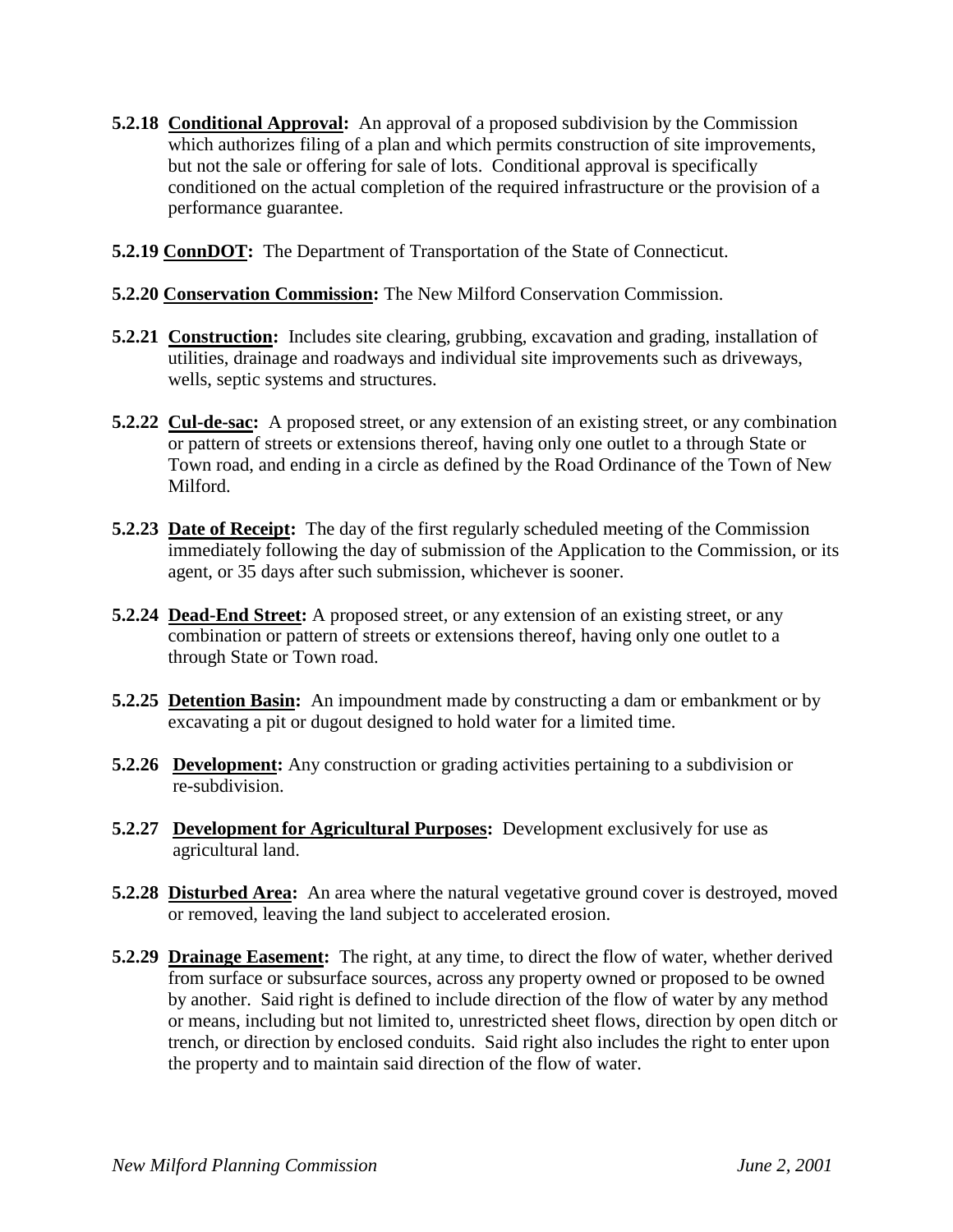**5.2.18** **Conditional Approval:** An approval of a proposed subdivision by the Commission which authorizes filing of a plan and which permits construction of site improvements, but not the sale or offering for sale of lots. Conditional approval is specifically conditioned on the actual completion of the required infrastructure or the provision of a performance guarantee.

**5.2.19** **ConnDOT:** The Department of Transportation of the State of Connecticut.

**5.2.20** **Conservation Commission:** The New Milford Conservation Commission.

**5.2.21** **Construction:** Includes site clearing, grubbing, excavation and grading, installation of utilities, drainage and roadways and individual site improvements such as driveways, wells, septic systems and structures.

**5.2.22** **Cul-de-sac:** A proposed street, or any extension of an existing street, or any combination or pattern of streets or extensions thereof, having only one outlet to a through State or Town road, and ending in a circle as defined by the Road Ordinance of the Town of New Milford.

**5.2.23** **Date of Receipt:** The day of the first regularly scheduled meeting of the Commission immediately following the day of submission of the Application to the Commission, or its agent, or 35 days after such submission, whichever is sooner.

**5.2.24** **Dead-End Street:** A proposed street, or any extension of an existing street, or any combination or pattern of streets or extensions thereof, having only one outlet to a through State or Town road.

**5.2.25** **Detention Basin:** An impoundment made by constructing a dam or embankment or by excavating a pit or dugout designed to hold water for a limited time.

**5.2.26** **Development:** Any construction or grading activities pertaining to a subdivision or re-subdivision.

**5.2.27** **Development for Agricultural Purposes:** Development exclusively for use as agricultural land.

**5.2.28** **Disturbed Area:** An area where the natural vegetative ground cover is destroyed, moved or removed, leaving the land subject to accelerated erosion.

**5.2.29** **Drainage Easement:** The right, at any time, to direct the flow of water, whether derived from surface or subsurface sources, across any property owned or proposed to be owned by another. Said right is defined to include direction of the flow of water by any method or means, including but not limited to, unrestricted sheet flows, direction by open ditch or trench, or direction by enclosed conduits. Said right also includes the right to enter upon the property and to maintain said direction of the flow of water.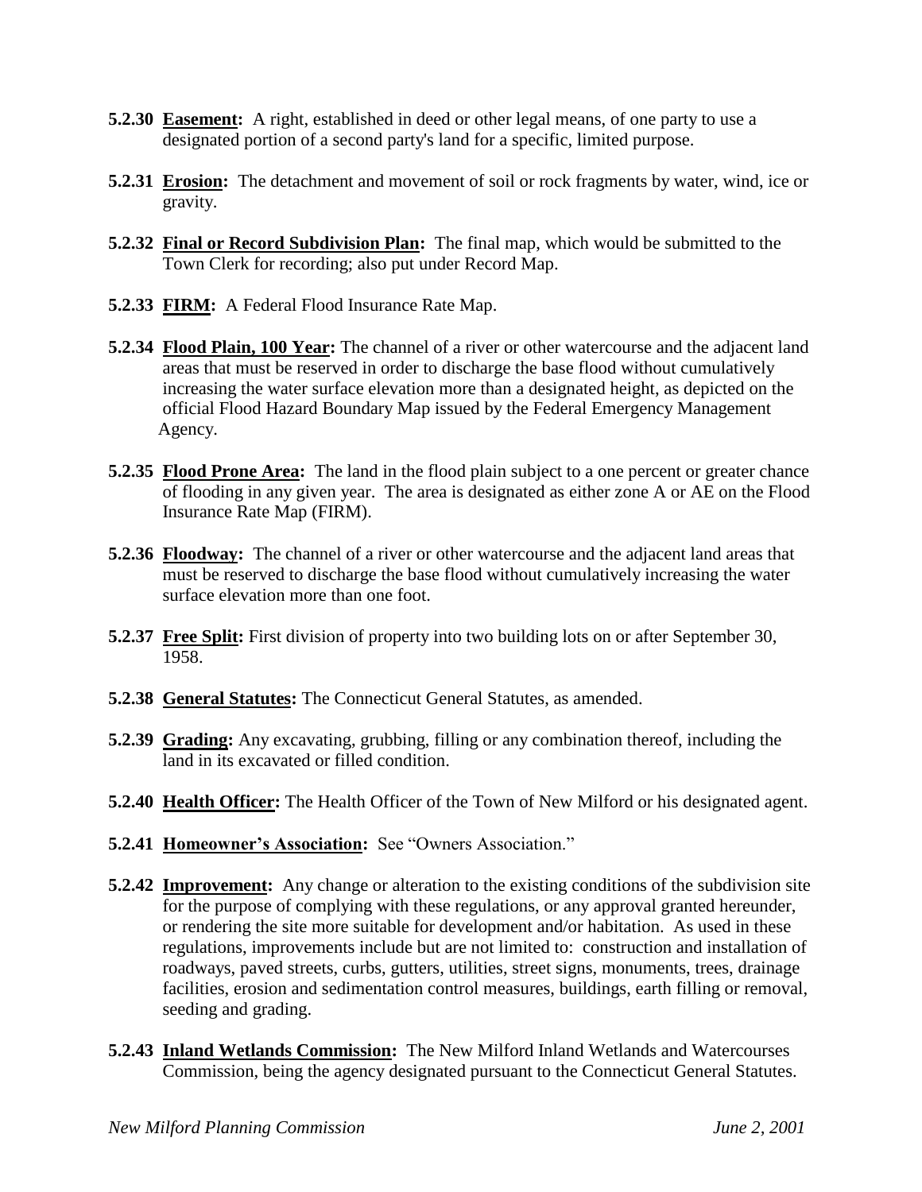**5.2.30** **Easement:** A right, established in deed or other legal means, of one party to use a designated portion of a second party's land for a specific, limited purpose.

**5.2.31** **Erosion:** The detachment and movement of soil or rock fragments by water, wind, ice or gravity.

**5.2.32** **Final or Record Subdivision Plan:** The final map, which would be submitted to the Town Clerk for recording; also put under Record Map.

**5.2.33** **FIRM:** A Federal Flood Insurance Rate Map.

**5.2.34** **Flood Plain, 100 Year:** The channel of a river or other watercourse and the adjacent land areas that must be reserved in order to discharge the base flood without cumulatively increasing the water surface elevation more than a designated height, as depicted on the official Flood Hazard Boundary Map issued by the Federal Emergency Management Agency.

**5.2.35** **Flood Prone Area:** The land in the flood plain subject to a one percent or greater chance of flooding in any given year. The area is designated as either zone A or AE on the Flood Insurance Rate Map (FIRM).

**5.2.36** **Floodway:** The channel of a river or other watercourse and the adjacent land areas that must be reserved to discharge the base flood without cumulatively increasing the water surface elevation more than one foot.

**5.2.37** **Free Split:** First division of property into two building lots on or after September 30, 1958.

**5.2.38** **General Statutes:** The Connecticut General Statutes, as amended.

**5.2.39** **Grading:** Any excavating, grubbing, filling or any combination thereof, including the land in its excavated or filled condition.

**5.2.40** **Health Officer:** The Health Officer of the Town of New Milford or his designated agent.

**5.2.41** **Homeowner's Association:** See "Owners Association."

**5.2.42** **Improvement:** Any change or alteration to the existing conditions of the subdivision site for the purpose of complying with these regulations, or any approval granted hereunder, or rendering the site more suitable for development and/or habitation. As used in these regulations, improvements include but are not limited to: construction and installation of roadways, paved streets, curbs, gutters, utilities, street signs, monuments, trees, drainage facilities, erosion and sedimentation control measures, buildings, earth filling or removal, seeding and grading.

**5.2.43** **Inland Wetlands Commission:** The New Milford Inland Wetlands and Watercourses Commission, being the agency designated pursuant to the Connecticut General Statutes.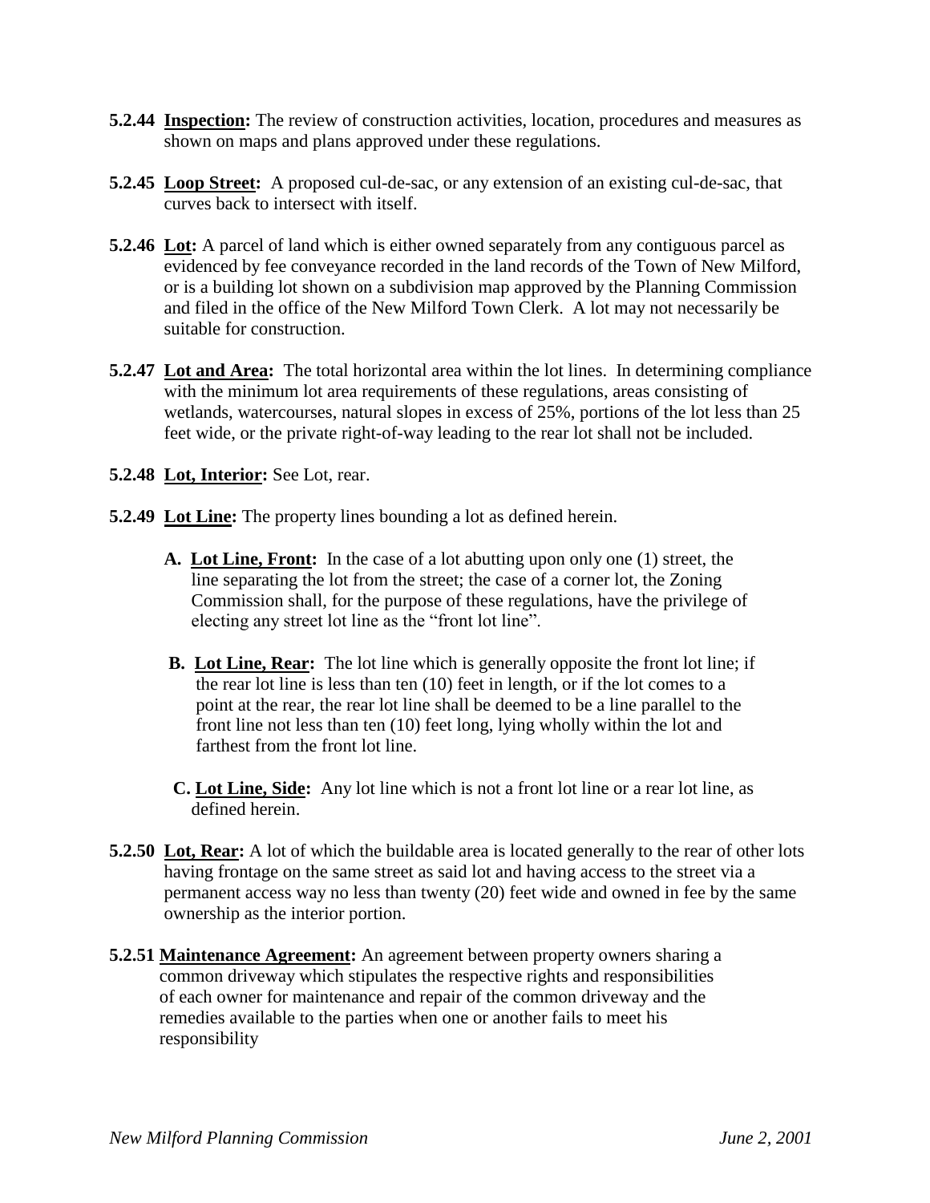**5.2.44 Inspection:** The review of construction activities, location, procedures and measures as shown on maps and plans approved under these regulations.

**5.2.45 Loop Street:** A proposed cul-de-sac, or any extension of an existing cul-de-sac, that curves back to intersect with itself.

**5.2.46 Lot:** A parcel of land which is either owned separately from any contiguous parcel as evidenced by fee conveyance recorded in the land records of the Town of New Milford, or is a building lot shown on a subdivision map approved by the Planning Commission and filed in the office of the New Milford Town Clerk. A lot may not necessarily be suitable for construction.

**5.2.47 Lot and Area:** The total horizontal area within the lot lines. In determining compliance with the minimum lot area requirements of these regulations, areas consisting of wetlands, watercourses, natural slopes in excess of 25%, portions of the lot less than 25 feet wide, or the private right-of-way leading to the rear lot shall not be included.

**5.2.48 Lot, Interior:** See Lot, rear.

**5.2.49 Lot Line:** The property lines bounding a lot as defined herein.

**A. Lot Line, Front:** In the case of a lot abutting upon only one (1) street, the line separating the lot from the street; the case of a corner lot, the Zoning Commission shall, for the purpose of these regulations, have the privilege of electing any street lot line as the "front lot line".

**B. Lot Line, Rear:** The lot line which is generally opposite the front lot line; if the rear lot line is less than ten (10) feet in length, or if the lot comes to a point at the rear, the rear lot line shall be deemed to be a line parallel to the front line not less than ten (10) feet long, lying wholly within the lot and farthest from the front lot line.

**C. Lot Line, Side:** Any lot line which is not a front lot line or a rear lot line, as defined herein.

**5.2.50 Lot, Rear:** A lot of which the buildable area is located generally to the rear of other lots having frontage on the same street as said lot and having access to the street via a permanent access way no less than twenty (20) feet wide and owned in fee by the same ownership as the interior portion.

**5.2.51 Maintenance Agreement:** An agreement between property owners sharing a common driveway which stipulates the respective rights and responsibilities of each owner for maintenance and repair of the common driveway and the remedies available to the parties when one or another fails to meet his responsibility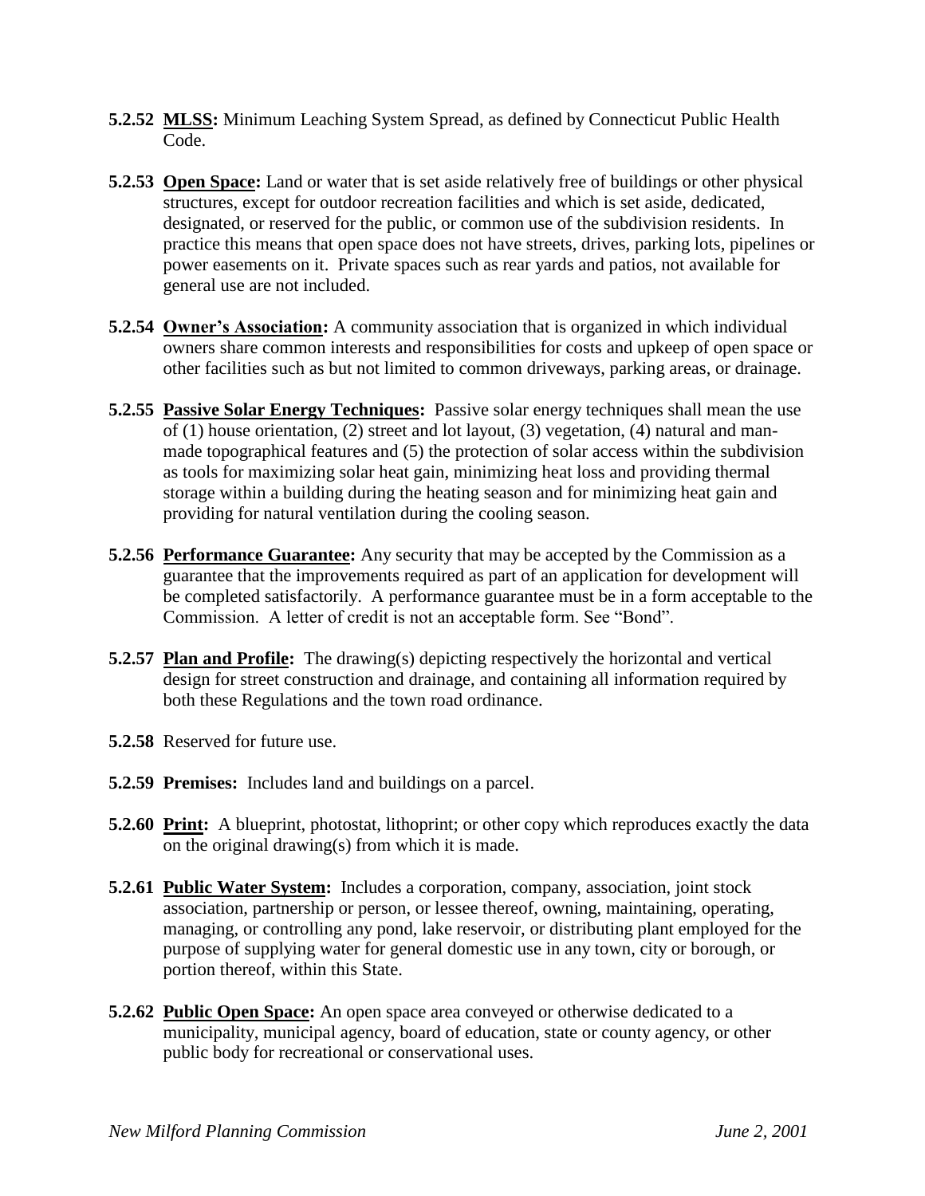**5.2.52** **MLSS:** Minimum Leaching System Spread, as defined by Connecticut Public Health Code.

**5.2.53** **Open Space:** Land or water that is set aside relatively free of buildings or other physical structures, except for outdoor recreation facilities and which is set aside, dedicated, designated, or reserved for the public, or common use of the subdivision residents. In practice this means that open space does not have streets, drives, parking lots, pipelines or power easements on it. Private spaces such as rear yards and patios, not available for general use are not included.

**5.2.54** **Owner's Association:** A community association that is organized in which individual owners share common interests and responsibilities for costs and upkeep of open space or other facilities such as but not limited to common driveways, parking areas, or drainage.

**5.2.55** **Passive Solar Energy Techniques:** Passive solar energy techniques shall mean the use of (1) house orientation, (2) street and lot layout, (3) vegetation, (4) natural and man-made topographical features and (5) the protection of solar access within the subdivision as tools for maximizing solar heat gain, minimizing heat loss and providing thermal storage within a building during the heating season and for minimizing heat gain and providing for natural ventilation during the cooling season.

**5.2.56** **Performance Guarantee:** Any security that may be accepted by the Commission as a guarantee that the improvements required as part of an application for development will be completed satisfactorily. A performance guarantee must be in a form acceptable to the Commission. A letter of credit is not an acceptable form. See "Bond".

**5.2.57** **Plan and Profile:** The drawing(s) depicting respectively the horizontal and vertical design for street construction and drainage, and containing all information required by both these Regulations and the town road ordinance.

**5.2.58** Reserved for future use.

**5.2.59** **Premises:** Includes land and buildings on a parcel.

**5.2.60** **Print:** A blueprint, photostat, lithoprint; or other copy which reproduces exactly the data on the original drawing(s) from which it is made.

**5.2.61** **Public Water System:** Includes a corporation, company, association, joint stock association, partnership or person, or lessee thereof, owning, maintaining, operating, managing, or controlling any pond, lake reservoir, or distributing plant employed for the purpose of supplying water for general domestic use in any town, city or borough, or portion thereof, within this State.

**5.2.62** **Public Open Space:** An open space area conveyed or otherwise dedicated to a municipality, municipal agency, board of education, state or county agency, or other public body for recreational or conservational uses.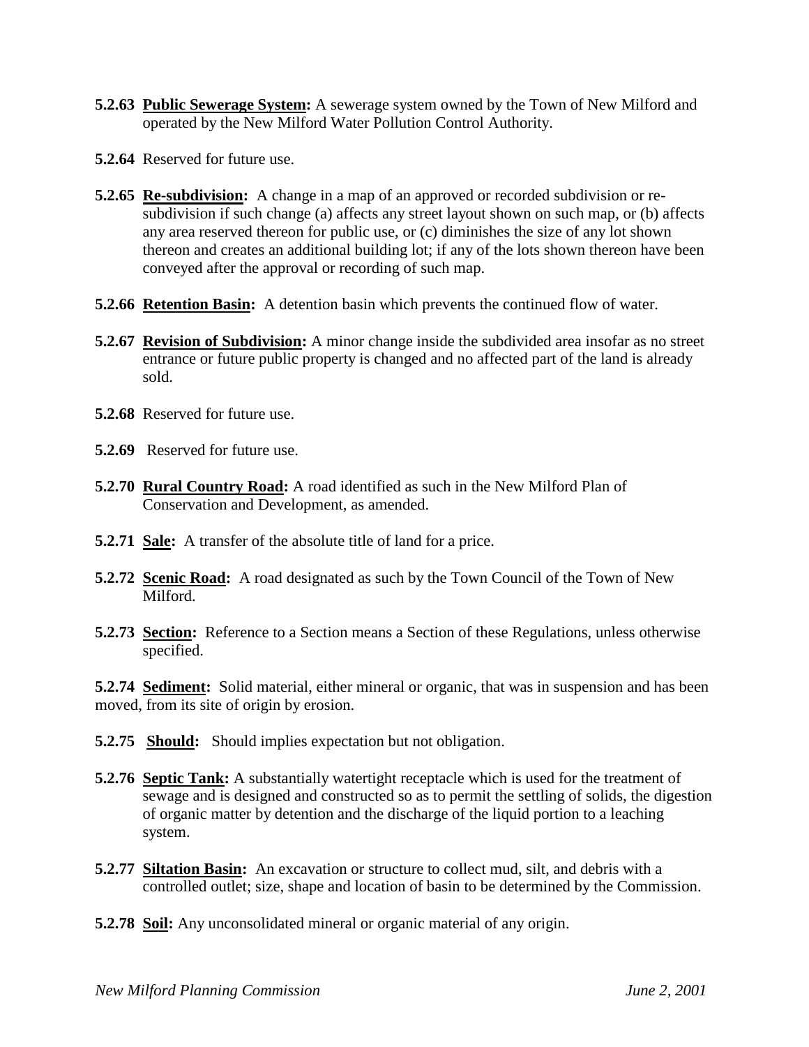**5.2.63** **Public Sewerage System:** A sewerage system owned by the Town of New Milford and operated by the New Milford Water Pollution Control Authority.

**5.2.64** Reserved for future use.

**5.2.65** **Re-subdivision:** A change in a map of an approved or recorded subdivision or re-subdivision if such change (a) affects any street layout shown on such map, or (b) affects any area reserved thereon for public use, or (c) diminishes the size of any lot shown thereon and creates an additional building lot; if any of the lots shown thereon have been conveyed after the approval or recording of such map.

**5.2.66** **Retention Basin:** A detention basin which prevents the continued flow of water.

**5.2.67** **Revision of Subdivision:** A minor change inside the subdivided area insofar as no street entrance or future public property is changed and no affected part of the land is already sold.

**5.2.68** Reserved for future use.

**5.2.69** Reserved for future use.

**5.2.70** **Rural Country Road:** A road identified as such in the New Milford Plan of Conservation and Development, as amended.

**5.2.71** **Sale:** A transfer of the absolute title of land for a price.

**5.2.72** **Scenic Road:** A road designated as such by the Town Council of the Town of New Milford.

**5.2.73** **Section:** Reference to a Section means a Section of these Regulations, unless otherwise specified.

**5.2.74** **Sediment:** Solid material, either mineral or organic, that was in suspension and has been moved, from its site of origin by erosion.

**5.2.75** **Should:** Should implies expectation but not obligation.

**5.2.76** **Septic Tank:** A substantially watertight receptacle which is used for the treatment of sewage and is designed and constructed so as to permit the settling of solids, the digestion of organic matter by detention and the discharge of the liquid portion to a leaching system.

**5.2.77** **Siltation Basin:** An excavation or structure to collect mud, silt, and debris with a controlled outlet; size, shape and location of basin to be determined by the Commission.

**5.2.78** **Soil:** Any unconsolidated mineral or organic material of any origin.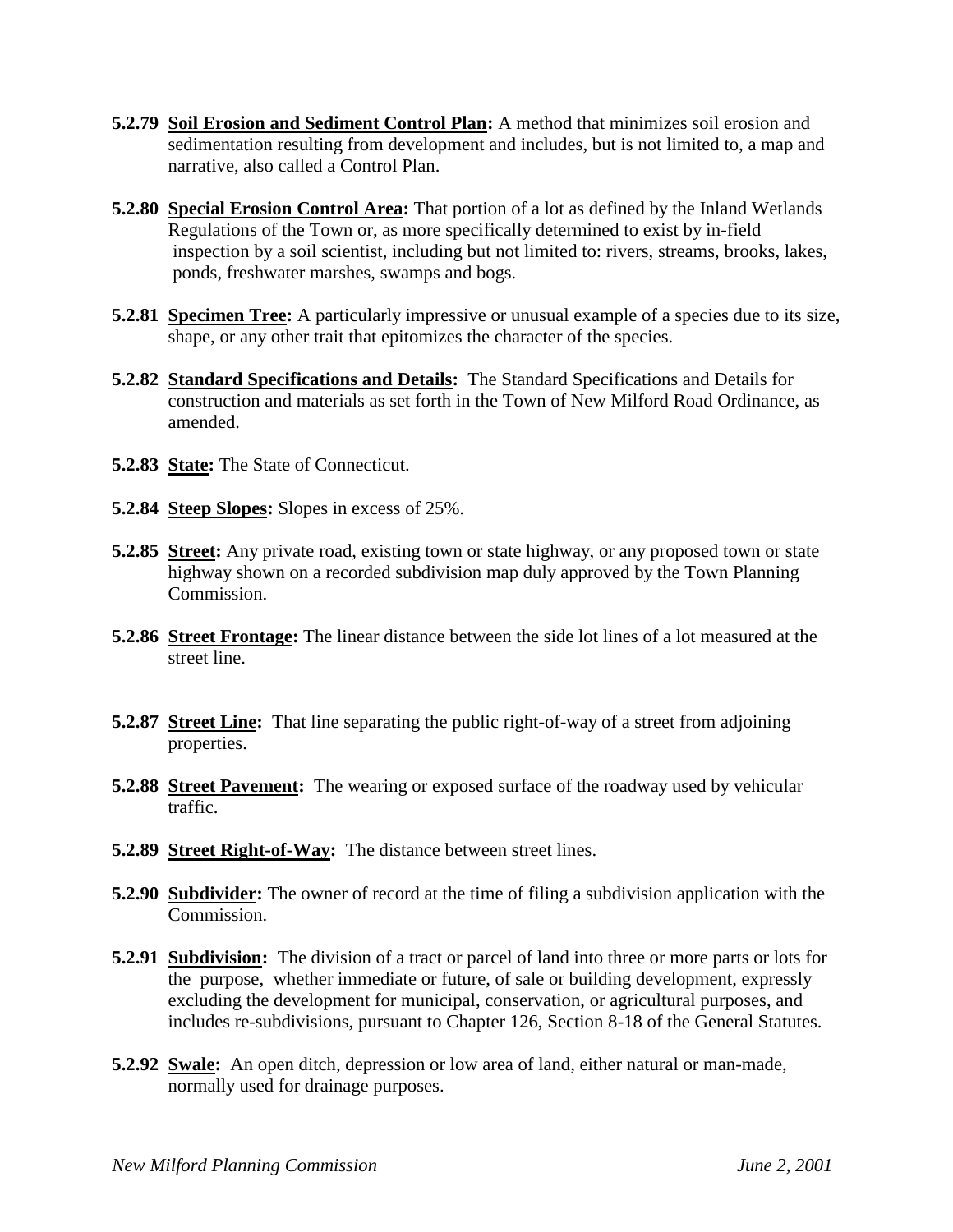**5.2.79** **Soil Erosion and Sediment Control Plan:** A method that minimizes soil erosion and sedimentation resulting from development and includes, but is not limited to, a map and narrative, also called a Control Plan.

**5.2.80** **Special Erosion Control Area:** That portion of a lot as defined by the Inland Wetlands Regulations of the Town or, as more specifically determined to exist by in-field inspection by a soil scientist, including but not limited to: rivers, streams, brooks, lakes, ponds, freshwater marshes, swamps and bogs.

**5.2.81** **Specimen Tree:** A particularly impressive or unusual example of a species due to its size, shape, or any other trait that epitomizes the character of the species.

**5.2.82** **Standard Specifications and Details:** The Standard Specifications and Details for construction and materials as set forth in the Town of New Milford Road Ordinance, as amended.

**5.2.83** **State:** The State of Connecticut.

**5.2.84** **Steep Slopes:** Slopes in excess of 25%.

**5.2.85** **Street:** Any private road, existing town or state highway, or any proposed town or state highway shown on a recorded subdivision map duly approved by the Town Planning Commission.

**5.2.86** **Street Frontage:** The linear distance between the side lot lines of a lot measured at the street line.

**5.2.87** **Street Line:** That line separating the public right-of-way of a street from adjoining properties.

**5.2.88** **Street Pavement:** The wearing or exposed surface of the roadway used by vehicular traffic.

**5.2.89** **Street Right-of-Way:** The distance between street lines.

**5.2.90** **Subdivider:** The owner of record at the time of filing a subdivision application with the Commission.

**5.2.91** **Subdivision:** The division of a tract or parcel of land into three or more parts or lots for the purpose, whether immediate or future, of sale or building development, expressly excluding the development for municipal, conservation, or agricultural purposes, and includes re-subdivisions, pursuant to Chapter 126, Section 8-18 of the General Statutes.

**5.2.92** **Swale:** An open ditch, depression or low area of land, either natural or man-made, normally used for drainage purposes.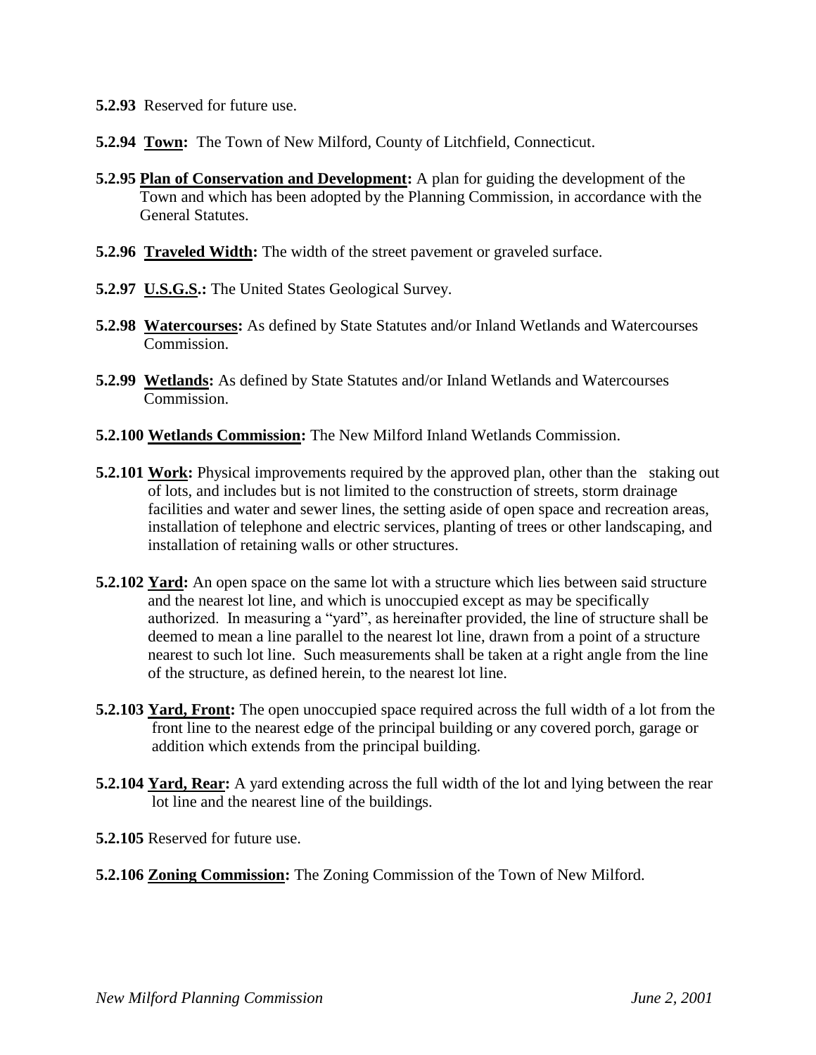**5.2.93** Reserved for future use.

**5.2.94** **Town:** The Town of New Milford, County of Litchfield, Connecticut.

**5.2.95** **Plan of Conservation and Development:** A plan for guiding the development of the Town and which has been adopted by the Planning Commission, in accordance with the General Statutes.

**5.2.96** **Traveled Width:** The width of the street pavement or graveled surface.

**5.2.97** **U.S.G.S.:** The United States Geological Survey.

**5.2.98** **Watercourses:** As defined by State Statutes and/or Inland Wetlands and Watercourses Commission.

**5.2.99** **Wetlands:** As defined by State Statutes and/or Inland Wetlands and Watercourses Commission.

**5.2.100** **Wetlands Commission:** The New Milford Inland Wetlands Commission.

**5.2.101** **Work:** Physical improvements required by the approved plan, other than the staking out of lots, and includes but is not limited to the construction of streets, storm drainage facilities and water and sewer lines, the setting aside of open space and recreation areas, installation of telephone and electric services, planting of trees or other landscaping, and installation of retaining walls or other structures.

**5.2.102** **Yard:** An open space on the same lot with a structure which lies between said structure and the nearest lot line, and which is unoccupied except as may be specifically authorized. In measuring a "yard", as hereinafter provided, the line of structure shall be deemed to mean a line parallel to the nearest lot line, drawn from a point of a structure nearest to such lot line. Such measurements shall be taken at a right angle from the line of the structure, as defined herein, to the nearest lot line.

**5.2.103** **Yard, Front:** The open unoccupied space required across the full width of a lot from the front line to the nearest edge of the principal building or any covered porch, garage or addition which extends from the principal building.

**5.2.104** **Yard, Rear:** A yard extending across the full width of the lot and lying between the rear lot line and the nearest line of the buildings.

**5.2.105** Reserved for future use.

**5.2.106** **Zoning Commission:** The Zoning Commission of the Town of New Milford.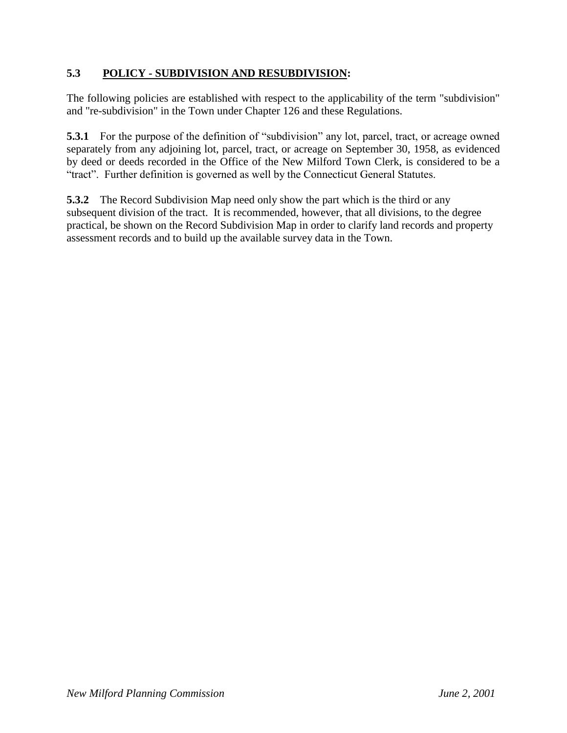### 5.3 POLICY - SUBDIVISION AND RESUBDIVISION:

The following policies are established with respect to the applicability of the term "subdivision" and "re-subdivision" in the Town under Chapter 126 and these Regulations.

**5.3.1** For the purpose of the definition of "subdivision" any lot, parcel, tract, or acreage owned separately from any adjoining lot, parcel, tract, or acreage on September 30, 1958, as evidenced by deed or deeds recorded in the Office of the New Milford Town Clerk, is considered to be a "tract". Further definition is governed as well by the Connecticut General Statutes.

**5.3.2** The Record Subdivision Map need only show the part which is the third or any subsequent division of the tract. It is recommended, however, that all divisions, to the degree practical, be shown on the Record Subdivision Map in order to clarify land records and property assessment records and to build up the available survey data in the Town.